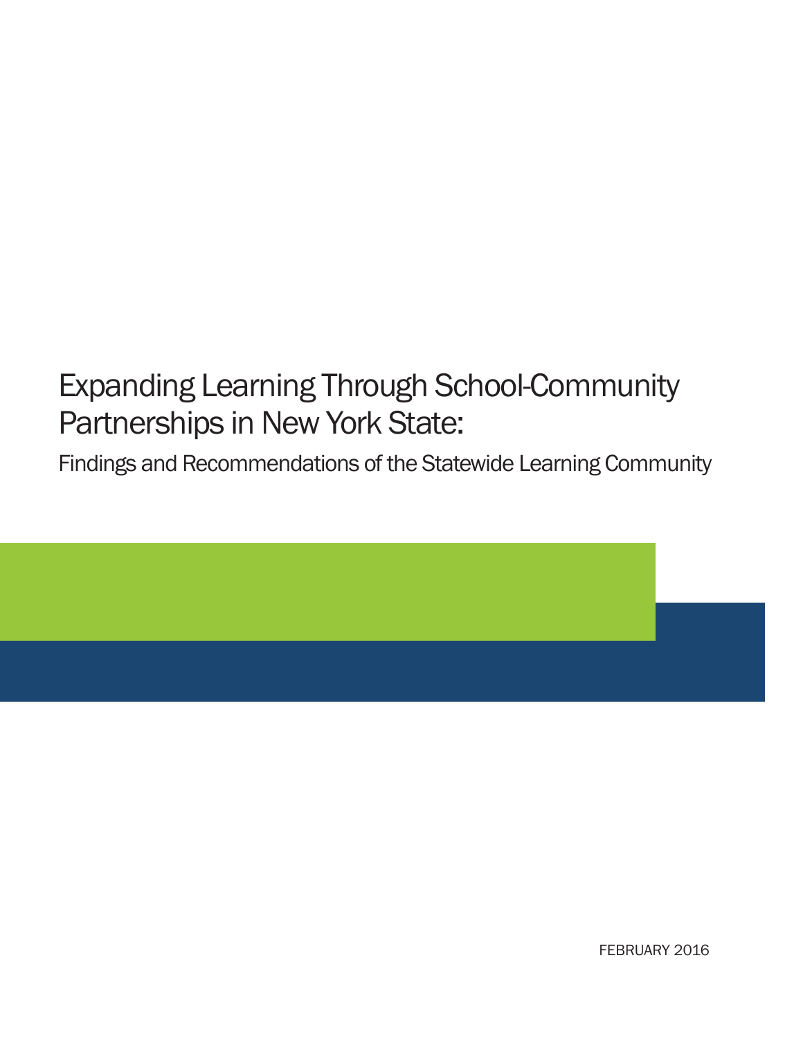# Expanding Learning Through School-Community Partnerships in New York State:

## Findings and Recommendations of the Statewide Learning Community

FEBRUARY 2016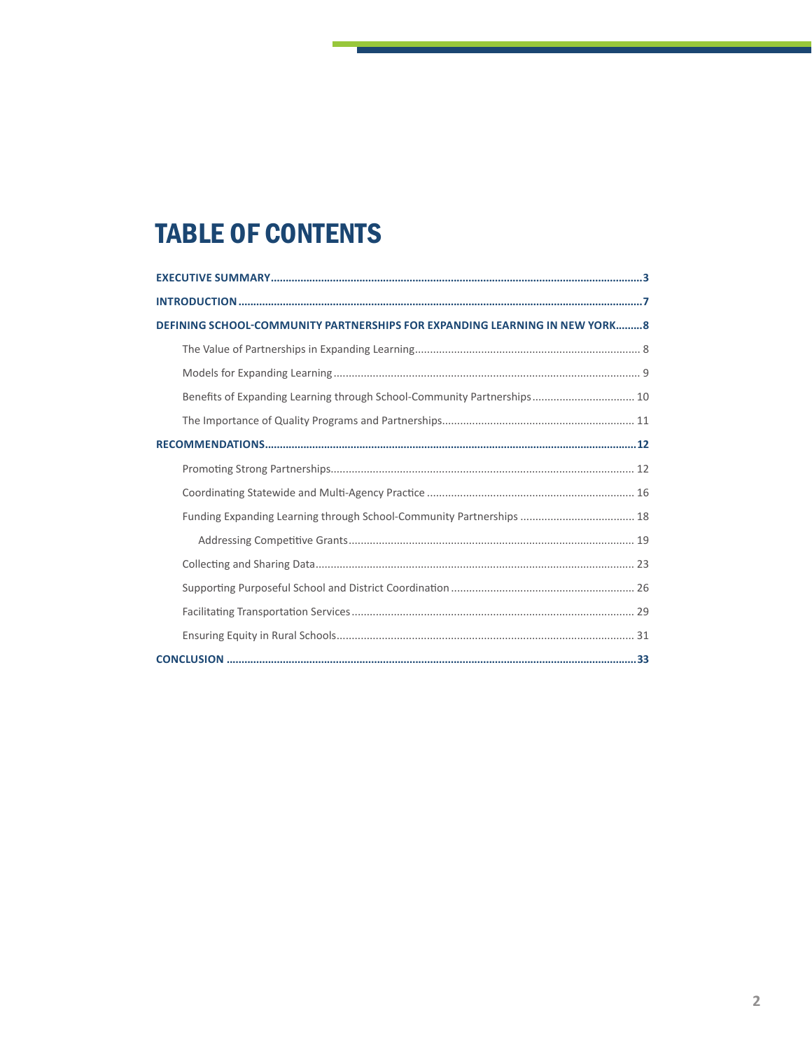# TABLE OF CONTENTS

**EXECUTIVE SUMMARY** ........ **3**

**INTRODUCTION** ........ **7**

**DEFINING SCHOOL-COMMUNITY PARTNERSHIPS FOR EXPANDING LEARNING IN NEW YORK** ........ **8**

- The Value of Partnerships in Expanding Learning ........ 8
- Models for Expanding Learning ........ 9
- Benefits of Expanding Learning through School-Community Partnerships ........ 10
- The Importance of Quality Programs and Partnerships ........ 11

**RECOMMENDATIONS** ........ **12**

- Promoting Strong Partnerships ........ 12
- Coordinating Statewide and Multi-Agency Practice ........ 16
- Funding Expanding Learning through School-Community Partnerships ........ 18
  - Addressing Competitive Grants ........ 19
- Collecting and Sharing Data ........ 23
- Supporting Purposeful School and District Coordination ........ 26
- Facilitating Transportation Services ........ 29
- Ensuring Equity in Rural Schools ........ 31

**CONCLUSION** ........ **33**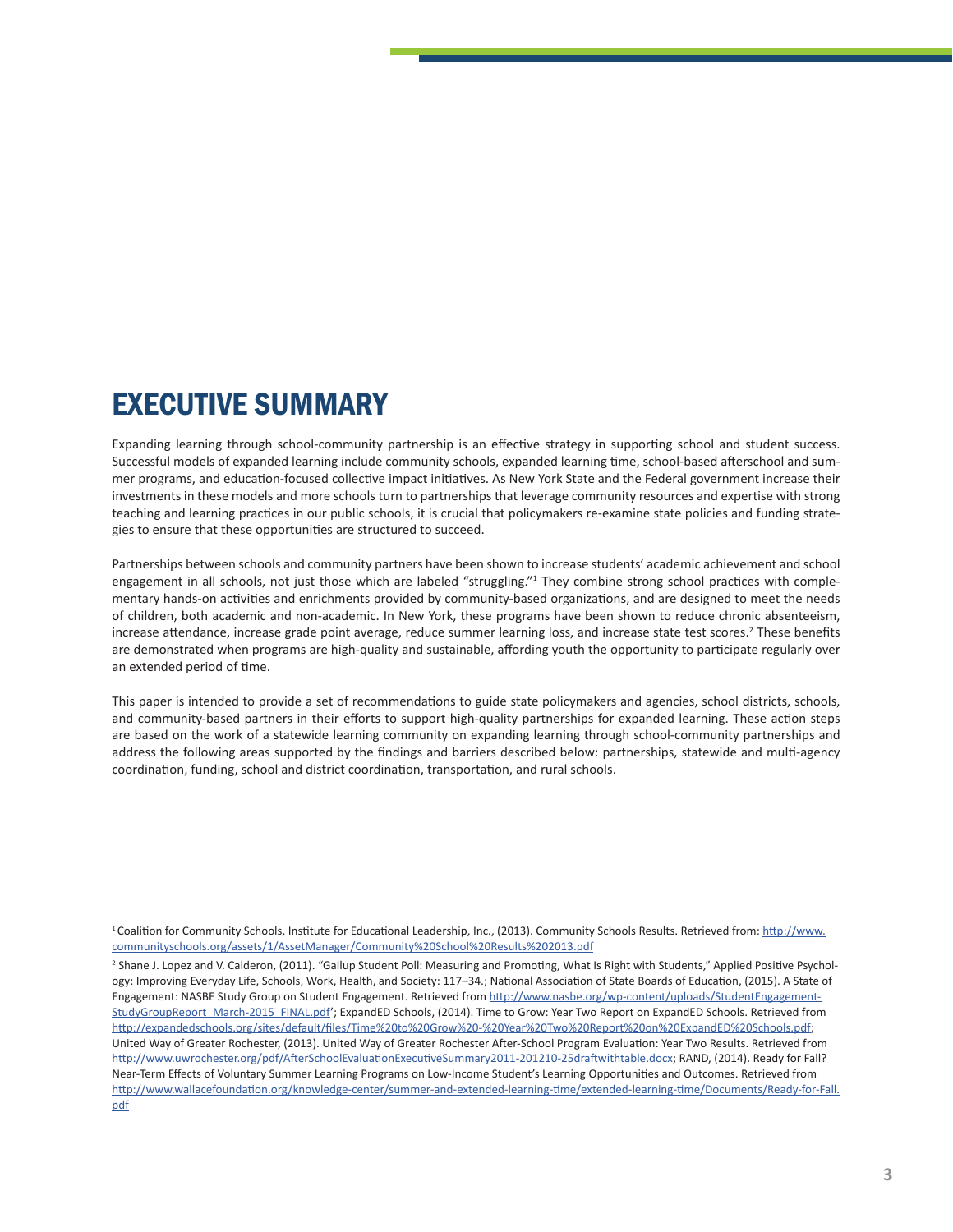# EXECUTIVE SUMMARY

Expanding learning through school-community partnership is an effective strategy in supporting school and student success. Successful models of expanded learning include community schools, expanded learning time, school-based afterschool and summer programs, and education-focused collective impact initiatives. As New York State and the Federal government increase their investments in these models and more schools turn to partnerships that leverage community resources and expertise with strong teaching and learning practices in our public schools, it is crucial that policymakers re-examine state policies and funding strategies to ensure that these opportunities are structured to succeed.

Partnerships between schools and community partners have been shown to increase students' academic achievement and school engagement in all schools, not just those which are labeled "struggling."[1] They combine strong school practices with complementary hands-on activities and enrichments provided by community-based organizations, and are designed to meet the needs of children, both academic and non-academic. In New York, these programs have been shown to reduce chronic absenteeism, increase attendance, increase grade point average, reduce summer learning loss, and increase state test scores.[2] These benefits are demonstrated when programs are high-quality and sustainable, affording youth the opportunity to participate regularly over an extended period of time.

This paper is intended to provide a set of recommendations to guide state policymakers and agencies, school districts, schools, and community-based partners in their efforts to support high-quality partnerships for expanded learning. These action steps are based on the work of a statewide learning community on expanding learning through school-community partnerships and address the following areas supported by the findings and barriers described below: partnerships, statewide and multi-agency coordination, funding, school and district coordination, transportation, and rural schools.

[1] Coalition for Community Schools, Institute for Educational Leadership, Inc., (2013). Community Schools Results. Retrieved from: http://www.communityschools.org/assets/1/AssetManager/Community%20School%20Results%202013.pdf

[2] Shane J. Lopez and V. Calderon, (2011). "Gallup Student Poll: Measuring and Promoting, What Is Right with Students," Applied Positive Psychology: Improving Everyday Life, Schools, Work, Health, and Society: 117–34.; National Association of State Boards of Education, (2015). A State of Engagement: NASBE Study Group on Student Engagement. Retrieved from http://www.nasbe.org/wp-content/uploads/StudentEngagement-StudyGroupReport_March-2015_FINAL.pdf'; ExpandED Schools, (2014). Time to Grow: Year Two Report on ExpandED Schools. Retrieved from http://expandedschools.org/sites/default/files/Time%20to%20Grow%20-%20Year%20Two%20Report%20on%20ExpandED%20Schools.pdf; United Way of Greater Rochester, (2013). United Way of Greater Rochester After-School Program Evaluation: Year Two Results. Retrieved from http://www.uwrochester.org/pdf/AfterSchoolEvaluationExecutiveSummary2011-201210-25draftwithtable.docx; RAND, (2014). Ready for Fall? Near-Term Effects of Voluntary Summer Learning Programs on Low-Income Student's Learning Opportunities and Outcomes. Retrieved from http://www.wallacefoundation.org/knowledge-center/summer-and-extended-learning-time/extended-learning-time/Documents/Ready-for-Fall.pdf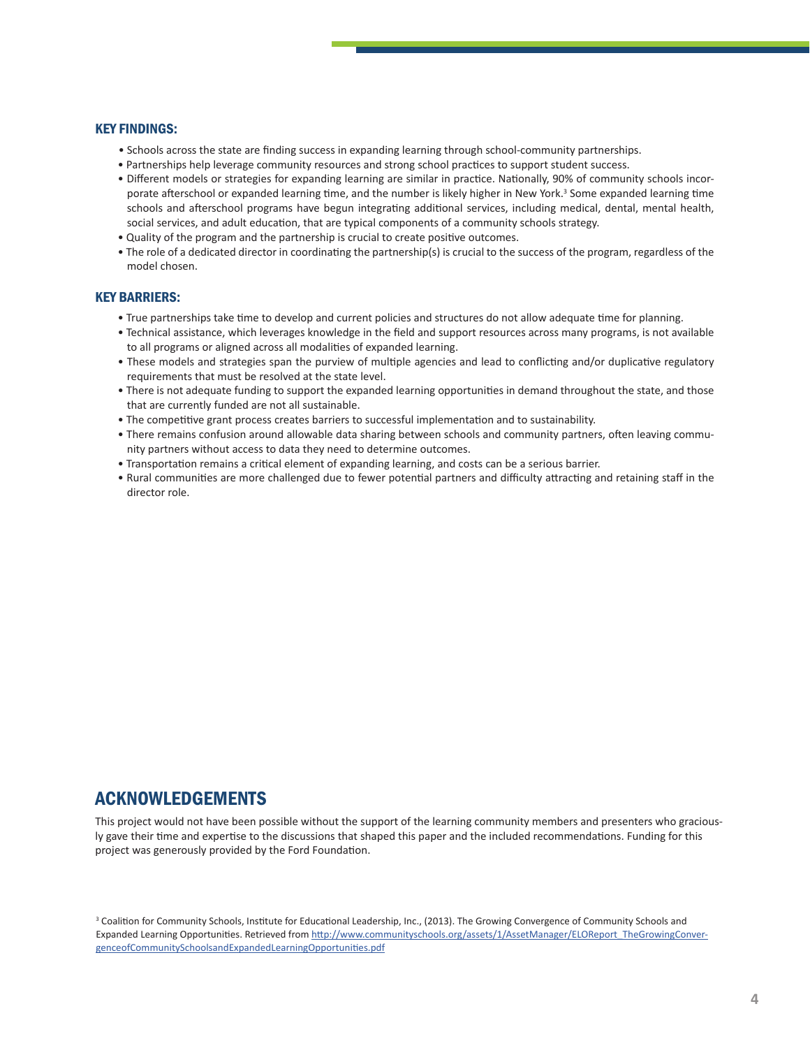### KEY FINDINGS:

- Schools across the state are finding success in expanding learning through school-community partnerships.
- Partnerships help leverage community resources and strong school practices to support student success.
- Different models or strategies for expanding learning are similar in practice. Nationally, 90% of community schools incorporate afterschool or expanded learning time, and the number is likely higher in New York.[3] Some expanded learning time schools and afterschool programs have begun integrating additional services, including medical, dental, mental health, social services, and adult education, that are typical components of a community schools strategy.
- Quality of the program and the partnership is crucial to create positive outcomes.
- The role of a dedicated director in coordinating the partnership(s) is crucial to the success of the program, regardless of the model chosen.

### KEY BARRIERS:

- True partnerships take time to develop and current policies and structures do not allow adequate time for planning.
- Technical assistance, which leverages knowledge in the field and support resources across many programs, is not available to all programs or aligned across all modalities of expanded learning.
- These models and strategies span the purview of multiple agencies and lead to conflicting and/or duplicative regulatory requirements that must be resolved at the state level.
- There is not adequate funding to support the expanded learning opportunities in demand throughout the state, and those that are currently funded are not all sustainable.
- The competitive grant process creates barriers to successful implementation and to sustainability.
- There remains confusion around allowable data sharing between schools and community partners, often leaving community partners without access to data they need to determine outcomes.
- Transportation remains a critical element of expanding learning, and costs can be a serious barrier.
- Rural communities are more challenged due to fewer potential partners and difficulty attracting and retaining staff in the director role.

## ACKNOWLEDGEMENTS

This project would not have been possible without the support of the learning community members and presenters who graciously gave their time and expertise to the discussions that shaped this paper and the included recommendations. Funding for this project was generously provided by the Ford Foundation.

[3] Coalition for Community Schools, Institute for Educational Leadership, Inc., (2013). The Growing Convergence of Community Schools and Expanded Learning Opportunities. Retrieved from http://www.communityschools.org/assets/1/AssetManager/ELOReport_TheGrowingConvergenceofCommunitySchoolsandExpandedLearningOpportunities.pdf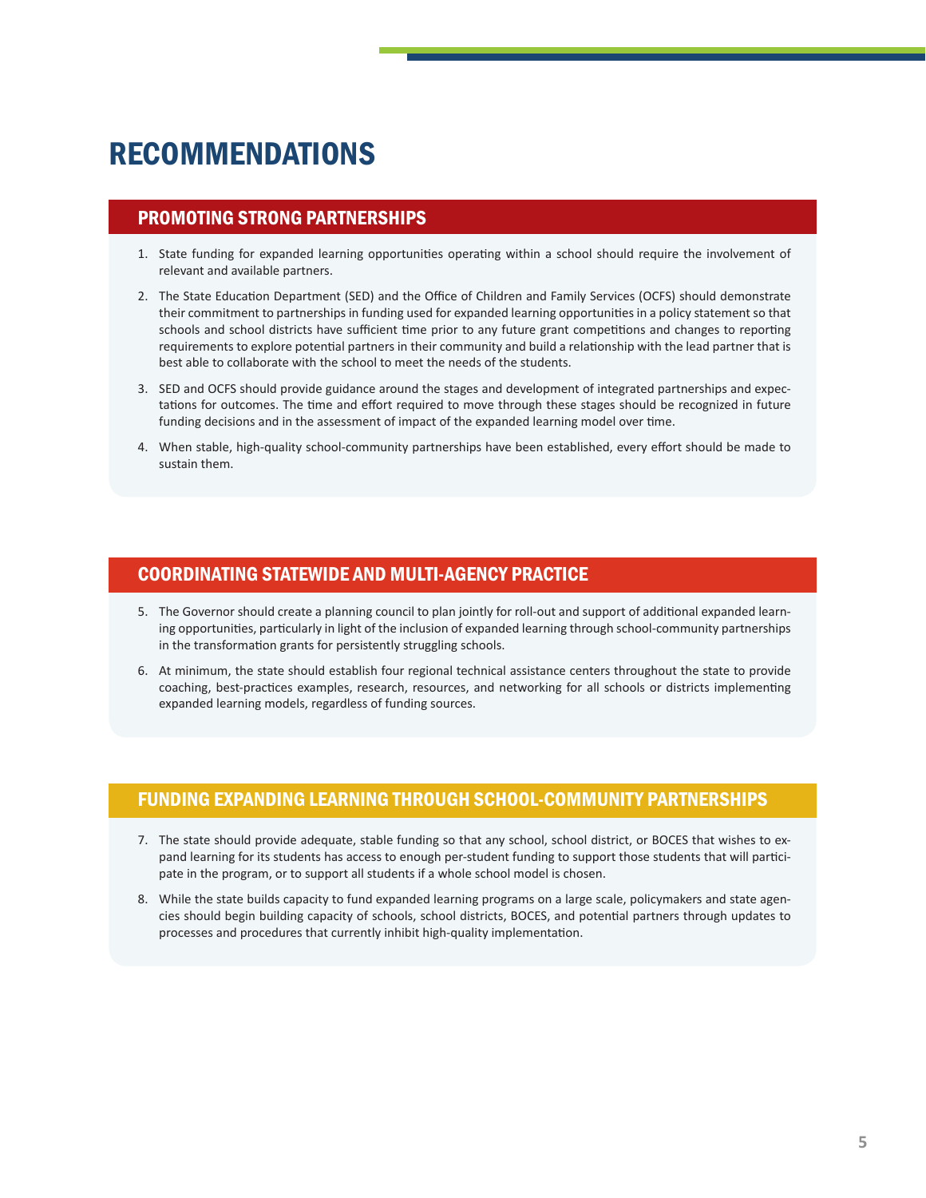# RECOMMENDATIONS

## PROMOTING STRONG PARTNERSHIPS

1. State funding for expanded learning opportunities operating within a school should require the involvement of relevant and available partners.
2. The State Education Department (SED) and the Office of Children and Family Services (OCFS) should demonstrate their commitment to partnerships in funding used for expanded learning opportunities in a policy statement so that schools and school districts have sufficient time prior to any future grant competitions and changes to reporting requirements to explore potential partners in their community and build a relationship with the lead partner that is best able to collaborate with the school to meet the needs of the students.
3. SED and OCFS should provide guidance around the stages and development of integrated partnerships and expectations for outcomes. The time and effort required to move through these stages should be recognized in future funding decisions and in the assessment of impact of the expanded learning model over time.
4. When stable, high-quality school-community partnerships have been established, every effort should be made to sustain them.

## COORDINATING STATEWIDE AND MULTI-AGENCY PRACTICE

5. The Governor should create a planning council to plan jointly for roll-out and support of additional expanded learning opportunities, particularly in light of the inclusion of expanded learning through school-community partnerships in the transformation grants for persistently struggling schools.
6. At minimum, the state should establish four regional technical assistance centers throughout the state to provide coaching, best-practices examples, research, resources, and networking for all schools or districts implementing expanded learning models, regardless of funding sources.

## FUNDING EXPANDING LEARNING THROUGH SCHOOL-COMMUNITY PARTNERSHIPS

7. The state should provide adequate, stable funding so that any school, school district, or BOCES that wishes to expand learning for its students has access to enough per-student funding to support those students that will participate in the program, or to support all students if a whole school model is chosen.
8. While the state builds capacity to fund expanded learning programs on a large scale, policymakers and state agencies should begin building capacity of schools, school districts, BOCES, and potential partners through updates to processes and procedures that currently inhibit high-quality implementation.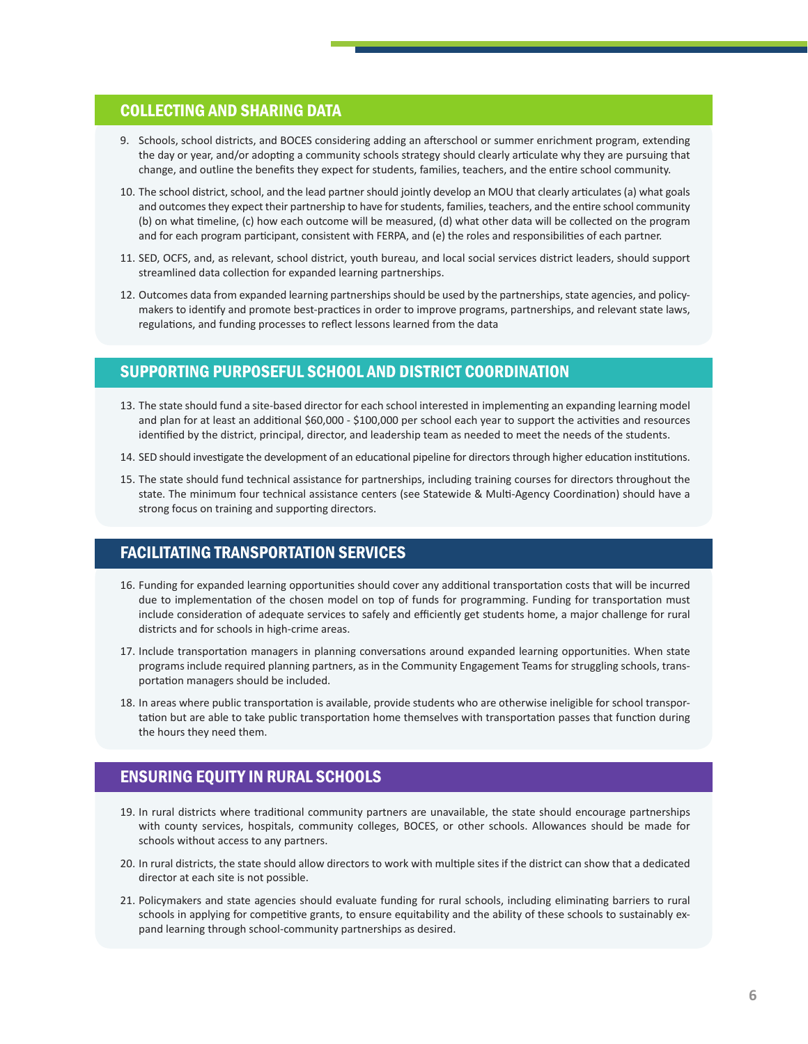## COLLECTING AND SHARING DATA

9. Schools, school districts, and BOCES considering adding an afterschool or summer enrichment program, extending the day or year, and/or adopting a community schools strategy should clearly articulate why they are pursuing that change, and outline the benefits they expect for students, families, teachers, and the entire school community.
10. The school district, school, and the lead partner should jointly develop an MOU that clearly articulates (a) what goals and outcomes they expect their partnership to have for students, families, teachers, and the entire school community (b) on what timeline, (c) how each outcome will be measured, (d) what other data will be collected on the program and for each program participant, consistent with FERPA, and (e) the roles and responsibilities of each partner.
11. SED, OCFS, and, as relevant, school district, youth bureau, and local social services district leaders, should support streamlined data collection for expanded learning partnerships.
12. Outcomes data from expanded learning partnerships should be used by the partnerships, state agencies, and policy-makers to identify and promote best-practices in order to improve programs, partnerships, and relevant state laws, regulations, and funding processes to reflect lessons learned from the data

## SUPPORTING PURPOSEFUL SCHOOL AND DISTRICT COORDINATION

13. The state should fund a site-based director for each school interested in implementing an expanding learning model and plan for at least an additional $60,000 - $100,000 per school each year to support the activities and resources identified by the district, principal, director, and leadership team as needed to meet the needs of the students.
14. SED should investigate the development of an educational pipeline for directors through higher education institutions.
15. The state should fund technical assistance for partnerships, including training courses for directors throughout the state. The minimum four technical assistance centers (see Statewide & Multi-Agency Coordination) should have a strong focus on training and supporting directors.

## FACILITATING TRANSPORTATION SERVICES

16. Funding for expanded learning opportunities should cover any additional transportation costs that will be incurred due to implementation of the chosen model on top of funds for programming. Funding for transportation must include consideration of adequate services to safely and efficiently get students home, a major challenge for rural districts and for schools in high-crime areas.
17. Include transportation managers in planning conversations around expanded learning opportunities. When state programs include required planning partners, as in the Community Engagement Teams for struggling schools, transportation managers should be included.
18. In areas where public transportation is available, provide students who are otherwise ineligible for school transportation but are able to take public transportation home themselves with transportation passes that function during the hours they need them.

## ENSURING EQUITY IN RURAL SCHOOLS

19. In rural districts where traditional community partners are unavailable, the state should encourage partnerships with county services, hospitals, community colleges, BOCES, or other schools. Allowances should be made for schools without access to any partners.
20. In rural districts, the state should allow directors to work with multiple sites if the district can show that a dedicated director at each site is not possible.
21. Policymakers and state agencies should evaluate funding for rural schools, including eliminating barriers to rural schools in applying for competitive grants, to ensure equitability and the ability of these schools to sustainably expand learning through school-community partnerships as desired.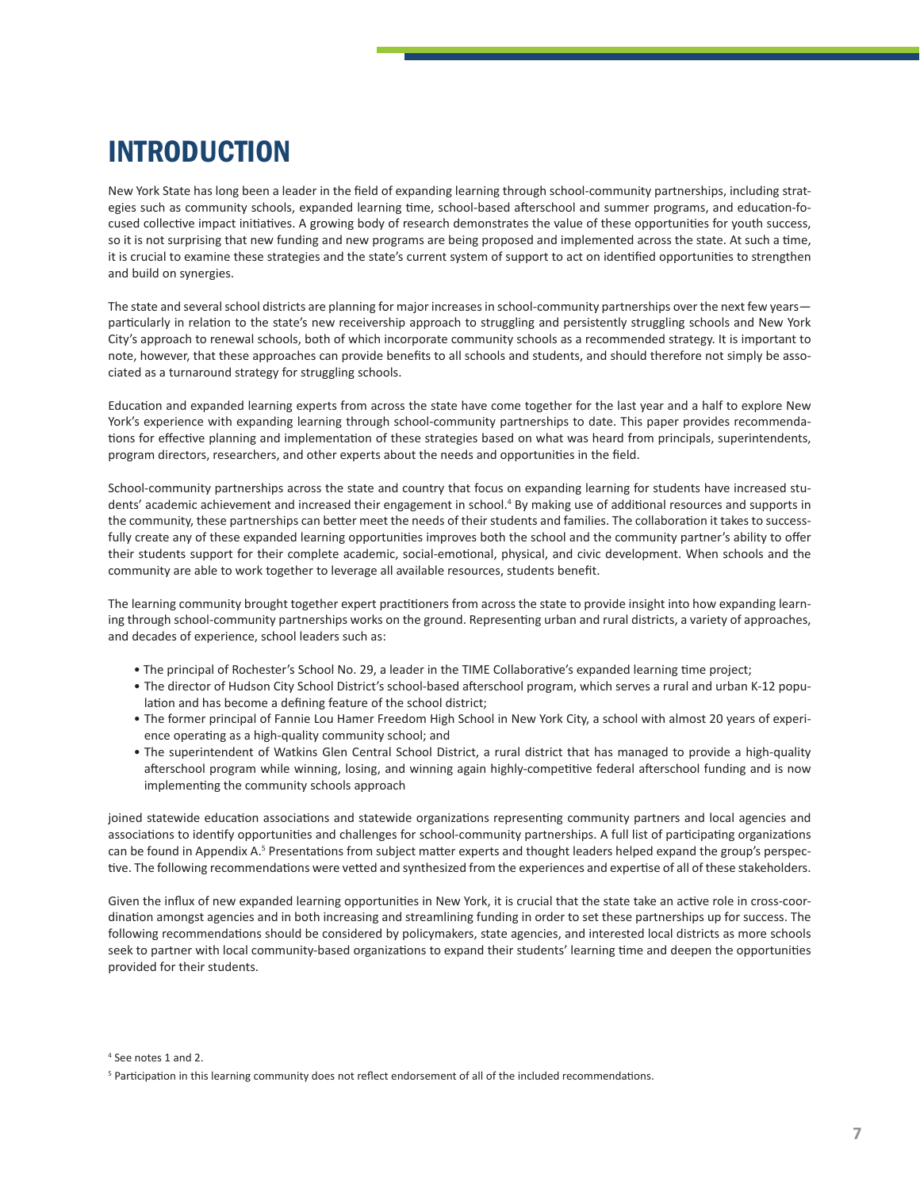# INTRODUCTION

New York State has long been a leader in the field of expanding learning through school-community partnerships, including strategies such as community schools, expanded learning time, school-based afterschool and summer programs, and education-focused collective impact initiatives. A growing body of research demonstrates the value of these opportunities for youth success, so it is not surprising that new funding and new programs are being proposed and implemented across the state. At such a time, it is crucial to examine these strategies and the state's current system of support to act on identified opportunities to strengthen and build on synergies.

The state and several school districts are planning for major increases in school-community partnerships over the next few years—particularly in relation to the state's new receivership approach to struggling and persistently struggling schools and New York City's approach to renewal schools, both of which incorporate community schools as a recommended strategy. It is important to note, however, that these approaches can provide benefits to all schools and students, and should therefore not simply be associated as a turnaround strategy for struggling schools.

Education and expanded learning experts from across the state have come together for the last year and a half to explore New York's experience with expanding learning through school-community partnerships to date. This paper provides recommendations for effective planning and implementation of these strategies based on what was heard from principals, superintendents, program directors, researchers, and other experts about the needs and opportunities in the field.

School-community partnerships across the state and country that focus on expanding learning for students have increased students' academic achievement and increased their engagement in school.[4] By making use of additional resources and supports in the community, these partnerships can better meet the needs of their students and families. The collaboration it takes to successfully create any of these expanded learning opportunities improves both the school and the community partner's ability to offer their students support for their complete academic, social-emotional, physical, and civic development. When schools and the community are able to work together to leverage all available resources, students benefit.

The learning community brought together expert practitioners from across the state to provide insight into how expanding learning through school-community partnerships works on the ground. Representing urban and rural districts, a variety of approaches, and decades of experience, school leaders such as:

- The principal of Rochester's School No. 29, a leader in the TIME Collaborative's expanded learning time project;
- The director of Hudson City School District's school-based afterschool program, which serves a rural and urban K-12 population and has become a defining feature of the school district;
- The former principal of Fannie Lou Hamer Freedom High School in New York City, a school with almost 20 years of experience operating as a high-quality community school; and
- The superintendent of Watkins Glen Central School District, a rural district that has managed to provide a high-quality afterschool program while winning, losing, and winning again highly-competitive federal afterschool funding and is now implementing the community schools approach

joined statewide education associations and statewide organizations representing community partners and local agencies and associations to identify opportunities and challenges for school-community partnerships. A full list of participating organizations can be found in Appendix A.[5] Presentations from subject matter experts and thought leaders helped expand the group's perspective. The following recommendations were vetted and synthesized from the experiences and expertise of all of these stakeholders.

Given the influx of new expanded learning opportunities in New York, it is crucial that the state take an active role in cross-coordination amongst agencies and in both increasing and streamlining funding in order to set these partnerships up for success. The following recommendations should be considered by policymakers, state agencies, and interested local districts as more schools seek to partner with local community-based organizations to expand their students' learning time and deepen the opportunities provided for their students.

[4] See notes 1 and 2.

[5] Participation in this learning community does not reflect endorsement of all of the included recommendations.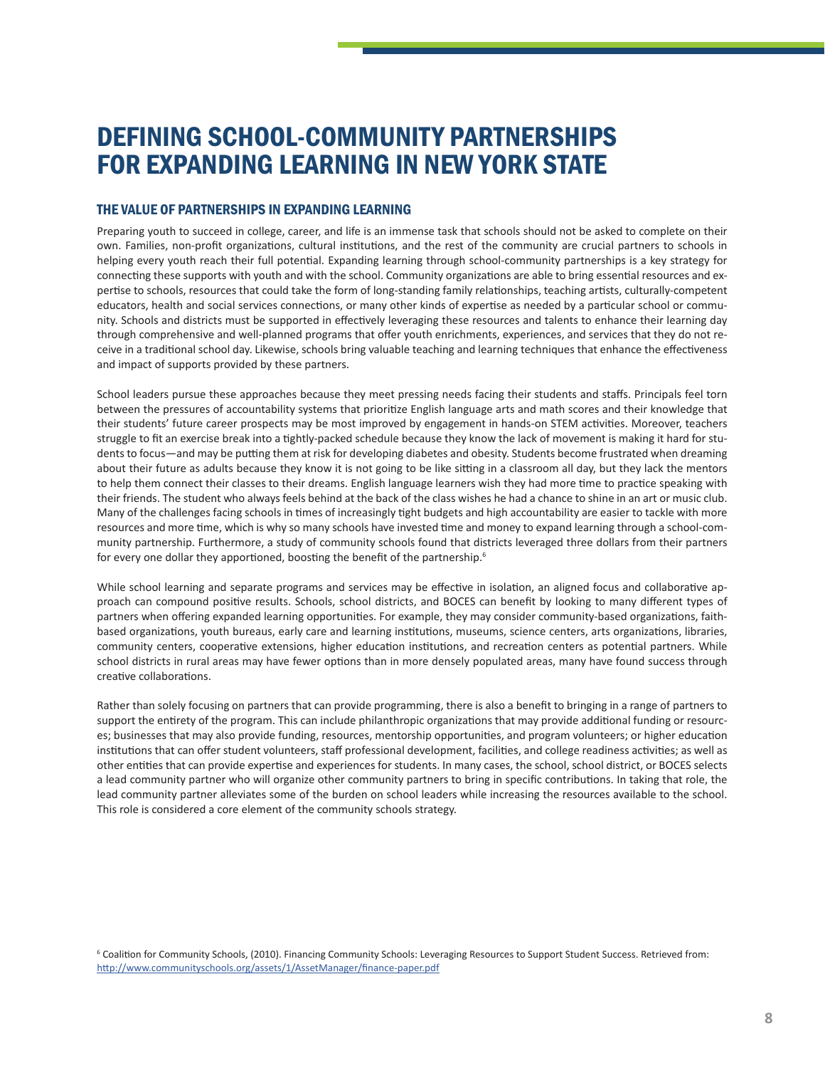# DEFINING SCHOOL-COMMUNITY PARTNERSHIPS FOR EXPANDING LEARNING IN NEW YORK STATE

## THE VALUE OF PARTNERSHIPS IN EXPANDING LEARNING

Preparing youth to succeed in college, career, and life is an immense task that schools should not be asked to complete on their own. Families, non-profit organizations, cultural institutions, and the rest of the community are crucial partners to schools in helping every youth reach their full potential. Expanding learning through school-community partnerships is a key strategy for connecting these supports with youth and with the school. Community organizations are able to bring essential resources and expertise to schools, resources that could take the form of long-standing family relationships, teaching artists, culturally-competent educators, health and social services connections, or many other kinds of expertise as needed by a particular school or community. Schools and districts must be supported in effectively leveraging these resources and talents to enhance their learning day through comprehensive and well-planned programs that offer youth enrichments, experiences, and services that they do not receive in a traditional school day. Likewise, schools bring valuable teaching and learning techniques that enhance the effectiveness and impact of supports provided by these partners.

School leaders pursue these approaches because they meet pressing needs facing their students and staffs. Principals feel torn between the pressures of accountability systems that prioritize English language arts and math scores and their knowledge that their students' future career prospects may be most improved by engagement in hands-on STEM activities. Moreover, teachers struggle to fit an exercise break into a tightly-packed schedule because they know the lack of movement is making it hard for students to focus—and may be putting them at risk for developing diabetes and obesity. Students become frustrated when dreaming about their future as adults because they know it is not going to be like sitting in a classroom all day, but they lack the mentors to help them connect their classes to their dreams. English language learners wish they had more time to practice speaking with their friends. The student who always feels behind at the back of the class wishes he had a chance to shine in an art or music club. Many of the challenges facing schools in times of increasingly tight budgets and high accountability are easier to tackle with more resources and more time, which is why so many schools have invested time and money to expand learning through a school-community partnership. Furthermore, a study of community schools found that districts leveraged three dollars from their partners for every one dollar they apportioned, boosting the benefit of the partnership.[6]

While school learning and separate programs and services may be effective in isolation, an aligned focus and collaborative approach can compound positive results. Schools, school districts, and BOCES can benefit by looking to many different types of partners when offering expanded learning opportunities. For example, they may consider community-based organizations, faith-based organizations, youth bureaus, early care and learning institutions, museums, science centers, arts organizations, libraries, community centers, cooperative extensions, higher education institutions, and recreation centers as potential partners. While school districts in rural areas may have fewer options than in more densely populated areas, many have found success through creative collaborations.

Rather than solely focusing on partners that can provide programming, there is also a benefit to bringing in a range of partners to support the entirety of the program. This can include philanthropic organizations that may provide additional funding or resources; businesses that may also provide funding, resources, mentorship opportunities, and program volunteers; or higher education institutions that can offer student volunteers, staff professional development, facilities, and college readiness activities; as well as other entities that can provide expertise and experiences for students. In many cases, the school, school district, or BOCES selects a lead community partner who will organize other community partners to bring in specific contributions. In taking that role, the lead community partner alleviates some of the burden on school leaders while increasing the resources available to the school. This role is considered a core element of the community schools strategy.

[6] Coalition for Community Schools, (2010). Financing Community Schools: Leveraging Resources to Support Student Success. Retrieved from: http://www.communityschools.org/assets/1/AssetManager/finance-paper.pdf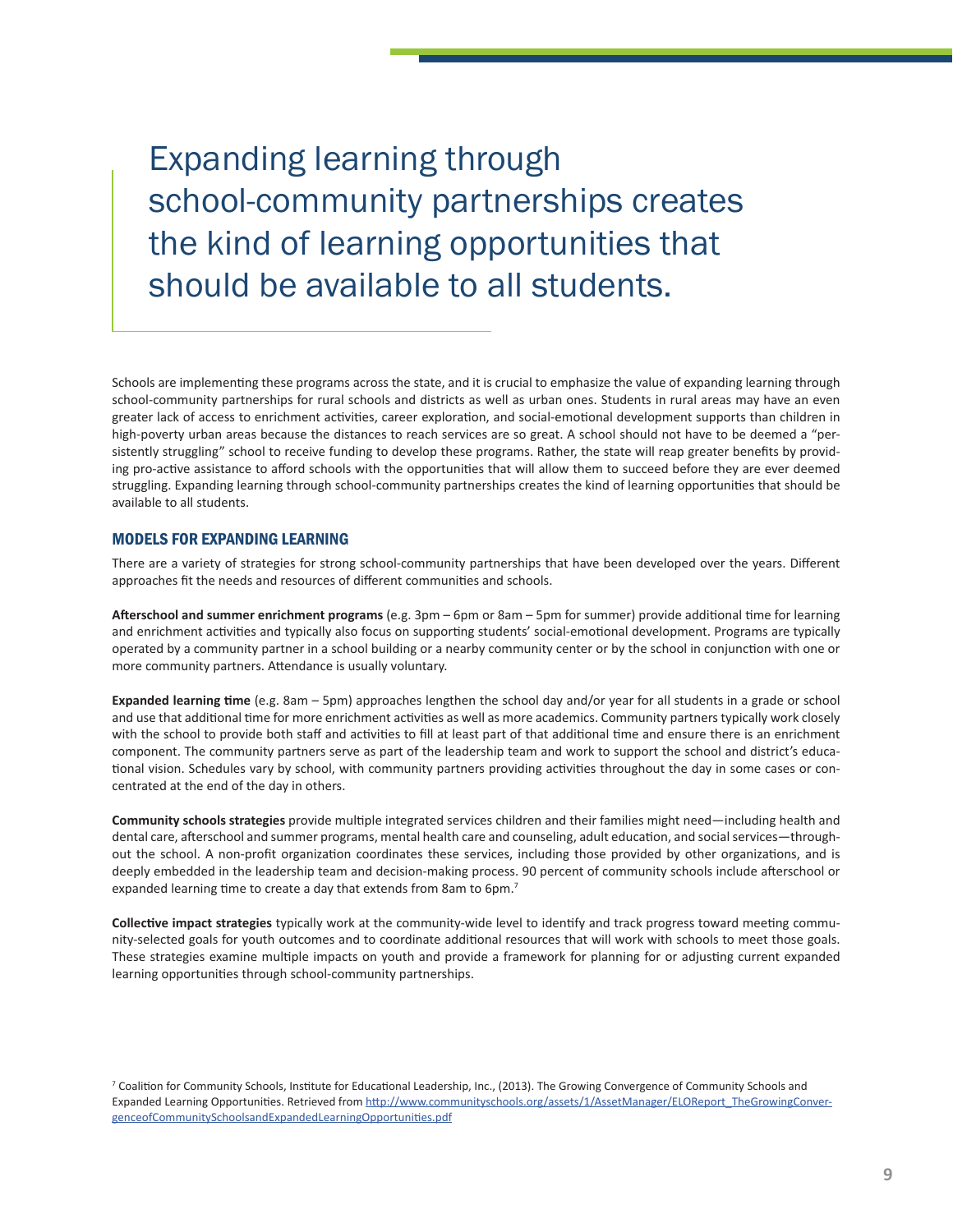> Expanding learning through school-community partnerships creates the kind of learning opportunities that should be available to all students.

Schools are implementing these programs across the state, and it is crucial to emphasize the value of expanding learning through school-community partnerships for rural schools and districts as well as urban ones. Students in rural areas may have an even greater lack of access to enrichment activities, career exploration, and social-emotional development supports than children in high-poverty urban areas because the distances to reach services are so great. A school should not have to be deemed a "persistently struggling" school to receive funding to develop these programs. Rather, the state will reap greater benefits by providing pro-active assistance to afford schools with the opportunities that will allow them to succeed before they are ever deemed struggling. Expanding learning through school-community partnerships creates the kind of learning opportunities that should be available to all students.

## MODELS FOR EXPANDING LEARNING

There are a variety of strategies for strong school-community partnerships that have been developed over the years. Different approaches fit the needs and resources of different communities and schools.

**Afterschool and summer enrichment programs** (e.g. 3pm – 6pm or 8am – 5pm for summer) provide additional time for learning and enrichment activities and typically also focus on supporting students' social-emotional development. Programs are typically operated by a community partner in a school building or a nearby community center or by the school in conjunction with one or more community partners. Attendance is usually voluntary.

**Expanded learning time** (e.g. 8am – 5pm) approaches lengthen the school day and/or year for all students in a grade or school and use that additional time for more enrichment activities as well as more academics. Community partners typically work closely with the school to provide both staff and activities to fill at least part of that additional time and ensure there is an enrichment component. The community partners serve as part of the leadership team and work to support the school and district's educational vision. Schedules vary by school, with community partners providing activities throughout the day in some cases or concentrated at the end of the day in others.

**Community schools strategies** provide multiple integrated services children and their families might need—including health and dental care, afterschool and summer programs, mental health care and counseling, adult education, and social services—throughout the school. A non-profit organization coordinates these services, including those provided by other organizations, and is deeply embedded in the leadership team and decision-making process. 90 percent of community schools include afterschool or expanded learning time to create a day that extends from 8am to 6pm.[7]

**Collective impact strategies** typically work at the community-wide level to identify and track progress toward meeting community-selected goals for youth outcomes and to coordinate additional resources that will work with schools to meet those goals. These strategies examine multiple impacts on youth and provide a framework for planning for or adjusting current expanded learning opportunities through school-community partnerships.

[7] Coalition for Community Schools, Institute for Educational Leadership, Inc., (2013). The Growing Convergence of Community Schools and Expanded Learning Opportunities. Retrieved from http://www.communityschools.org/assets/1/AssetManager/ELOReport_TheGrowingConvergenceofCommunitySchoolsandExpandedLearningOpportunities.pdf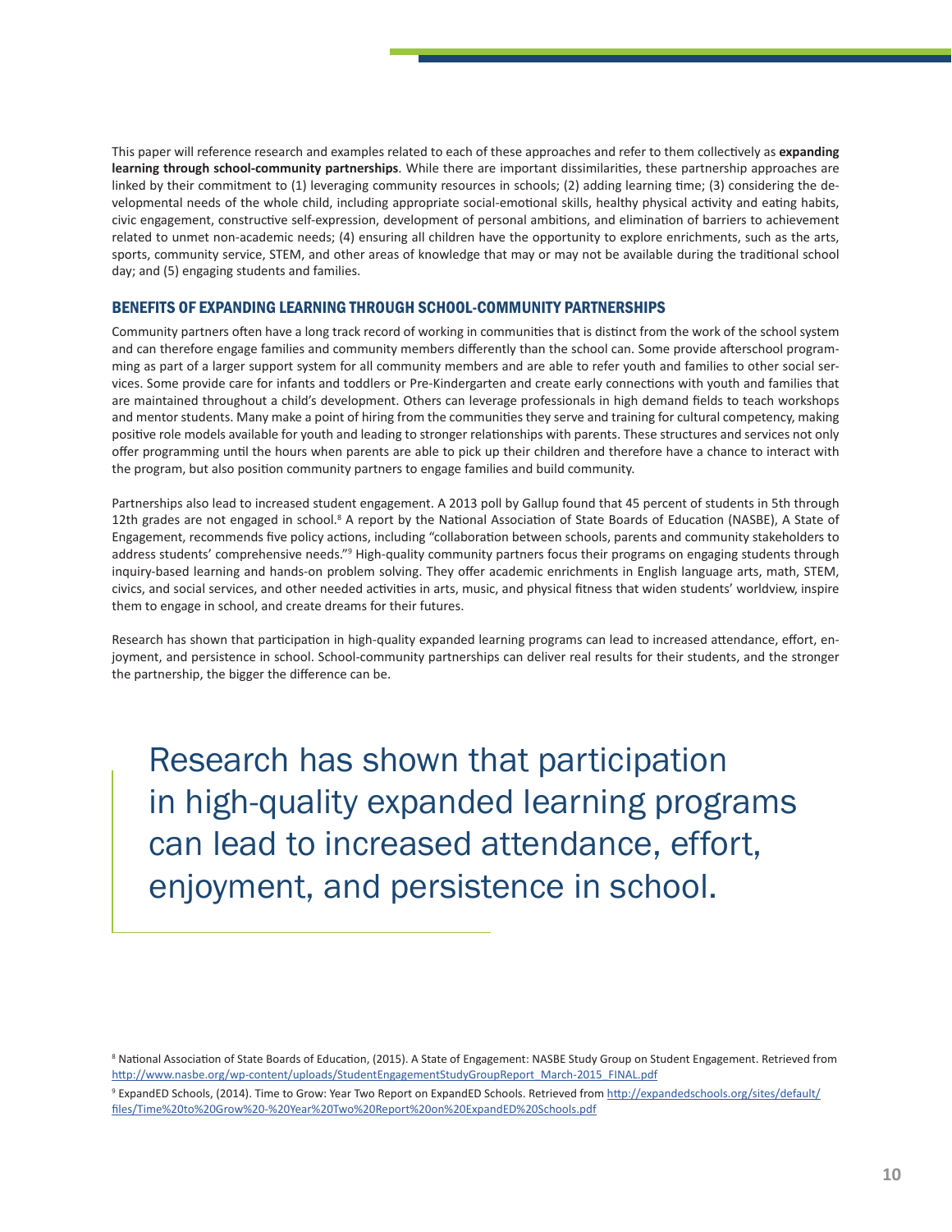This paper will reference research and examples related to each of these approaches and refer to them collectively as **expanding learning through school-community partnerships**. While there are important dissimilarities, these partnership approaches are linked by their commitment to (1) leveraging community resources in schools; (2) adding learning time; (3) considering the developmental needs of the whole child, including appropriate social-emotional skills, healthy physical activity and eating habits, civic engagement, constructive self-expression, development of personal ambitions, and elimination of barriers to achievement related to unmet non-academic needs; (4) ensuring all children have the opportunity to explore enrichments, such as the arts, sports, community service, STEM, and other areas of knowledge that may or may not be available during the traditional school day; and (5) engaging students and families.

## BENEFITS OF EXPANDING LEARNING THROUGH SCHOOL-COMMUNITY PARTNERSHIPS

Community partners often have a long track record of working in communities that is distinct from the work of the school system and can therefore engage families and community members differently than the school can. Some provide afterschool programming as part of a larger support system for all community members and are able to refer youth and families to other social services. Some provide care for infants and toddlers or Pre-Kindergarten and create early connections with youth and families that are maintained throughout a child's development. Others can leverage professionals in high demand fields to teach workshops and mentor students. Many make a point of hiring from the communities they serve and training for cultural competency, making positive role models available for youth and leading to stronger relationships with parents. These structures and services not only offer programming until the hours when parents are able to pick up their children and therefore have a chance to interact with the program, but also position community partners to engage families and build community.

Partnerships also lead to increased student engagement. A 2013 poll by Gallup found that 45 percent of students in 5th through 12th grades are not engaged in school.[8] A report by the National Association of State Boards of Education (NASBE), A State of Engagement, recommends five policy actions, including "collaboration between schools, parents and community stakeholders to address students' comprehensive needs."[9] High-quality community partners focus their programs on engaging students through inquiry-based learning and hands-on problem solving. They offer academic enrichments in English language arts, math, STEM, civics, and social services, and other needed activities in arts, music, and physical fitness that widen students' worldview, inspire them to engage in school, and create dreams for their futures.

Research has shown that participation in high-quality expanded learning programs can lead to increased attendance, effort, enjoyment, and persistence in school. School-community partnerships can deliver real results for their students, and the stronger the partnership, the bigger the difference can be.

> Research has shown that participation in high-quality expanded learning programs can lead to increased attendance, effort, enjoyment, and persistence in school.

[8] National Association of State Boards of Education, (2015). A State of Engagement: NASBE Study Group on Student Engagement. Retrieved from http://www.nasbe.org/wp-content/uploads/StudentEngagementStudyGroupReport_March-2015_FINAL.pdf

[9] ExpandED Schools, (2014). Time to Grow: Year Two Report on ExpandED Schools. Retrieved from http://expandedschools.org/sites/default/files/Time%20to%20Grow%20-%20Year%20Two%20Report%20on%20ExpandED%20Schools.pdf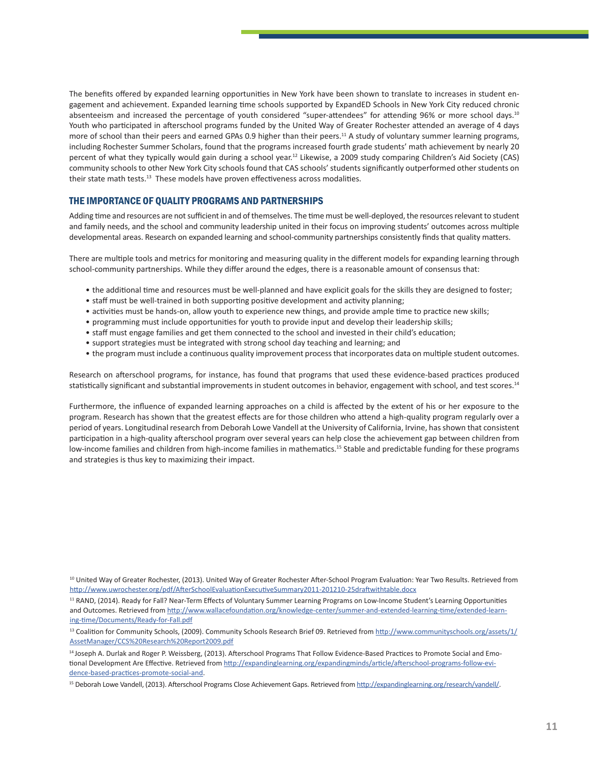The benefits offered by expanded learning opportunities in New York have been shown to translate to increases in student engagement and achievement. Expanded learning time schools supported by ExpandED Schools in New York City reduced chronic absenteeism and increased the percentage of youth considered "super-attendees" for attending 96% or more school days.[10] Youth who participated in afterschool programs funded by the United Way of Greater Rochester attended an average of 4 days more of school than their peers and earned GPAs 0.9 higher than their peers.[11] A study of voluntary summer learning programs, including Rochester Summer Scholars, found that the programs increased fourth grade students' math achievement by nearly 20 percent of what they typically would gain during a school year.[12] Likewise, a 2009 study comparing Children's Aid Society (CAS) community schools to other New York City schools found that CAS schools' students significantly outperformed other students on their state math tests.[13] These models have proven effectiveness across modalities.

## THE IMPORTANCE OF QUALITY PROGRAMS AND PARTNERSHIPS

Adding time and resources are not sufficient in and of themselves. The time must be well-deployed, the resources relevant to student and family needs, and the school and community leadership united in their focus on improving students' outcomes across multiple developmental areas. Research on expanded learning and school-community partnerships consistently finds that quality matters.

There are multiple tools and metrics for monitoring and measuring quality in the different models for expanding learning through school-community partnerships. While they differ around the edges, there is a reasonable amount of consensus that:

- the additional time and resources must be well-planned and have explicit goals for the skills they are designed to foster;
- staff must be well-trained in both supporting positive development and activity planning;
- activities must be hands-on, allow youth to experience new things, and provide ample time to practice new skills;
- programming must include opportunities for youth to provide input and develop their leadership skills;
- staff must engage families and get them connected to the school and invested in their child's education;
- support strategies must be integrated with strong school day teaching and learning; and
- the program must include a continuous quality improvement process that incorporates data on multiple student outcomes.

Research on afterschool programs, for instance, has found that programs that used these evidence-based practices produced statistically significant and substantial improvements in student outcomes in behavior, engagement with school, and test scores.[14]

Furthermore, the influence of expanded learning approaches on a child is affected by the extent of his or her exposure to the program. Research has shown that the greatest effects are for those children who attend a high-quality program regularly over a period of years. Longitudinal research from Deborah Lowe Vandell at the University of California, Irvine, has shown that consistent participation in a high-quality afterschool program over several years can help close the achievement gap between children from low-income families and children from high-income families in mathematics.[15] Stable and predictable funding for these programs and strategies is thus key to maximizing their impact.

---

[10] United Way of Greater Rochester, (2013). United Way of Greater Rochester After-School Program Evaluation: Year Two Results. Retrieved from http://www.uwrochester.org/pdf/AfterSchoolEvaluationExecutiveSummary2011-201210-25draftwithtable.docx

[11] RAND, (2014). Ready for Fall? Near-Term Effects of Voluntary Summer Learning Programs on Low-Income Student's Learning Opportunities and Outcomes. Retrieved from http://www.wallacefoundation.org/knowledge-center/summer-and-extended-learning-time/extended-learning-time/Documents/Ready-for-Fall.pdf

[13] Coalition for Community Schools, (2009). Community Schools Research Brief 09. Retrieved from http://www.communityschools.org/assets/1/AssetManager/CCS%20Research%20Report2009.pdf

[14] Joseph A. Durlak and Roger P. Weissberg, (2013). Afterschool Programs That Follow Evidence-Based Practices to Promote Social and Emotional Development Are Effective. Retrieved from http://expandinglearning.org/expandingminds/article/afterschool-programs-follow-evidence-based-practices-promote-social-and.

[15] Deborah Lowe Vandell, (2013). Afterschool Programs Close Achievement Gaps. Retrieved from http://expandinglearning.org/research/vandell/.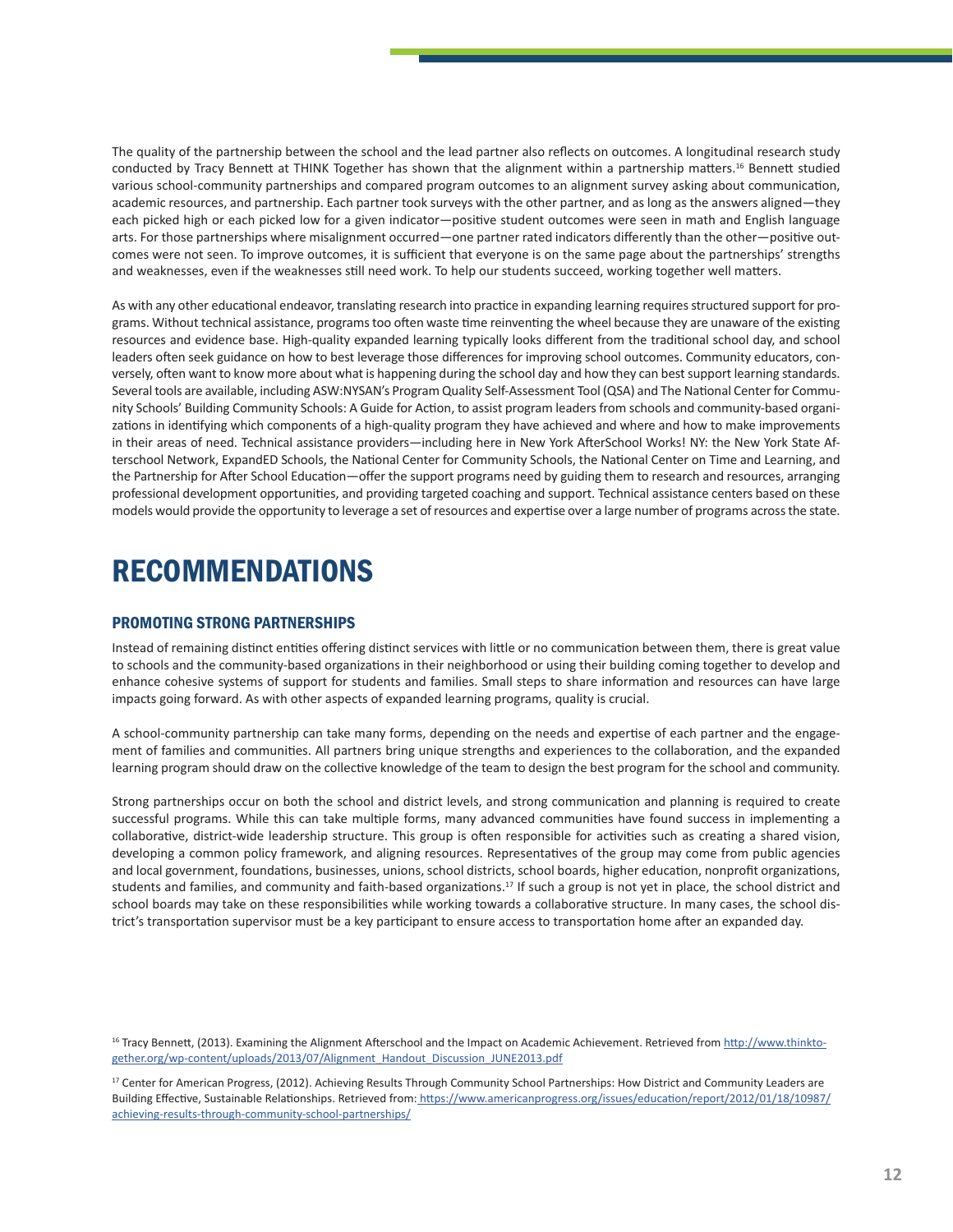The quality of the partnership between the school and the lead partner also reflects on outcomes. A longitudinal research study conducted by Tracy Bennett at THINK Together has shown that the alignment within a partnership matters.[16] Bennett studied various school-community partnerships and compared program outcomes to an alignment survey asking about communication, academic resources, and partnership. Each partner took surveys with the other partner, and as long as the answers aligned—they each picked high or each picked low for a given indicator—positive student outcomes were seen in math and English language arts. For those partnerships where misalignment occurred—one partner rated indicators differently than the other—positive outcomes were not seen. To improve outcomes, it is sufficient that everyone is on the same page about the partnerships' strengths and weaknesses, even if the weaknesses still need work. To help our students succeed, working together well matters.

As with any other educational endeavor, translating research into practice in expanding learning requires structured support for programs. Without technical assistance, programs too often waste time reinventing the wheel because they are unaware of the existing resources and evidence base. High-quality expanded learning typically looks different from the traditional school day, and school leaders often seek guidance on how to best leverage those differences for improving school outcomes. Community educators, conversely, often want to know more about what is happening during the school day and how they can best support learning standards. Several tools are available, including ASW:NYSAN's Program Quality Self-Assessment Tool (QSA) and The National Center for Community Schools' Building Community Schools: A Guide for Action, to assist program leaders from schools and community-based organizations in identifying which components of a high-quality program they have achieved and where and how to make improvements in their areas of need. Technical assistance providers—including here in New York AfterSchool Works! NY: the New York State Afterschool Network, ExpandED Schools, the National Center for Community Schools, the National Center on Time and Learning, and the Partnership for After School Education—offer the support programs need by guiding them to research and resources, arranging professional development opportunities, and providing targeted coaching and support. Technical assistance centers based on these models would provide the opportunity to leverage a set of resources and expertise over a large number of programs across the state.

# RECOMMENDATIONS

## PROMOTING STRONG PARTNERSHIPS

Instead of remaining distinct entities offering distinct services with little or no communication between them, there is great value to schools and the community-based organizations in their neighborhood or using their building coming together to develop and enhance cohesive systems of support for students and families. Small steps to share information and resources can have large impacts going forward. As with other aspects of expanded learning programs, quality is crucial.

A school-community partnership can take many forms, depending on the needs and expertise of each partner and the engagement of families and communities. All partners bring unique strengths and experiences to the collaboration, and the expanded learning program should draw on the collective knowledge of the team to design the best program for the school and community.

Strong partnerships occur on both the school and district levels, and strong communication and planning is required to create successful programs. While this can take multiple forms, many advanced communities have found success in implementing a collaborative, district-wide leadership structure. This group is often responsible for activities such as creating a shared vision, developing a common policy framework, and aligning resources. Representatives of the group may come from public agencies and local government, foundations, businesses, unions, school districts, school boards, higher education, nonprofit organizations, students and families, and community and faith-based organizations.[17] If such a group is not yet in place, the school district and school boards may take on these responsibilities while working towards a collaborative structure. In many cases, the school district's transportation supervisor must be a key participant to ensure access to transportation home after an expanded day.

---

[16] Tracy Bennett, (2013). Examining the Alignment Afterschool and the Impact on Academic Achievement. Retrieved from http://www.thinktogether.org/wp-content/uploads/2013/07/Alignment_Handout_Discussion_JUNE2013.pdf

[17] Center for American Progress, (2012). Achieving Results Through Community School Partnerships: How District and Community Leaders are Building Effective, Sustainable Relationships. Retrieved from: https://www.americanprogress.org/issues/education/report/2012/01/18/10987/achieving-results-through-community-school-partnerships/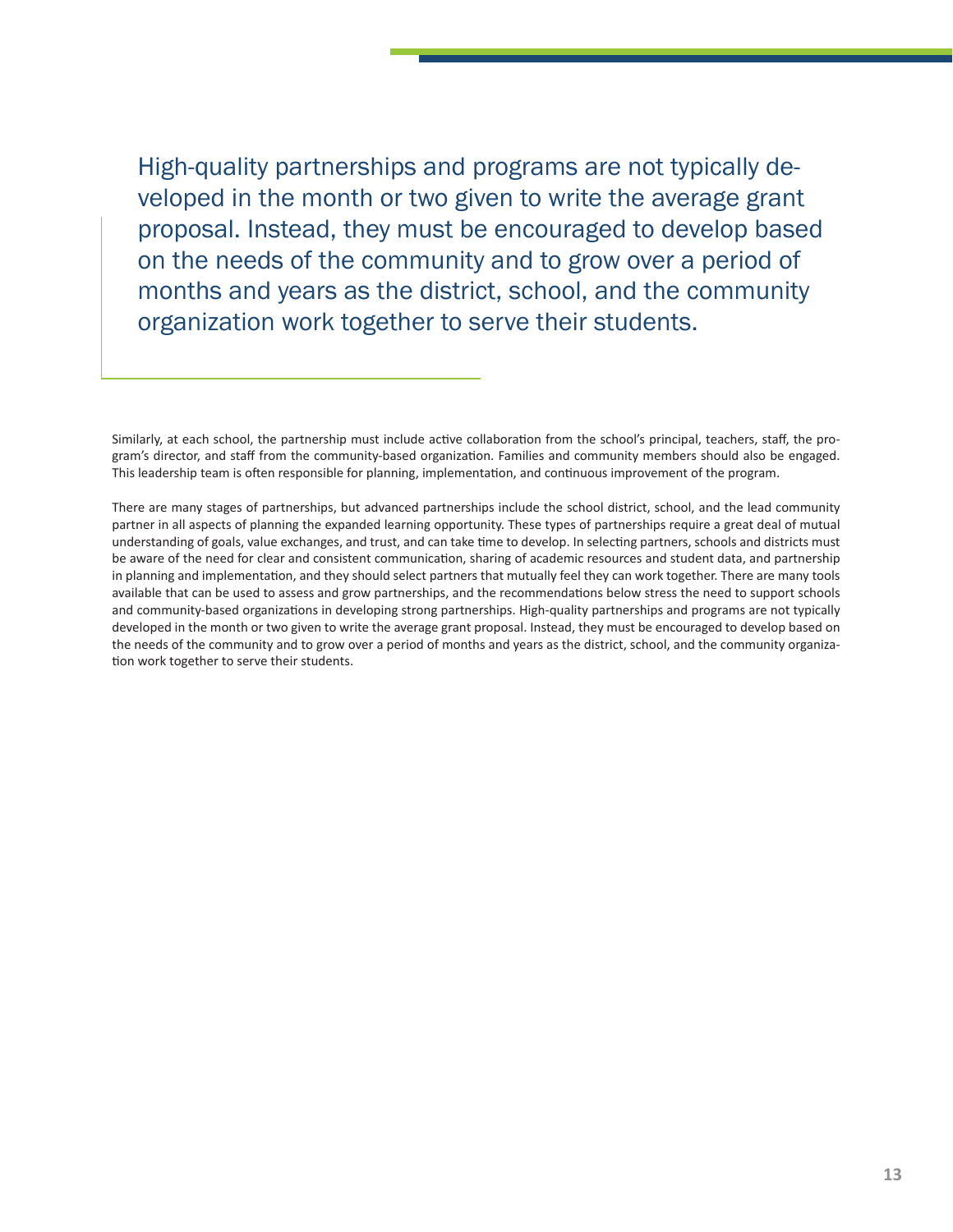> High-quality partnerships and programs are not typically developed in the month or two given to write the average grant proposal. Instead, they must be encouraged to develop based on the needs of the community and to grow over a period of months and years as the district, school, and the community organization work together to serve their students.

Similarly, at each school, the partnership must include active collaboration from the school's principal, teachers, staff, the program's director, and staff from the community-based organization. Families and community members should also be engaged. This leadership team is often responsible for planning, implementation, and continuous improvement of the program.

There are many stages of partnerships, but advanced partnerships include the school district, school, and the lead community partner in all aspects of planning the expanded learning opportunity. These types of partnerships require a great deal of mutual understanding of goals, value exchanges, and trust, and can take time to develop. In selecting partners, schools and districts must be aware of the need for clear and consistent communication, sharing of academic resources and student data, and partnership in planning and implementation, and they should select partners that mutually feel they can work together. There are many tools available that can be used to assess and grow partnerships, and the recommendations below stress the need to support schools and community-based organizations in developing strong partnerships. High-quality partnerships and programs are not typically developed in the month or two given to write the average grant proposal. Instead, they must be encouraged to develop based on the needs of the community and to grow over a period of months and years as the district, school, and the community organization work together to serve their students.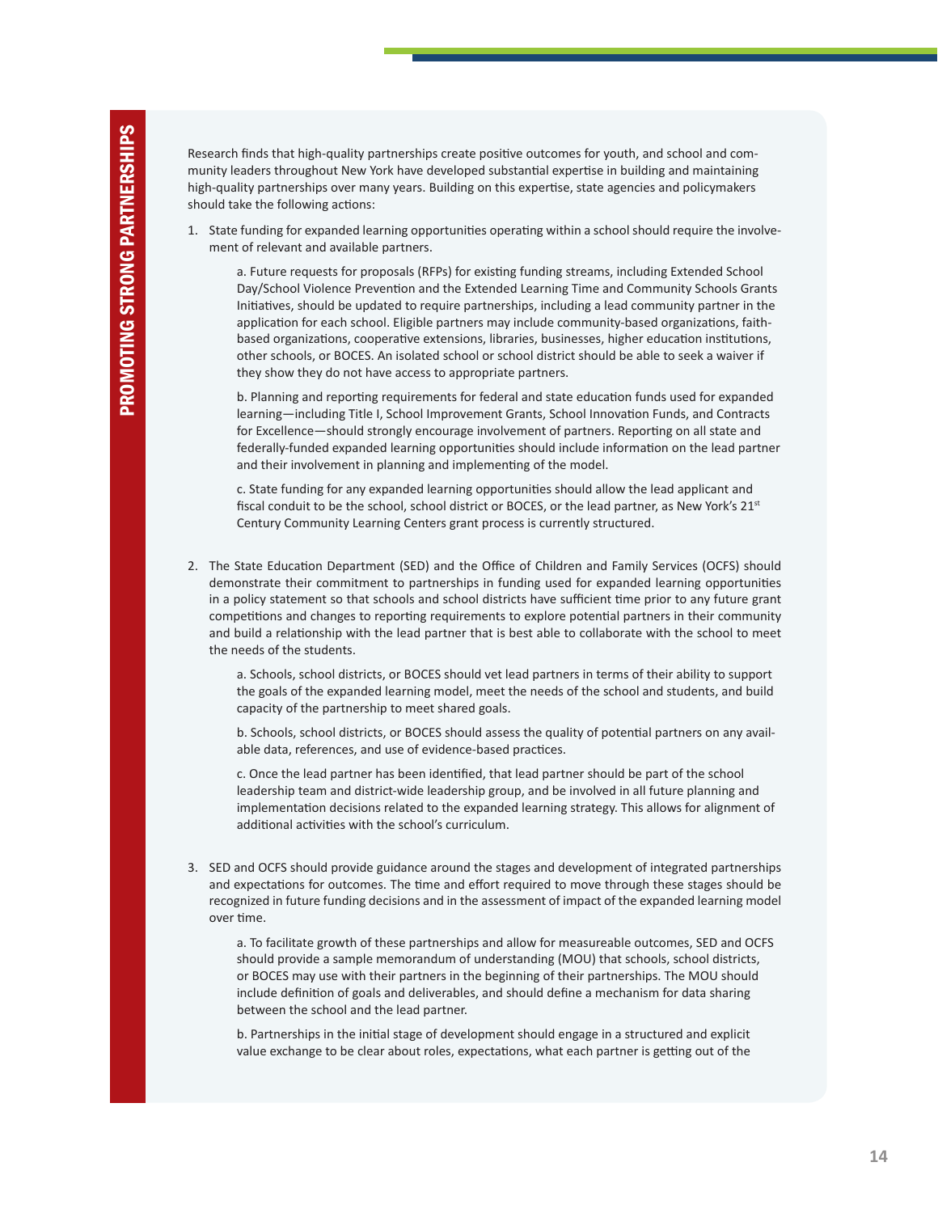# PROMOTING STRONG PARTNERSHIPS

Research finds that high-quality partnerships create positive outcomes for youth, and school and community leaders throughout New York have developed substantial expertise in building and maintaining high-quality partnerships over many years. Building on this expertise, state agencies and policymakers should take the following actions:

1. State funding for expanded learning opportunities operating within a school should require the involvement of relevant and available partners.

   a. Future requests for proposals (RFPs) for existing funding streams, including Extended School Day/School Violence Prevention and the Extended Learning Time and Community Schools Grants Initiatives, should be updated to require partnerships, including a lead community partner in the application for each school. Eligible partners may include community-based organizations, faith-based organizations, cooperative extensions, libraries, businesses, higher education institutions, other schools, or BOCES. An isolated school or school district should be able to seek a waiver if they show they do not have access to appropriate partners.

   b. Planning and reporting requirements for federal and state education funds used for expanded learning—including Title I, School Improvement Grants, School Innovation Funds, and Contracts for Excellence—should strongly encourage involvement of partners. Reporting on all state and federally-funded expanded learning opportunities should include information on the lead partner and their involvement in planning and implementing of the model.

   c. State funding for any expanded learning opportunities should allow the lead applicant and fiscal conduit to be the school, school district or BOCES, or the lead partner, as New York's 21st Century Community Learning Centers grant process is currently structured.

2. The State Education Department (SED) and the Office of Children and Family Services (OCFS) should demonstrate their commitment to partnerships in funding used for expanded learning opportunities in a policy statement so that schools and school districts have sufficient time prior to any future grant competitions and changes to reporting requirements to explore potential partners in their community and build a relationship with the lead partner that is best able to collaborate with the school to meet the needs of the students.

   a. Schools, school districts, or BOCES should vet lead partners in terms of their ability to support the goals of the expanded learning model, meet the needs of the school and students, and build capacity of the partnership to meet shared goals.

   b. Schools, school districts, or BOCES should assess the quality of potential partners on any available data, references, and use of evidence-based practices.

   c. Once the lead partner has been identified, that lead partner should be part of the school leadership team and district-wide leadership group, and be involved in all future planning and implementation decisions related to the expanded learning strategy. This allows for alignment of additional activities with the school's curriculum.

3. SED and OCFS should provide guidance around the stages and development of integrated partnerships and expectations for outcomes. The time and effort required to move through these stages should be recognized in future funding decisions and in the assessment of impact of the expanded learning model over time.

   a. To facilitate growth of these partnerships and allow for measureable outcomes, SED and OCFS should provide a sample memorandum of understanding (MOU) that schools, school districts, or BOCES may use with their partners in the beginning of their partnerships. The MOU should include definition of goals and deliverables, and should define a mechanism for data sharing between the school and the lead partner.

   b. Partnerships in the initial stage of development should engage in a structured and explicit value exchange to be clear about roles, expectations, what each partner is getting out of the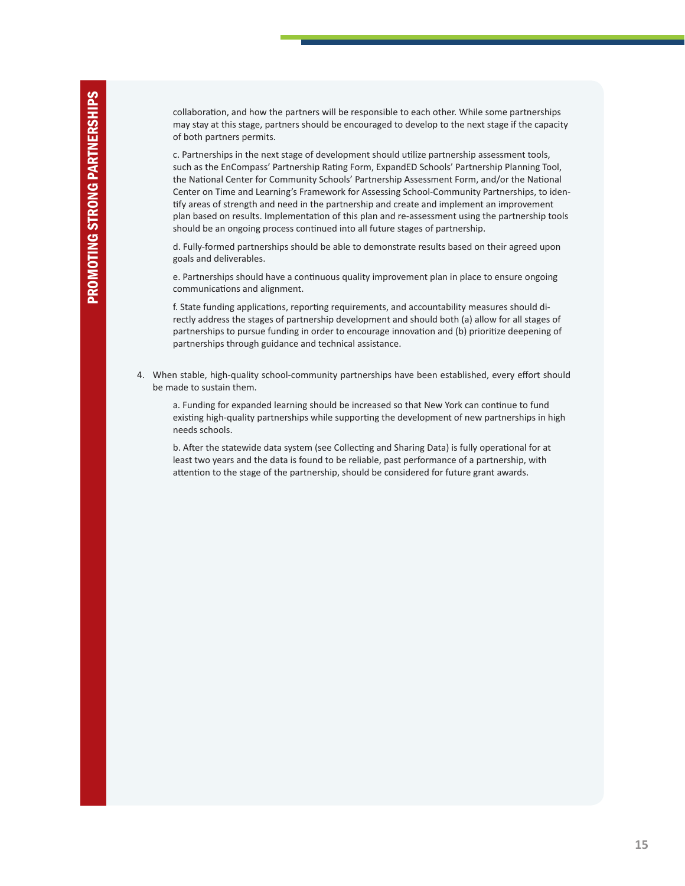collaboration, and how the partners will be responsible to each other. While some partnerships may stay at this stage, partners should be encouraged to develop to the next stage if the capacity of both partners permits.

c. Partnerships in the next stage of development should utilize partnership assessment tools, such as the EnCompass' Partnership Rating Form, ExpandED Schools' Partnership Planning Tool, the National Center for Community Schools' Partnership Assessment Form, and/or the National Center on Time and Learning's Framework for Assessing School-Community Partnerships, to identify areas of strength and need in the partnership and create and implement an improvement plan based on results. Implementation of this plan and re-assessment using the partnership tools should be an ongoing process continued into all future stages of partnership.

d. Fully-formed partnerships should be able to demonstrate results based on their agreed upon goals and deliverables.

e. Partnerships should have a continuous quality improvement plan in place to ensure ongoing communications and alignment.

f. State funding applications, reporting requirements, and accountability measures should directly address the stages of partnership development and should both (a) allow for all stages of partnerships to pursue funding in order to encourage innovation and (b) prioritize deepening of partnerships through guidance and technical assistance.

4. When stable, high-quality school-community partnerships have been established, every effort should be made to sustain them.

   a. Funding for expanded learning should be increased so that New York can continue to fund existing high-quality partnerships while supporting the development of new partnerships in high needs schools.

   b. After the statewide data system (see Collecting and Sharing Data) is fully operational for at least two years and the data is found to be reliable, past performance of a partnership, with attention to the stage of the partnership, should be considered for future grant awards.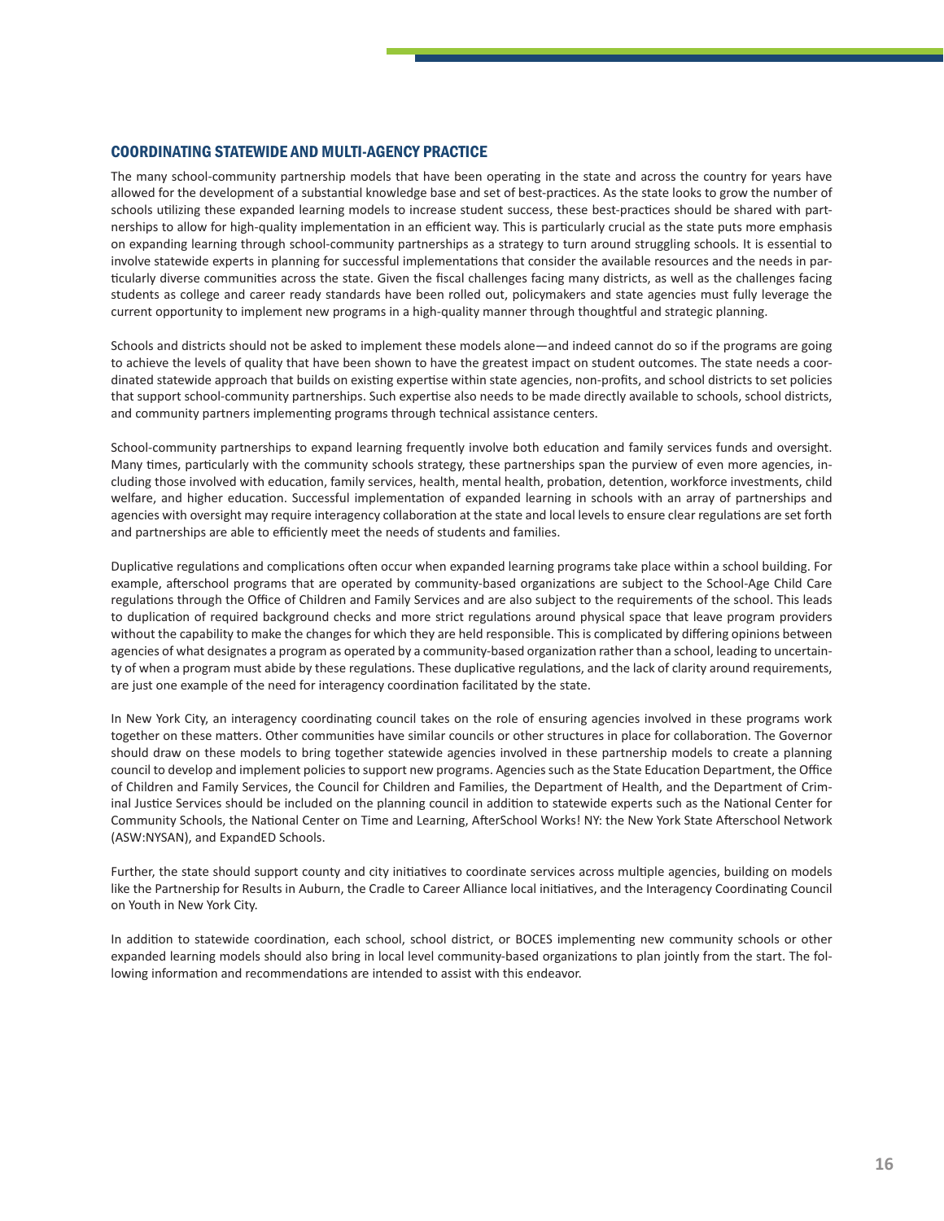## COORDINATING STATEWIDE AND MULTI-AGENCY PRACTICE

The many school-community partnership models that have been operating in the state and across the country for years have allowed for the development of a substantial knowledge base and set of best-practices. As the state looks to grow the number of schools utilizing these expanded learning models to increase student success, these best-practices should be shared with partnerships to allow for high-quality implementation in an efficient way. This is particularly crucial as the state puts more emphasis on expanding learning through school-community partnerships as a strategy to turn around struggling schools. It is essential to involve statewide experts in planning for successful implementations that consider the available resources and the needs in particularly diverse communities across the state. Given the fiscal challenges facing many districts, as well as the challenges facing students as college and career ready standards have been rolled out, policymakers and state agencies must fully leverage the current opportunity to implement new programs in a high-quality manner through thoughtful and strategic planning.

Schools and districts should not be asked to implement these models alone—and indeed cannot do so if the programs are going to achieve the levels of quality that have been shown to have the greatest impact on student outcomes. The state needs a coordinated statewide approach that builds on existing expertise within state agencies, non-profits, and school districts to set policies that support school-community partnerships. Such expertise also needs to be made directly available to schools, school districts, and community partners implementing programs through technical assistance centers.

School-community partnerships to expand learning frequently involve both education and family services funds and oversight. Many times, particularly with the community schools strategy, these partnerships span the purview of even more agencies, including those involved with education, family services, health, mental health, probation, detention, workforce investments, child welfare, and higher education. Successful implementation of expanded learning in schools with an array of partnerships and agencies with oversight may require interagency collaboration at the state and local levels to ensure clear regulations are set forth and partnerships are able to efficiently meet the needs of students and families.

Duplicative regulations and complications often occur when expanded learning programs take place within a school building. For example, afterschool programs that are operated by community-based organizations are subject to the School-Age Child Care regulations through the Office of Children and Family Services and are also subject to the requirements of the school. This leads to duplication of required background checks and more strict regulations around physical space that leave program providers without the capability to make the changes for which they are held responsible. This is complicated by differing opinions between agencies of what designates a program as operated by a community-based organization rather than a school, leading to uncertainty of when a program must abide by these regulations. These duplicative regulations, and the lack of clarity around requirements, are just one example of the need for interagency coordination facilitated by the state.

In New York City, an interagency coordinating council takes on the role of ensuring agencies involved in these programs work together on these matters. Other communities have similar councils or other structures in place for collaboration. The Governor should draw on these models to bring together statewide agencies involved in these partnership models to create a planning council to develop and implement policies to support new programs. Agencies such as the State Education Department, the Office of Children and Family Services, the Council for Children and Families, the Department of Health, and the Department of Criminal Justice Services should be included on the planning council in addition to statewide experts such as the National Center for Community Schools, the National Center on Time and Learning, AfterSchool Works! NY: the New York State Afterschool Network (ASW:NYSAN), and ExpandED Schools.

Further, the state should support county and city initiatives to coordinate services across multiple agencies, building on models like the Partnership for Results in Auburn, the Cradle to Career Alliance local initiatives, and the Interagency Coordinating Council on Youth in New York City.

In addition to statewide coordination, each school, school district, or BOCES implementing new community schools or other expanded learning models should also bring in local level community-based organizations to plan jointly from the start. The following information and recommendations are intended to assist with this endeavor.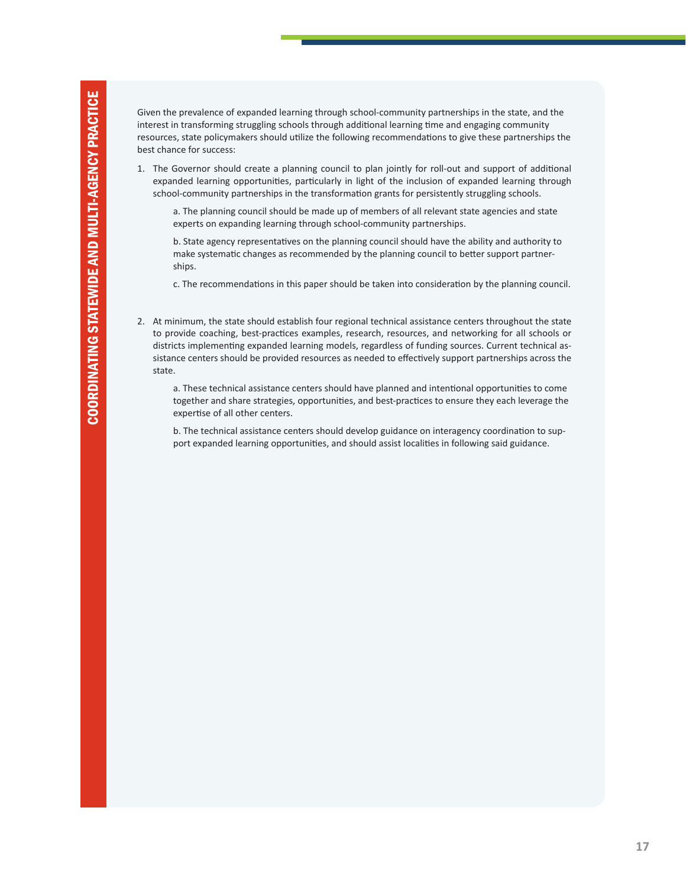Given the prevalence of expanded learning through school-community partnerships in the state, and the interest in transforming struggling schools through additional learning time and engaging community resources, state policymakers should utilize the following recommendations to give these partnerships the best chance for success:

1. The Governor should create a planning council to plan jointly for roll-out and support of additional expanded learning opportunities, particularly in light of the inclusion of expanded learning through school-community partnerships in the transformation grants for persistently struggling schools.

   a. The planning council should be made up of members of all relevant state agencies and state experts on expanding learning through school-community partnerships.

   b. State agency representatives on the planning council should have the ability and authority to make systematic changes as recommended by the planning council to better support partnerships.

   c. The recommendations in this paper should be taken into consideration by the planning council.

2. At minimum, the state should establish four regional technical assistance centers throughout the state to provide coaching, best-practices examples, research, resources, and networking for all schools or districts implementing expanded learning models, regardless of funding sources. Current technical assistance centers should be provided resources as needed to effectively support partnerships across the state.

   a. These technical assistance centers should have planned and intentional opportunities to come together and share strategies, opportunities, and best-practices to ensure they each leverage the expertise of all other centers.

   b. The technical assistance centers should develop guidance on interagency coordination to support expanded learning opportunities, and should assist localities in following said guidance.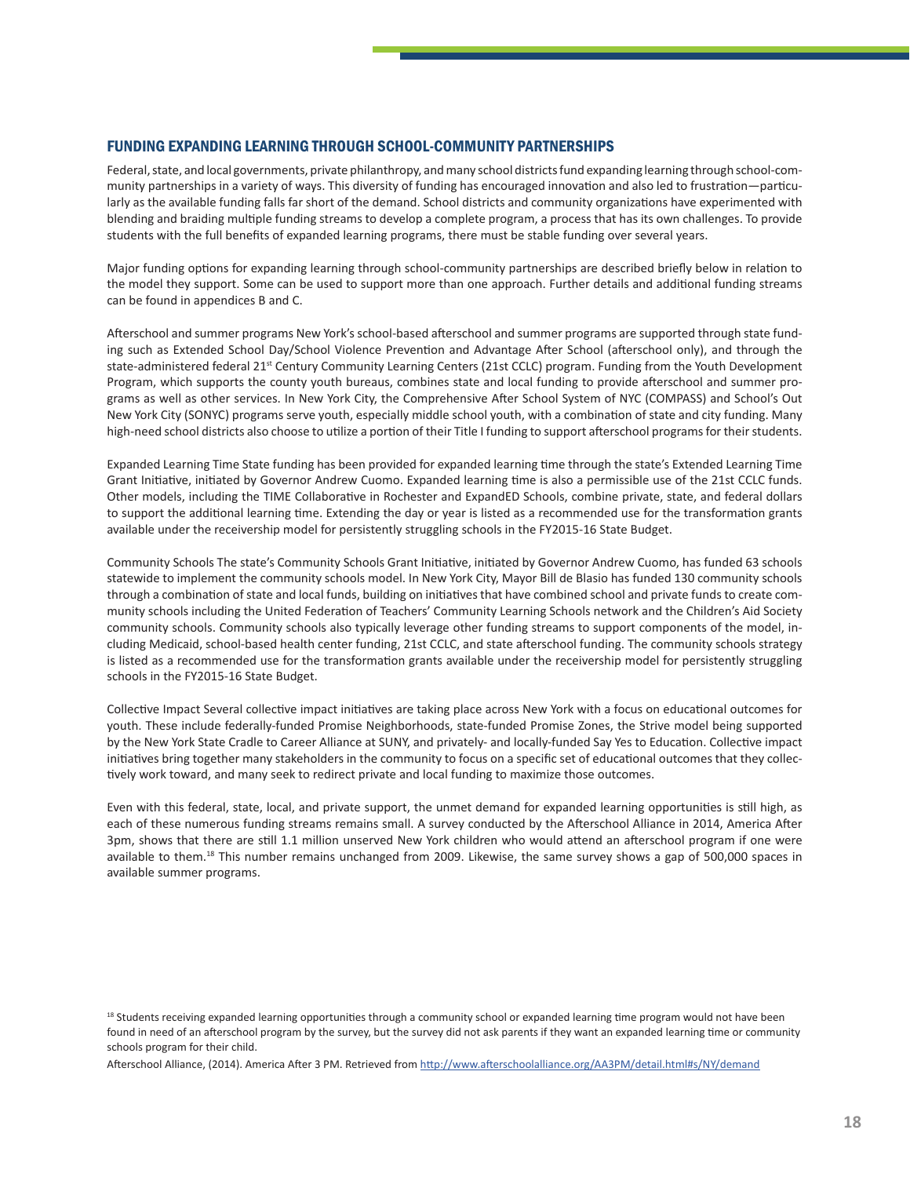## FUNDING EXPANDING LEARNING THROUGH SCHOOL-COMMUNITY PARTNERSHIPS

Federal, state, and local governments, private philanthropy, and many school districts fund expanding learning through school-community partnerships in a variety of ways. This diversity of funding has encouraged innovation and also led to frustration—particularly as the available funding falls far short of the demand. School districts and community organizations have experimented with blending and braiding multiple funding streams to develop a complete program, a process that has its own challenges. To provide students with the full benefits of expanded learning programs, there must be stable funding over several years.

Major funding options for expanding learning through school-community partnerships are described briefly below in relation to the model they support. Some can be used to support more than one approach. Further details and additional funding streams can be found in appendices B and C.

Afterschool and summer programs New York's school-based afterschool and summer programs are supported through state funding such as Extended School Day/School Violence Prevention and Advantage After School (afterschool only), and through the state-administered federal 21st Century Community Learning Centers (21st CCLC) program. Funding from the Youth Development Program, which supports the county youth bureaus, combines state and local funding to provide afterschool and summer programs as well as other services. In New York City, the Comprehensive After School System of NYC (COMPASS) and School's Out New York City (SONYC) programs serve youth, especially middle school youth, with a combination of state and city funding. Many high-need school districts also choose to utilize a portion of their Title I funding to support afterschool programs for their students.

Expanded Learning Time State funding has been provided for expanded learning time through the state's Extended Learning Time Grant Initiative, initiated by Governor Andrew Cuomo. Expanded learning time is also a permissible use of the 21st CCLC funds. Other models, including the TIME Collaborative in Rochester and ExpandED Schools, combine private, state, and federal dollars to support the additional learning time. Extending the day or year is listed as a recommended use for the transformation grants available under the receivership model for persistently struggling schools in the FY2015-16 State Budget.

Community Schools The state's Community Schools Grant Initiative, initiated by Governor Andrew Cuomo, has funded 63 schools statewide to implement the community schools model. In New York City, Mayor Bill de Blasio has funded 130 community schools through a combination of state and local funds, building on initiatives that have combined school and private funds to create community schools including the United Federation of Teachers' Community Learning Schools network and the Children's Aid Society community schools. Community schools also typically leverage other funding streams to support components of the model, including Medicaid, school-based health center funding, 21st CCLC, and state afterschool funding. The community schools strategy is listed as a recommended use for the transformation grants available under the receivership model for persistently struggling schools in the FY2015-16 State Budget.

Collective Impact Several collective impact initiatives are taking place across New York with a focus on educational outcomes for youth. These include federally-funded Promise Neighborhoods, state-funded Promise Zones, the Strive model being supported by the New York State Cradle to Career Alliance at SUNY, and privately- and locally-funded Say Yes to Education. Collective impact initiatives bring together many stakeholders in the community to focus on a specific set of educational outcomes that they collectively work toward, and many seek to redirect private and local funding to maximize those outcomes.

Even with this federal, state, local, and private support, the unmet demand for expanded learning opportunities is still high, as each of these numerous funding streams remains small. A survey conducted by the Afterschool Alliance in 2014, America After 3pm, shows that there are still 1.1 million unserved New York children who would attend an afterschool program if one were available to them.[18] This number remains unchanged from 2009. Likewise, the same survey shows a gap of 500,000 spaces in available summer programs.

[18] Students receiving expanded learning opportunities through a community school or expanded learning time program would not have been found in need of an afterschool program by the survey, but the survey did not ask parents if they want an expanded learning time or community schools program for their child.

Afterschool Alliance, (2014). America After 3 PM. Retrieved from http://www.afterschoolalliance.org/AA3PM/detail.html#s/NY/demand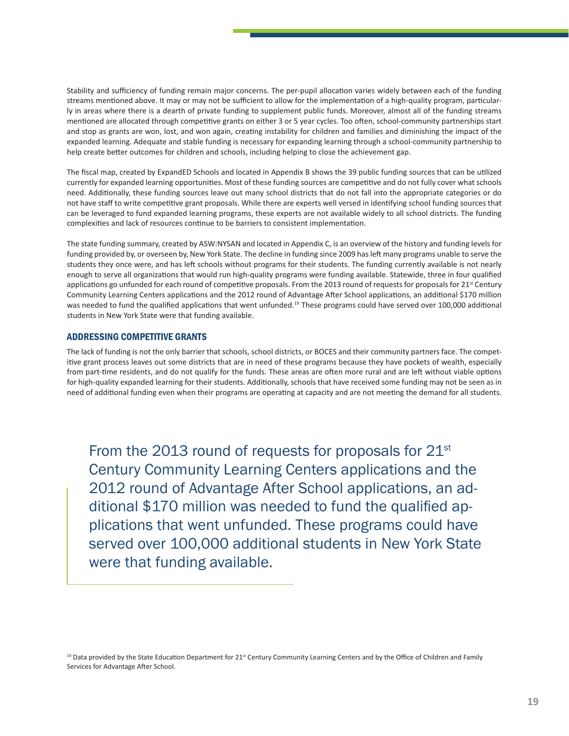Stability and sufficiency of funding remain major concerns. The per-pupil allocation varies widely between each of the funding streams mentioned above. It may or may not be sufficient to allow for the implementation of a high-quality program, particularly in areas where there is a dearth of private funding to supplement public funds. Moreover, almost all of the funding streams mentioned are allocated through competitive grants on either 3 or 5 year cycles. Too often, school-community partnerships start and stop as grants are won, lost, and won again, creating instability for children and families and diminishing the impact of the expanded learning. Adequate and stable funding is necessary for expanding learning through a school-community partnership to help create better outcomes for children and schools, including helping to close the achievement gap.

The fiscal map, created by ExpandED Schools and located in Appendix B shows the 39 public funding sources that can be utilized currently for expanded learning opportunities. Most of these funding sources are competitive and do not fully cover what schools need. Additionally, these funding sources leave out many school districts that do not fall into the appropriate categories or do not have staff to write competitive grant proposals. While there are experts well versed in identifying school funding sources that can be leveraged to fund expanded learning programs, these experts are not available widely to all school districts. The funding complexities and lack of resources continue to be barriers to consistent implementation.

The state funding summary, created by ASW:NYSAN and located in Appendix C, is an overview of the history and funding levels for funding provided by, or overseen by, New York State. The decline in funding since 2009 has left many programs unable to serve the students they once were, and has left schools without programs for their students. The funding currently available is not nearly enough to serve all organizations that would run high-quality programs were funding available. Statewide, three in four qualified applications go unfunded for each round of competitive proposals. From the 2013 round of requests for proposals for 21st Century Community Learning Centers applications and the 2012 round of Advantage After School applications, an additional $170 million was needed to fund the qualified applications that went unfunded.[19] These programs could have served over 100,000 additional students in New York State were that funding available.

## ADDRESSING COMPETITIVE GRANTS

The lack of funding is not the only barrier that schools, school districts, or BOCES and their community partners face. The competitive grant process leaves out some districts that are in need of these programs because they have pockets of wealth, especially from part-time residents, and do not qualify for the funds. These areas are often more rural and are left without viable options for high-quality expanded learning for their students. Additionally, schools that have received some funding may not be seen as in need of additional funding even when their programs are operating at capacity and are not meeting the demand for all students.

> From the 2013 round of requests for proposals for 21st Century Community Learning Centers applications and the 2012 round of Advantage After School applications, an additional $170 million was needed to fund the qualified applications that went unfunded. These programs could have served over 100,000 additional students in New York State were that funding available.

[19] Data provided by the State Education Department for 21st Century Community Learning Centers and by the Office of Children and Family Services for Advantage After School.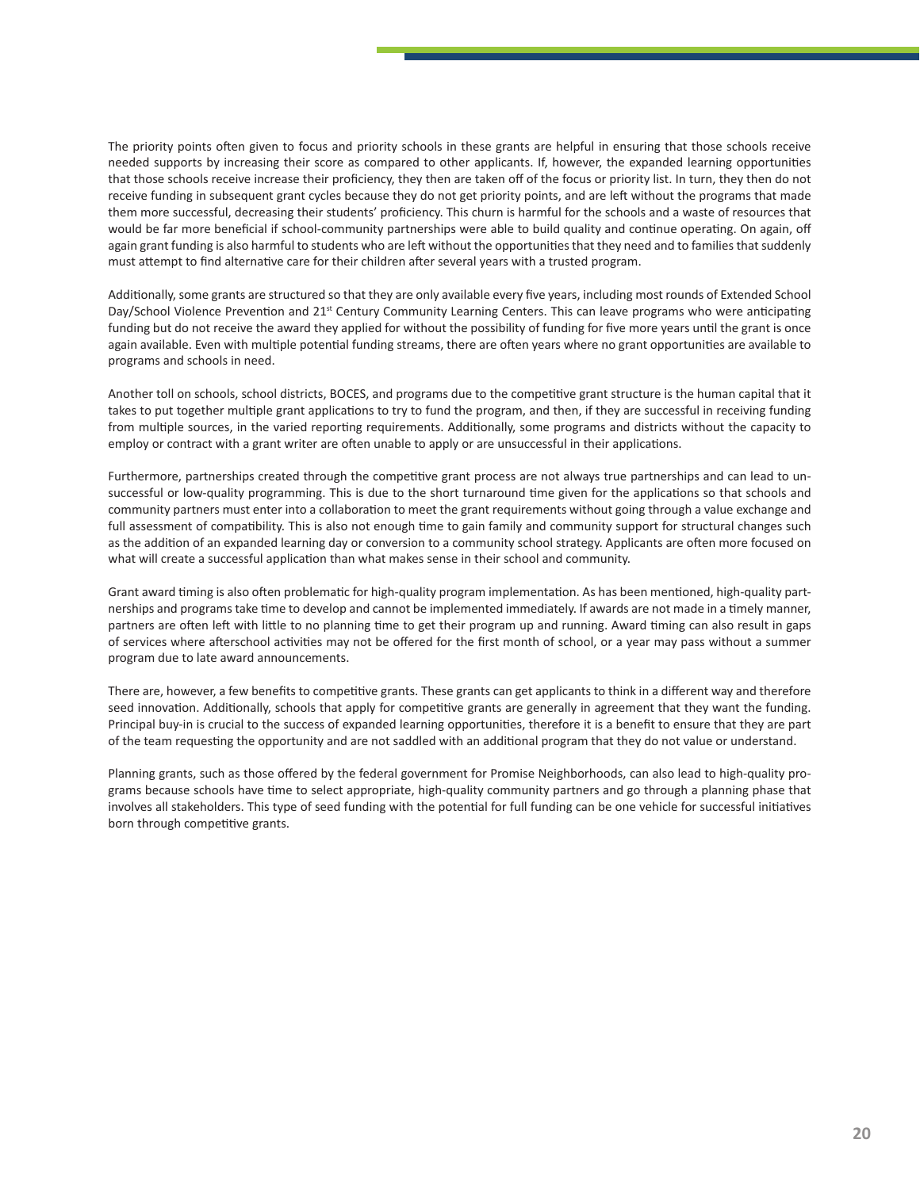The priority points often given to focus and priority schools in these grants are helpful in ensuring that those schools receive needed supports by increasing their score as compared to other applicants. If, however, the expanded learning opportunities that those schools receive increase their proficiency, they then are taken off of the focus or priority list. In turn, they then do not receive funding in subsequent grant cycles because they do not get priority points, and are left without the programs that made them more successful, decreasing their students' proficiency. This churn is harmful for the schools and a waste of resources that would be far more beneficial if school-community partnerships were able to build quality and continue operating. On again, off again grant funding is also harmful to students who are left without the opportunities that they need and to families that suddenly must attempt to find alternative care for their children after several years with a trusted program.

Additionally, some grants are structured so that they are only available every five years, including most rounds of Extended School Day/School Violence Prevention and 21st Century Community Learning Centers. This can leave programs who were anticipating funding but do not receive the award they applied for without the possibility of funding for five more years until the grant is once again available. Even with multiple potential funding streams, there are often years where no grant opportunities are available to programs and schools in need.

Another toll on schools, school districts, BOCES, and programs due to the competitive grant structure is the human capital that it takes to put together multiple grant applications to try to fund the program, and then, if they are successful in receiving funding from multiple sources, in the varied reporting requirements. Additionally, some programs and districts without the capacity to employ or contract with a grant writer are often unable to apply or are unsuccessful in their applications.

Furthermore, partnerships created through the competitive grant process are not always true partnerships and can lead to unsuccessful or low-quality programming. This is due to the short turnaround time given for the applications so that schools and community partners must enter into a collaboration to meet the grant requirements without going through a value exchange and full assessment of compatibility. This is also not enough time to gain family and community support for structural changes such as the addition of an expanded learning day or conversion to a community school strategy. Applicants are often more focused on what will create a successful application than what makes sense in their school and community.

Grant award timing is also often problematic for high-quality program implementation. As has been mentioned, high-quality partnerships and programs take time to develop and cannot be implemented immediately. If awards are not made in a timely manner, partners are often left with little to no planning time to get their program up and running. Award timing can also result in gaps of services where afterschool activities may not be offered for the first month of school, or a year may pass without a summer program due to late award announcements.

There are, however, a few benefits to competitive grants. These grants can get applicants to think in a different way and therefore seed innovation. Additionally, schools that apply for competitive grants are generally in agreement that they want the funding. Principal buy-in is crucial to the success of expanded learning opportunities, therefore it is a benefit to ensure that they are part of the team requesting the opportunity and are not saddled with an additional program that they do not value or understand.

Planning grants, such as those offered by the federal government for Promise Neighborhoods, can also lead to high-quality programs because schools have time to select appropriate, high-quality community partners and go through a planning phase that involves all stakeholders. This type of seed funding with the potential for full funding can be one vehicle for successful initiatives born through competitive grants.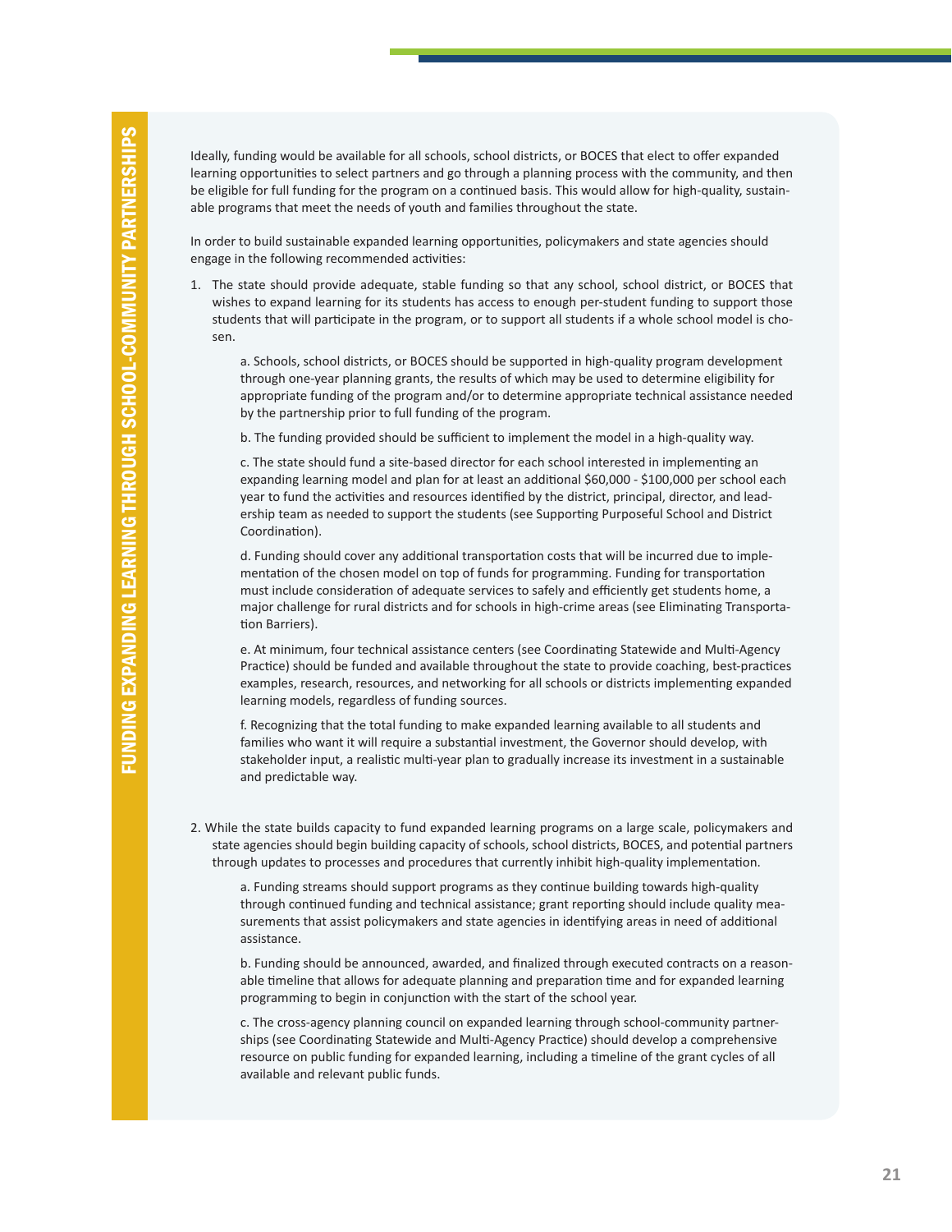Ideally, funding would be available for all schools, school districts, or BOCES that elect to offer expanded learning opportunities to select partners and go through a planning process with the community, and then be eligible for full funding for the program on a continued basis. This would allow for high-quality, sustainable programs that meet the needs of youth and families throughout the state.

In order to build sustainable expanded learning opportunities, policymakers and state agencies should engage in the following recommended activities:

1. The state should provide adequate, stable funding so that any school, school district, or BOCES that wishes to expand learning for its students has access to enough per-student funding to support those students that will participate in the program, or to support all students if a whole school model is chosen.

   a. Schools, school districts, or BOCES should be supported in high-quality program development through one-year planning grants, the results of which may be used to determine eligibility for appropriate funding of the program and/or to determine appropriate technical assistance needed by the partnership prior to full funding of the program.

   b. The funding provided should be sufficient to implement the model in a high-quality way.

   c. The state should fund a site-based director for each school interested in implementing an expanding learning model and plan for at least an additional $60,000 - $100,000 per school each year to fund the activities and resources identified by the district, principal, director, and leadership team as needed to support the students (see Supporting Purposeful School and District Coordination).

   d. Funding should cover any additional transportation costs that will be incurred due to implementation of the chosen model on top of funds for programming. Funding for transportation must include consideration of adequate services to safely and efficiently get students home, a major challenge for rural districts and for schools in high-crime areas (see Eliminating Transportation Barriers).

   e. At minimum, four technical assistance centers (see Coordinating Statewide and Multi-Agency Practice) should be funded and available throughout the state to provide coaching, best-practices examples, research, resources, and networking for all schools or districts implementing expanded learning models, regardless of funding sources.

   f. Recognizing that the total funding to make expanded learning available to all students and families who want it will require a substantial investment, the Governor should develop, with stakeholder input, a realistic multi-year plan to gradually increase its investment in a sustainable and predictable way.

2. While the state builds capacity to fund expanded learning programs on a large scale, policymakers and state agencies should begin building capacity of schools, school districts, BOCES, and potential partners through updates to processes and procedures that currently inhibit high-quality implementation.

   a. Funding streams should support programs as they continue building towards high-quality through continued funding and technical assistance; grant reporting should include quality measurements that assist policymakers and state agencies in identifying areas in need of additional assistance.

   b. Funding should be announced, awarded, and finalized through executed contracts on a reasonable timeline that allows for adequate planning and preparation time and for expanded learning programming to begin in conjunction with the start of the school year.

   c. The cross-agency planning council on expanded learning through school-community partnerships (see Coordinating Statewide and Multi-Agency Practice) should develop a comprehensive resource on public funding for expanded learning, including a timeline of the grant cycles of all available and relevant public funds.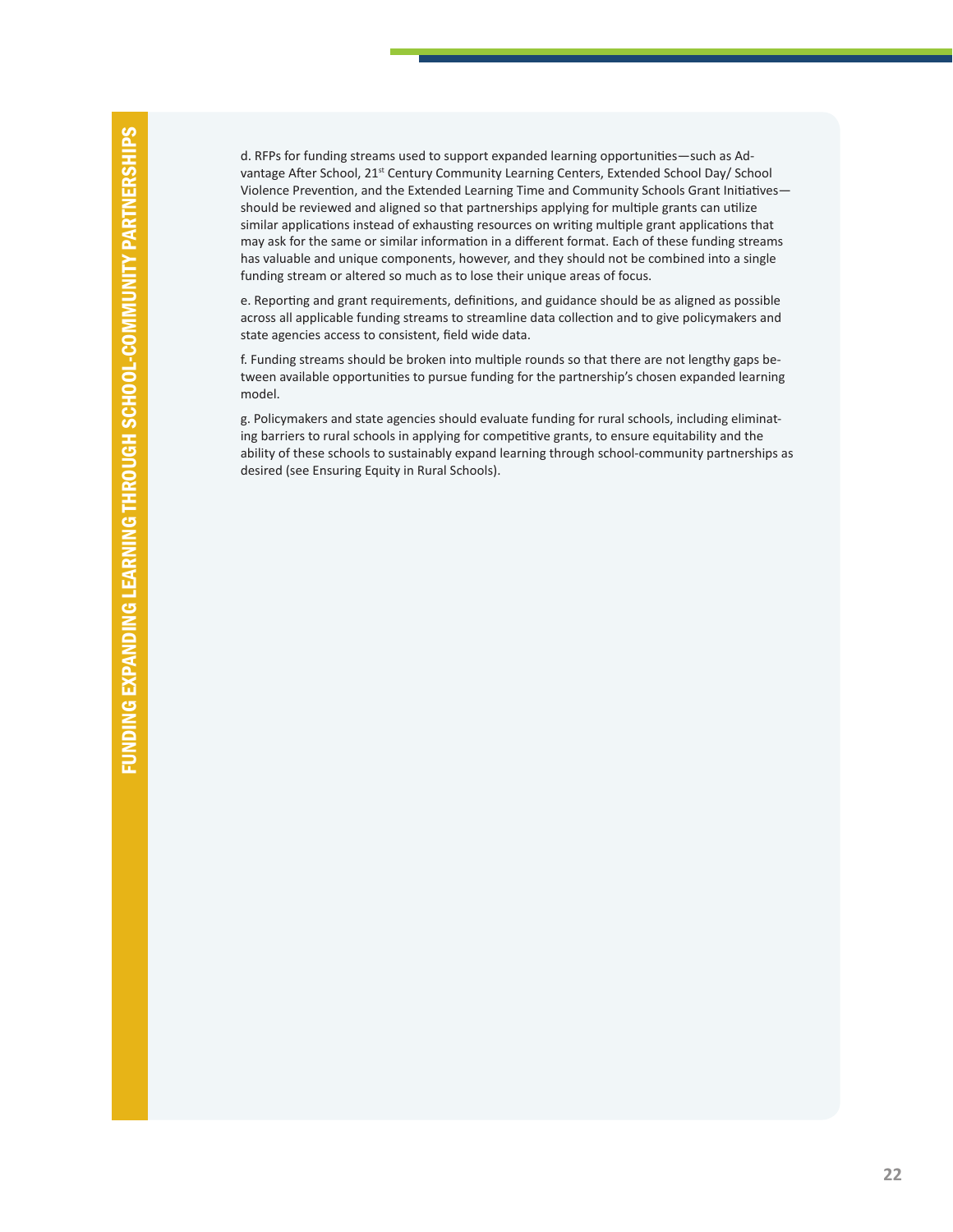d. RFPs for funding streams used to support expanded learning opportunities—such as Advantage After School, 21st Century Community Learning Centers, Extended School Day/ School Violence Prevention, and the Extended Learning Time and Community Schools Grant Initiatives—should be reviewed and aligned so that partnerships applying for multiple grants can utilize similar applications instead of exhausting resources on writing multiple grant applications that may ask for the same or similar information in a different format. Each of these funding streams has valuable and unique components, however, and they should not be combined into a single funding stream or altered so much as to lose their unique areas of focus.

e. Reporting and grant requirements, definitions, and guidance should be as aligned as possible across all applicable funding streams to streamline data collection and to give policymakers and state agencies access to consistent, field wide data.

f. Funding streams should be broken into multiple rounds so that there are not lengthy gaps between available opportunities to pursue funding for the partnership's chosen expanded learning model.

g. Policymakers and state agencies should evaluate funding for rural schools, including eliminating barriers to rural schools in applying for competitive grants, to ensure equitability and the ability of these schools to sustainably expand learning through school-community partnerships as desired (see Ensuring Equity in Rural Schools).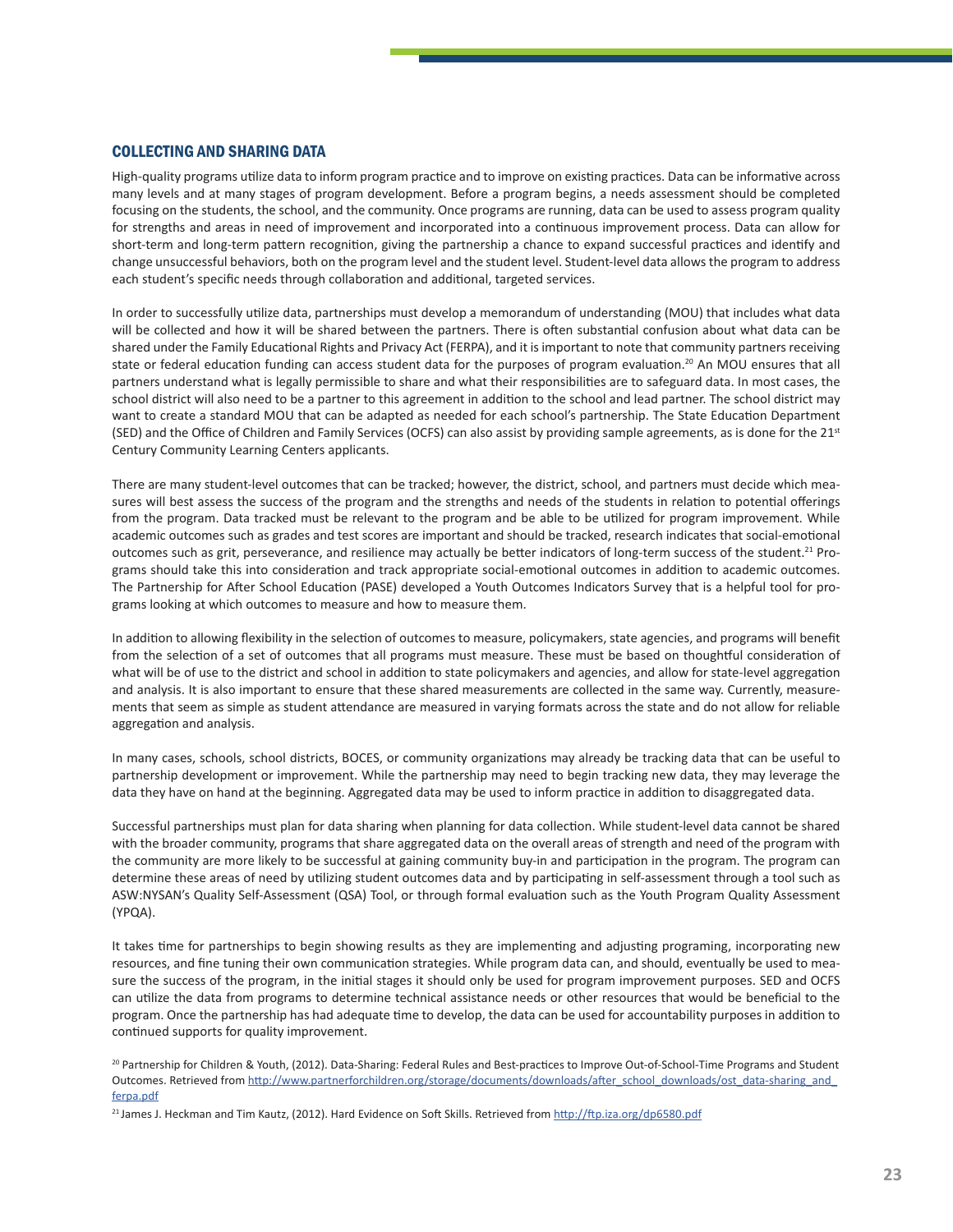## COLLECTING AND SHARING DATA

High-quality programs utilize data to inform program practice and to improve on existing practices. Data can be informative across many levels and at many stages of program development. Before a program begins, a needs assessment should be completed focusing on the students, the school, and the community. Once programs are running, data can be used to assess program quality for strengths and areas in need of improvement and incorporated into a continuous improvement process. Data can allow for short-term and long-term pattern recognition, giving the partnership a chance to expand successful practices and identify and change unsuccessful behaviors, both on the program level and the student level. Student-level data allows the program to address each student's specific needs through collaboration and additional, targeted services.

In order to successfully utilize data, partnerships must develop a memorandum of understanding (MOU) that includes what data will be collected and how it will be shared between the partners. There is often substantial confusion about what data can be shared under the Family Educational Rights and Privacy Act (FERPA), and it is important to note that community partners receiving state or federal education funding can access student data for the purposes of program evaluation.[20] An MOU ensures that all partners understand what is legally permissible to share and what their responsibilities are to safeguard data. In most cases, the school district will also need to be a partner to this agreement in addition to the school and lead partner. The school district may want to create a standard MOU that can be adapted as needed for each school's partnership. The State Education Department (SED) and the Office of Children and Family Services (OCFS) can also assist by providing sample agreements, as is done for the 21st Century Community Learning Centers applicants.

There are many student-level outcomes that can be tracked; however, the district, school, and partners must decide which measures will best assess the success of the program and the strengths and needs of the students in relation to potential offerings from the program. Data tracked must be relevant to the program and be able to be utilized for program improvement. While academic outcomes such as grades and test scores are important and should be tracked, research indicates that social-emotional outcomes such as grit, perseverance, and resilience may actually be better indicators of long-term success of the student.[21] Programs should take this into consideration and track appropriate social-emotional outcomes in addition to academic outcomes. The Partnership for After School Education (PASE) developed a Youth Outcomes Indicators Survey that is a helpful tool for programs looking at which outcomes to measure and how to measure them.

In addition to allowing flexibility in the selection of outcomes to measure, policymakers, state agencies, and programs will benefit from the selection of a set of outcomes that all programs must measure. These must be based on thoughtful consideration of what will be of use to the district and school in addition to state policymakers and agencies, and allow for state-level aggregation and analysis. It is also important to ensure that these shared measurements are collected in the same way. Currently, measurements that seem as simple as student attendance are measured in varying formats across the state and do not allow for reliable aggregation and analysis.

In many cases, schools, school districts, BOCES, or community organizations may already be tracking data that can be useful to partnership development or improvement. While the partnership may need to begin tracking new data, they may leverage the data they have on hand at the beginning. Aggregated data may be used to inform practice in addition to disaggregated data.

Successful partnerships must plan for data sharing when planning for data collection. While student-level data cannot be shared with the broader community, programs that share aggregated data on the overall areas of strength and need of the program with the community are more likely to be successful at gaining community buy-in and participation in the program. The program can determine these areas of need by utilizing student outcomes data and by participating in self-assessment through a tool such as ASW:NYSAN's Quality Self-Assessment (QSA) Tool, or through formal evaluation such as the Youth Program Quality Assessment (YPQA).

It takes time for partnerships to begin showing results as they are implementing and adjusting programing, incorporating new resources, and fine tuning their own communication strategies. While program data can, and should, eventually be used to measure the success of the program, in the initial stages it should only be used for program improvement purposes. SED and OCFS can utilize the data from programs to determine technical assistance needs or other resources that would be beneficial to the program. Once the partnership has had adequate time to develop, the data can be used for accountability purposes in addition to continued supports for quality improvement.

[20] Partnership for Children & Youth, (2012). Data-Sharing: Federal Rules and Best-practices to Improve Out-of-School-Time Programs and Student Outcomes. Retrieved from http://www.partnerforchildren.org/storage/documents/downloads/after_school_downloads/ost_data-sharing_and_ferpa.pdf

[21] James J. Heckman and Tim Kautz, (2012). Hard Evidence on Soft Skills. Retrieved from http://ftp.iza.org/dp6580.pdf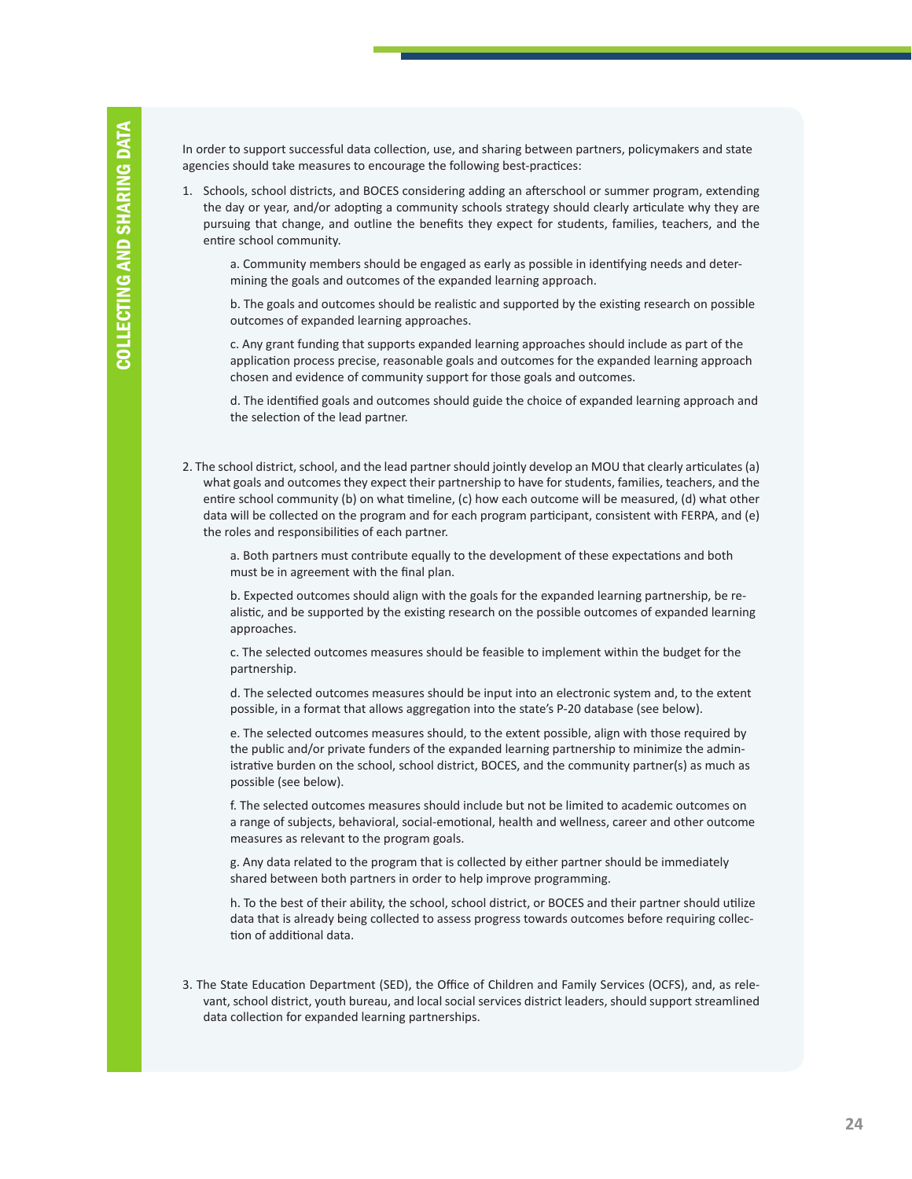In order to support successful data collection, use, and sharing between partners, policymakers and state agencies should take measures to encourage the following best-practices:

1. Schools, school districts, and BOCES considering adding an afterschool or summer program, extending the day or year, and/or adopting a community schools strategy should clearly articulate why they are pursuing that change, and outline the benefits they expect for students, families, teachers, and the entire school community.

    a. Community members should be engaged as early as possible in identifying needs and determining the goals and outcomes of the expanded learning approach.

    b. The goals and outcomes should be realistic and supported by the existing research on possible outcomes of expanded learning approaches.

    c. Any grant funding that supports expanded learning approaches should include as part of the application process precise, reasonable goals and outcomes for the expanded learning approach chosen and evidence of community support for those goals and outcomes.

    d. The identified goals and outcomes should guide the choice of expanded learning approach and the selection of the lead partner.

2. The school district, school, and the lead partner should jointly develop an MOU that clearly articulates (a) what goals and outcomes they expect their partnership to have for students, families, teachers, and the entire school community (b) on what timeline, (c) how each outcome will be measured, (d) what other data will be collected on the program and for each program participant, consistent with FERPA, and (e) the roles and responsibilities of each partner.

    a. Both partners must contribute equally to the development of these expectations and both must be in agreement with the final plan.

    b. Expected outcomes should align with the goals for the expanded learning partnership, be realistic, and be supported by the existing research on the possible outcomes of expanded learning approaches.

    c. The selected outcomes measures should be feasible to implement within the budget for the partnership.

    d. The selected outcomes measures should be input into an electronic system and, to the extent possible, in a format that allows aggregation into the state's P-20 database (see below).

    e. The selected outcomes measures should, to the extent possible, align with those required by the public and/or private funders of the expanded learning partnership to minimize the administrative burden on the school, school district, BOCES, and the community partner(s) as much as possible (see below).

    f. The selected outcomes measures should include but not be limited to academic outcomes on a range of subjects, behavioral, social-emotional, health and wellness, career and other outcome measures as relevant to the program goals.

    g. Any data related to the program that is collected by either partner should be immediately shared between both partners in order to help improve programming.

    h. To the best of their ability, the school, school district, or BOCES and their partner should utilize data that is already being collected to assess progress towards outcomes before requiring collection of additional data.

3. The State Education Department (SED), the Office of Children and Family Services (OCFS), and, as relevant, school district, youth bureau, and local social services district leaders, should support streamlined data collection for expanded learning partnerships.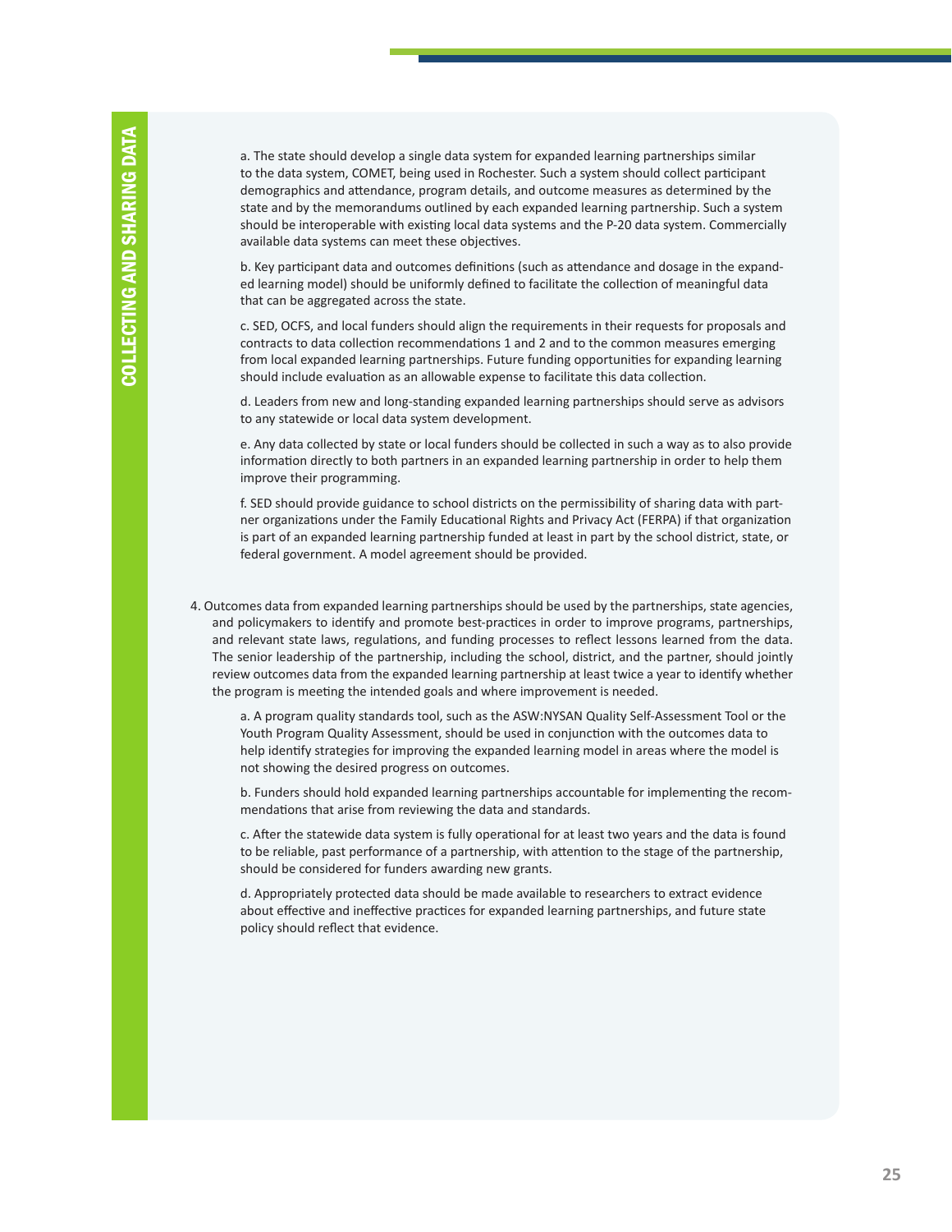a. The state should develop a single data system for expanded learning partnerships similar to the data system, COMET, being used in Rochester. Such a system should collect participant demographics and attendance, program details, and outcome measures as determined by the state and by the memorandums outlined by each expanded learning partnership. Such a system should be interoperable with existing local data systems and the P-20 data system. Commercially available data systems can meet these objectives.

b. Key participant data and outcomes definitions (such as attendance and dosage in the expanded learning model) should be uniformly defined to facilitate the collection of meaningful data that can be aggregated across the state.

c. SED, OCFS, and local funders should align the requirements in their requests for proposals and contracts to data collection recommendations 1 and 2 and to the common measures emerging from local expanded learning partnerships. Future funding opportunities for expanding learning should include evaluation as an allowable expense to facilitate this data collection.

d. Leaders from new and long-standing expanded learning partnerships should serve as advisors to any statewide or local data system development.

e. Any data collected by state or local funders should be collected in such a way as to also provide information directly to both partners in an expanded learning partnership in order to help them improve their programming.

f. SED should provide guidance to school districts on the permissibility of sharing data with partner organizations under the Family Educational Rights and Privacy Act (FERPA) if that organization is part of an expanded learning partnership funded at least in part by the school district, state, or federal government. A model agreement should be provided.

4. Outcomes data from expanded learning partnerships should be used by the partnerships, state agencies, and policymakers to identify and promote best-practices in order to improve programs, partnerships, and relevant state laws, regulations, and funding processes to reflect lessons learned from the data. The senior leadership of the partnership, including the school, district, and the partner, should jointly review outcomes data from the expanded learning partnership at least twice a year to identify whether the program is meeting the intended goals and where improvement is needed.

   a. A program quality standards tool, such as the ASW:NYSAN Quality Self-Assessment Tool or the Youth Program Quality Assessment, should be used in conjunction with the outcomes data to help identify strategies for improving the expanded learning model in areas where the model is not showing the desired progress on outcomes.

   b. Funders should hold expanded learning partnerships accountable for implementing the recommendations that arise from reviewing the data and standards.

   c. After the statewide data system is fully operational for at least two years and the data is found to be reliable, past performance of a partnership, with attention to the stage of the partnership, should be considered for funders awarding new grants.

   d. Appropriately protected data should be made available to researchers to extract evidence about effective and ineffective practices for expanded learning partnerships, and future state policy should reflect that evidence.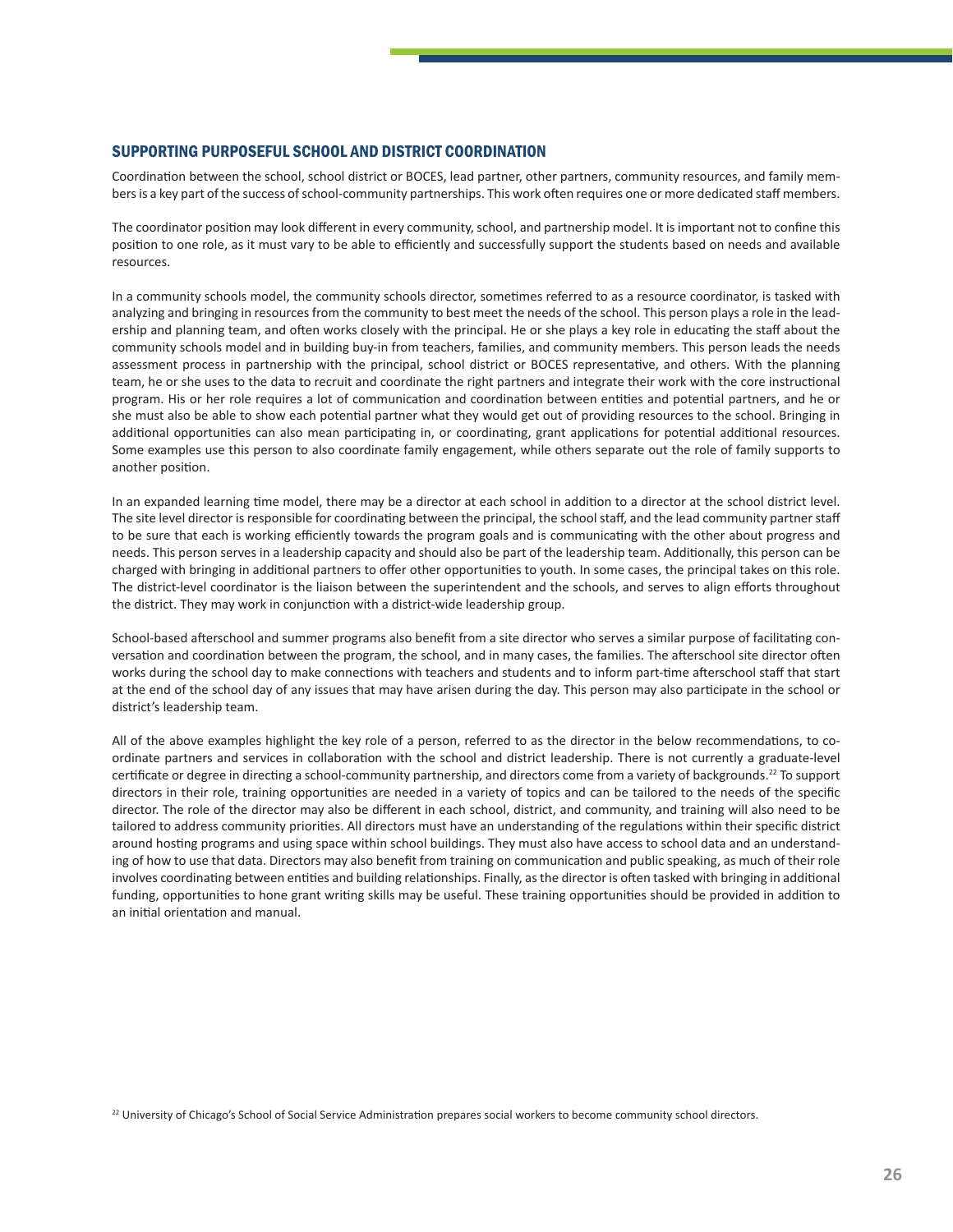## SUPPORTING PURPOSEFUL SCHOOL AND DISTRICT COORDINATION

Coordination between the school, school district or BOCES, lead partner, other partners, community resources, and family members is a key part of the success of school-community partnerships. This work often requires one or more dedicated staff members.

The coordinator position may look different in every community, school, and partnership model. It is important not to confine this position to one role, as it must vary to be able to efficiently and successfully support the students based on needs and available resources.

In a community schools model, the community schools director, sometimes referred to as a resource coordinator, is tasked with analyzing and bringing in resources from the community to best meet the needs of the school. This person plays a role in the leadership and planning team, and often works closely with the principal. He or she plays a key role in educating the staff about the community schools model and in building buy-in from teachers, families, and community members. This person leads the needs assessment process in partnership with the principal, school district or BOCES representative, and others. With the planning team, he or she uses to the data to recruit and coordinate the right partners and integrate their work with the core instructional program. His or her role requires a lot of communication and coordination between entities and potential partners, and he or she must also be able to show each potential partner what they would get out of providing resources to the school. Bringing in additional opportunities can also mean participating in, or coordinating, grant applications for potential additional resources. Some examples use this person to also coordinate family engagement, while others separate out the role of family supports to another position.

In an expanded learning time model, there may be a director at each school in addition to a director at the school district level. The site level director is responsible for coordinating between the principal, the school staff, and the lead community partner staff to be sure that each is working efficiently towards the program goals and is communicating with the other about progress and needs. This person serves in a leadership capacity and should also be part of the leadership team. Additionally, this person can be charged with bringing in additional partners to offer other opportunities to youth. In some cases, the principal takes on this role. The district-level coordinator is the liaison between the superintendent and the schools, and serves to align efforts throughout the district. They may work in conjunction with a district-wide leadership group.

School-based afterschool and summer programs also benefit from a site director who serves a similar purpose of facilitating conversation and coordination between the program, the school, and in many cases, the families. The afterschool site director often works during the school day to make connections with teachers and students and to inform part-time afterschool staff that start at the end of the school day of any issues that may have arisen during the day. This person may also participate in the school or district's leadership team.

All of the above examples highlight the key role of a person, referred to as the director in the below recommendations, to coordinate partners and services in collaboration with the school and district leadership. There is not currently a graduate-level certificate or degree in directing a school-community partnership, and directors come from a variety of backgrounds.[22] To support directors in their role, training opportunities are needed in a variety of topics and can be tailored to the needs of the specific director. The role of the director may also be different in each school, district, and community, and training will also need to be tailored to address community priorities. All directors must have an understanding of the regulations within their specific district around hosting programs and using space within school buildings. They must also have access to school data and an understanding of how to use that data. Directors may also benefit from training on communication and public speaking, as much of their role involves coordinating between entities and building relationships. Finally, as the director is often tasked with bringing in additional funding, opportunities to hone grant writing skills may be useful. These training opportunities should be provided in addition to an initial orientation and manual.

[22] University of Chicago's School of Social Service Administration prepares social workers to become community school directors.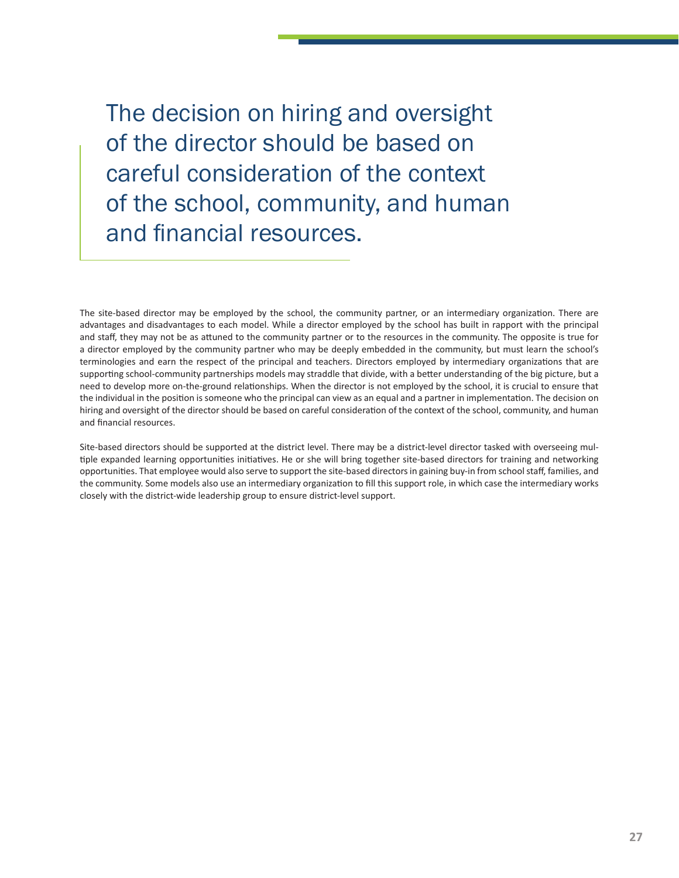> The decision on hiring and oversight of the director should be based on careful consideration of the context of the school, community, and human and financial resources.

The site-based director may be employed by the school, the community partner, or an intermediary organization. There are advantages and disadvantages to each model. While a director employed by the school has built in rapport with the principal and staff, they may not be as attuned to the community partner or to the resources in the community. The opposite is true for a director employed by the community partner who may be deeply embedded in the community, but must learn the school's terminologies and earn the respect of the principal and teachers. Directors employed by intermediary organizations that are supporting school-community partnerships models may straddle that divide, with a better understanding of the big picture, but a need to develop more on-the-ground relationships. When the director is not employed by the school, it is crucial to ensure that the individual in the position is someone who the principal can view as an equal and a partner in implementation. The decision on hiring and oversight of the director should be based on careful consideration of the context of the school, community, and human and financial resources.

Site-based directors should be supported at the district level. There may be a district-level director tasked with overseeing multiple expanded learning opportunities initiatives. He or she will bring together site-based directors for training and networking opportunities. That employee would also serve to support the site-based directors in gaining buy-in from school staff, families, and the community. Some models also use an intermediary organization to fill this support role, in which case the intermediary works closely with the district-wide leadership group to ensure district-level support.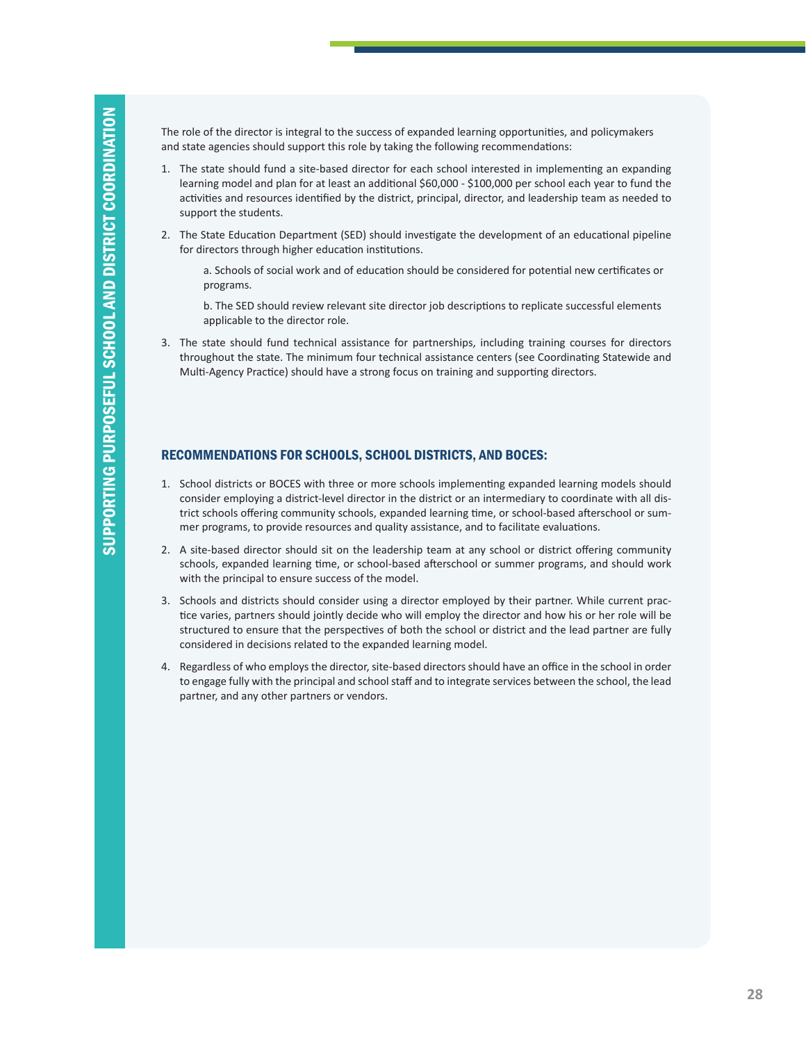The role of the director is integral to the success of expanded learning opportunities, and policymakers and state agencies should support this role by taking the following recommendations:

1. The state should fund a site-based director for each school interested in implementing an expanding learning model and plan for at least an additional $60,000 - $100,000 per school each year to fund the activities and resources identified by the district, principal, director, and leadership team as needed to support the students.
2. The State Education Department (SED) should investigate the development of an educational pipeline for directors through higher education institutions.

   a. Schools of social work and of education should be considered for potential new certificates or programs.

   b. The SED should review relevant site director job descriptions to replicate successful elements applicable to the director role.
3. The state should fund technical assistance for partnerships, including training courses for directors throughout the state. The minimum four technical assistance centers (see Coordinating Statewide and Multi-Agency Practice) should have a strong focus on training and supporting directors.

### RECOMMENDATIONS FOR SCHOOLS, SCHOOL DISTRICTS, AND BOCES:

1. School districts or BOCES with three or more schools implementing expanded learning models should consider employing a district-level director in the district or an intermediary to coordinate with all district schools offering community schools, expanded learning time, or school-based afterschool or summer programs, to provide resources and quality assistance, and to facilitate evaluations.
2. A site-based director should sit on the leadership team at any school or district offering community schools, expanded learning time, or school-based afterschool or summer programs, and should work with the principal to ensure success of the model.
3. Schools and districts should consider using a director employed by their partner. While current practice varies, partners should jointly decide who will employ the director and how his or her role will be structured to ensure that the perspectives of both the school or district and the lead partner are fully considered in decisions related to the expanded learning model.
4. Regardless of who employs the director, site-based directors should have an office in the school in order to engage fully with the principal and school staff and to integrate services between the school, the lead partner, and any other partners or vendors.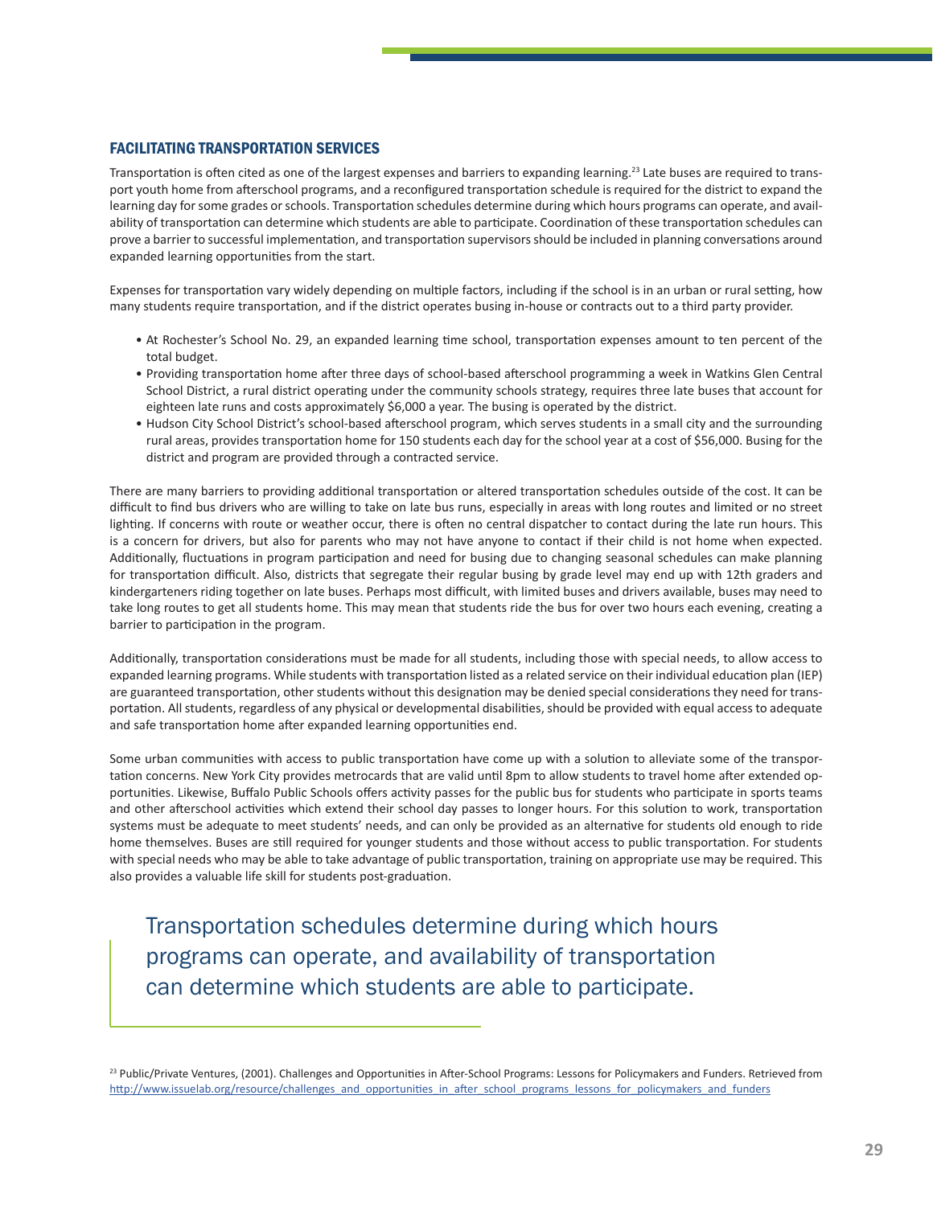### FACILITATING TRANSPORTATION SERVICES

Transportation is often cited as one of the largest expenses and barriers to expanding learning.[23] Late buses are required to transport youth home from afterschool programs, and a reconfigured transportation schedule is required for the district to expand the learning day for some grades or schools. Transportation schedules determine during which hours programs can operate, and availability of transportation can determine which students are able to participate. Coordination of these transportation schedules can prove a barrier to successful implementation, and transportation supervisors should be included in planning conversations around expanded learning opportunities from the start.

Expenses for transportation vary widely depending on multiple factors, including if the school is in an urban or rural setting, how many students require transportation, and if the district operates busing in-house or contracts out to a third party provider.

- At Rochester's School No. 29, an expanded learning time school, transportation expenses amount to ten percent of the total budget.
- Providing transportation home after three days of school-based afterschool programming a week in Watkins Glen Central School District, a rural district operating under the community schools strategy, requires three late buses that account for eighteen late runs and costs approximately $6,000 a year. The busing is operated by the district.
- Hudson City School District's school-based afterschool program, which serves students in a small city and the surrounding rural areas, provides transportation home for 150 students each day for the school year at a cost of $56,000. Busing for the district and program are provided through a contracted service.

There are many barriers to providing additional transportation or altered transportation schedules outside of the cost. It can be difficult to find bus drivers who are willing to take on late bus runs, especially in areas with long routes and limited or no street lighting. If concerns with route or weather occur, there is often no central dispatcher to contact during the late run hours. This is a concern for drivers, but also for parents who may not have anyone to contact if their child is not home when expected. Additionally, fluctuations in program participation and need for busing due to changing seasonal schedules can make planning for transportation difficult. Also, districts that segregate their regular busing by grade level may end up with 12th graders and kindergarteners riding together on late buses. Perhaps most difficult, with limited buses and drivers available, buses may need to take long routes to get all students home. This may mean that students ride the bus for over two hours each evening, creating a barrier to participation in the program.

Additionally, transportation considerations must be made for all students, including those with special needs, to allow access to expanded learning programs. While students with transportation listed as a related service on their individual education plan (IEP) are guaranteed transportation, other students without this designation may be denied special considerations they need for transportation. All students, regardless of any physical or developmental disabilities, should be provided with equal access to adequate and safe transportation home after expanded learning opportunities end.

Some urban communities with access to public transportation have come up with a solution to alleviate some of the transportation concerns. New York City provides metrocards that are valid until 8pm to allow students to travel home after extended opportunities. Likewise, Buffalo Public Schools offers activity passes for the public bus for students who participate in sports teams and other afterschool activities which extend their school day passes to longer hours. For this solution to work, transportation systems must be adequate to meet students' needs, and can only be provided as an alternative for students old enough to ride home themselves. Buses are still required for younger students and those without access to public transportation. For students with special needs who may be able to take advantage of public transportation, training on appropriate use may be required. This also provides a valuable life skill for students post-graduation.

> Transportation schedules determine during which hours programs can operate, and availability of transportation can determine which students are able to participate.

[23] Public/Private Ventures, (2001). Challenges and Opportunities in After-School Programs: Lessons for Policymakers and Funders. Retrieved from http://www.issuelab.org/resource/challenges_and_opportunities_in_after_school_programs_lessons_for_policymakers_and_funders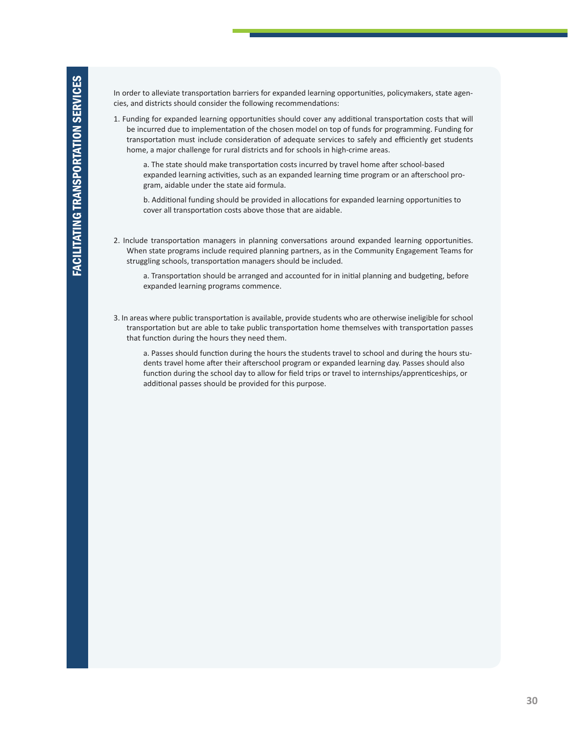In order to alleviate transportation barriers for expanded learning opportunities, policymakers, state agencies, and districts should consider the following recommendations:

1. Funding for expanded learning opportunities should cover any additional transportation costs that will be incurred due to implementation of the chosen model on top of funds for programming. Funding for transportation must include consideration of adequate services to safely and efficiently get students home, a major challenge for rural districts and for schools in high-crime areas.

   a. The state should make transportation costs incurred by travel home after school-based expanded learning activities, such as an expanded learning time program or an afterschool program, aidable under the state aid formula.

   b. Additional funding should be provided in allocations for expanded learning opportunities to cover all transportation costs above those that are aidable.

2. Include transportation managers in planning conversations around expanded learning opportunities. When state programs include required planning partners, as in the Community Engagement Teams for struggling schools, transportation managers should be included.

   a. Transportation should be arranged and accounted for in initial planning and budgeting, before expanded learning programs commence.

3. In areas where public transportation is available, provide students who are otherwise ineligible for school transportation but are able to take public transportation home themselves with transportation passes that function during the hours they need them.

   a. Passes should function during the hours the students travel to school and during the hours students travel home after their afterschool program or expanded learning day. Passes should also function during the school day to allow for field trips or travel to internships/apprenticeships, or additional passes should be provided for this purpose.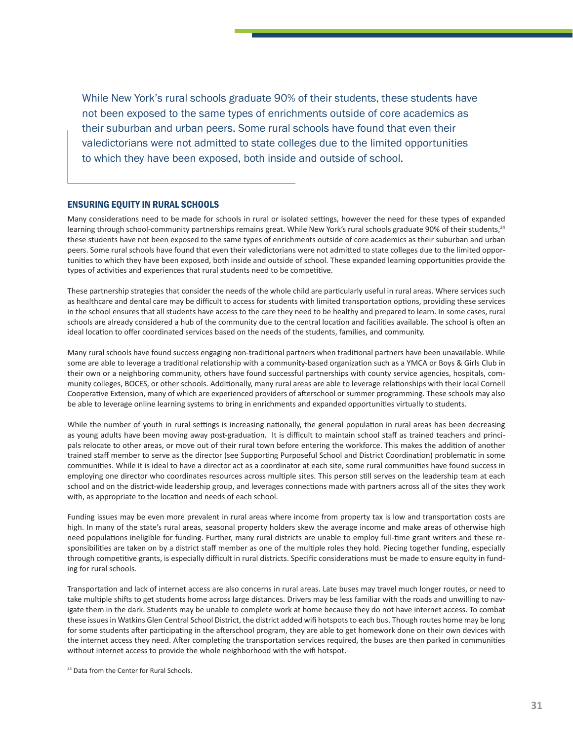> While New York's rural schools graduate 90% of their students, these students have not been exposed to the same types of enrichments outside of core academics as their suburban and urban peers. Some rural schools have found that even their valedictorians were not admitted to state colleges due to the limited opportunities to which they have been exposed, both inside and outside of school.

## ENSURING EQUITY IN RURAL SCHOOLS

Many considerations need to be made for schools in rural or isolated settings, however the need for these types of expanded learning through school-community partnerships remains great. While New York's rural schools graduate 90% of their students,[24] these students have not been exposed to the same types of enrichments outside of core academics as their suburban and urban peers. Some rural schools have found that even their valedictorians were not admitted to state colleges due to the limited opportunities to which they have been exposed, both inside and outside of school. These expanded learning opportunities provide the types of activities and experiences that rural students need to be competitive.

These partnership strategies that consider the needs of the whole child are particularly useful in rural areas. Where services such as healthcare and dental care may be difficult to access for students with limited transportation options, providing these services in the school ensures that all students have access to the care they need to be healthy and prepared to learn. In some cases, rural schools are already considered a hub of the community due to the central location and facilities available. The school is often an ideal location to offer coordinated services based on the needs of the students, families, and community.

Many rural schools have found success engaging non-traditional partners when traditional partners have been unavailable. While some are able to leverage a traditional relationship with a community-based organization such as a YMCA or Boys & Girls Club in their own or a neighboring community, others have found successful partnerships with county service agencies, hospitals, community colleges, BOCES, or other schools. Additionally, many rural areas are able to leverage relationships with their local Cornell Cooperative Extension, many of which are experienced providers of afterschool or summer programming. These schools may also be able to leverage online learning systems to bring in enrichments and expanded opportunities virtually to students.

While the number of youth in rural settings is increasing nationally, the general population in rural areas has been decreasing as young adults have been moving away post-graduation. It is difficult to maintain school staff as trained teachers and principals relocate to other areas, or move out of their rural town before entering the workforce. This makes the addition of another trained staff member to serve as the director (see Supporting Purposeful School and District Coordination) problematic in some communities. While it is ideal to have a director act as a coordinator at each site, some rural communities have found success in employing one director who coordinates resources across multiple sites. This person still serves on the leadership team at each school and on the district-wide leadership group, and leverages connections made with partners across all of the sites they work with, as appropriate to the location and needs of each school.

Funding issues may be even more prevalent in rural areas where income from property tax is low and transportation costs are high. In many of the state's rural areas, seasonal property holders skew the average income and make areas of otherwise high need populations ineligible for funding. Further, many rural districts are unable to employ full-time grant writers and these responsibilities are taken on by a district staff member as one of the multiple roles they hold. Piecing together funding, especially through competitive grants, is especially difficult in rural districts. Specific considerations must be made to ensure equity in funding for rural schools.

Transportation and lack of internet access are also concerns in rural areas. Late buses may travel much longer routes, or need to take multiple shifts to get students home across large distances. Drivers may be less familiar with the roads and unwilling to navigate them in the dark. Students may be unable to complete work at home because they do not have internet access. To combat these issues in Watkins Glen Central School District, the district added wifi hotspots to each bus. Though routes home may be long for some students after participating in the afterschool program, they are able to get homework done on their own devices with the internet access they need. After completing the transportation services required, the buses are then parked in communities without internet access to provide the whole neighborhood with the wifi hotspot.

[24] Data from the Center for Rural Schools.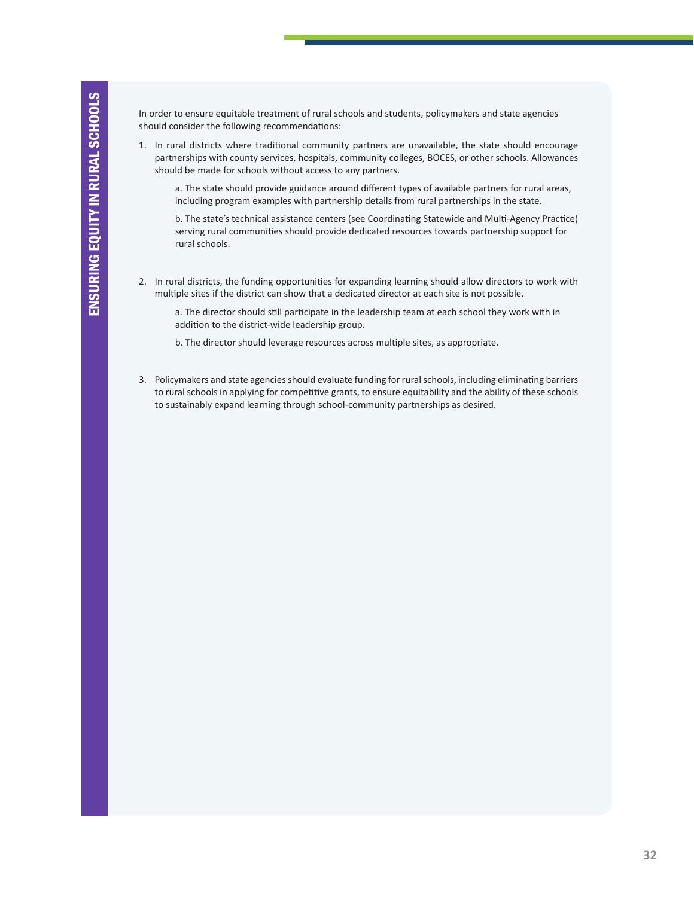In order to ensure equitable treatment of rural schools and students, policymakers and state agencies should consider the following recommendations:

1. In rural districts where traditional community partners are unavailable, the state should encourage partnerships with county services, hospitals, community colleges, BOCES, or other schools. Allowances should be made for schools without access to any partners.

    a. The state should provide guidance around different types of available partners for rural areas, including program examples with partnership details from rural partnerships in the state.

    b. The state's technical assistance centers (see Coordinating Statewide and Multi-Agency Practice) serving rural communities should provide dedicated resources towards partnership support for rural schools.

2. In rural districts, the funding opportunities for expanding learning should allow directors to work with multiple sites if the district can show that a dedicated director at each site is not possible.

    a. The director should still participate in the leadership team at each school they work with in addition to the district-wide leadership group.

    b. The director should leverage resources across multiple sites, as appropriate.

3. Policymakers and state agencies should evaluate funding for rural schools, including eliminating barriers to rural schools in applying for competitive grants, to ensure equitability and the ability of these schools to sustainably expand learning through school-community partnerships as desired.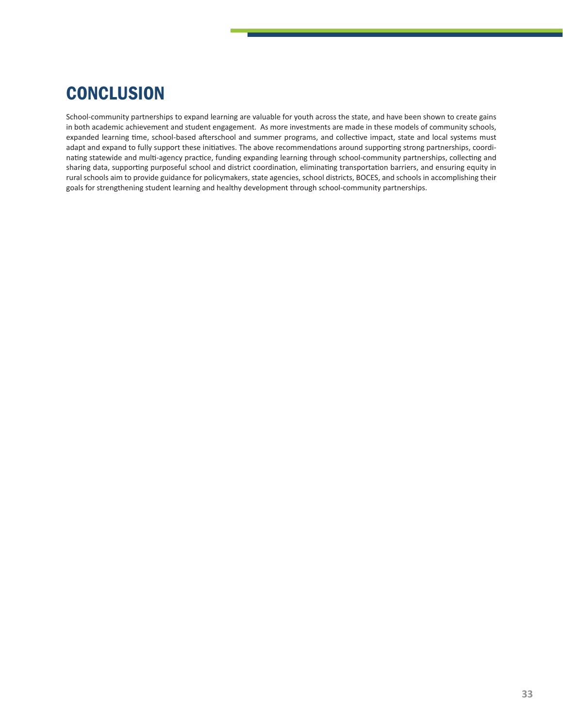# CONCLUSION

School-community partnerships to expand learning are valuable for youth across the state, and have been shown to create gains in both academic achievement and student engagement. As more investments are made in these models of community schools, expanded learning time, school-based afterschool and summer programs, and collective impact, state and local systems must adapt and expand to fully support these initiatives. The above recommendations around supporting strong partnerships, coordinating statewide and multi-agency practice, funding expanding learning through school-community partnerships, collecting and sharing data, supporting purposeful school and district coordination, eliminating transportation barriers, and ensuring equity in rural schools aim to provide guidance for policymakers, state agencies, school districts, BOCES, and schools in accomplishing their goals for strengthening student learning and healthy development through school-community partnerships.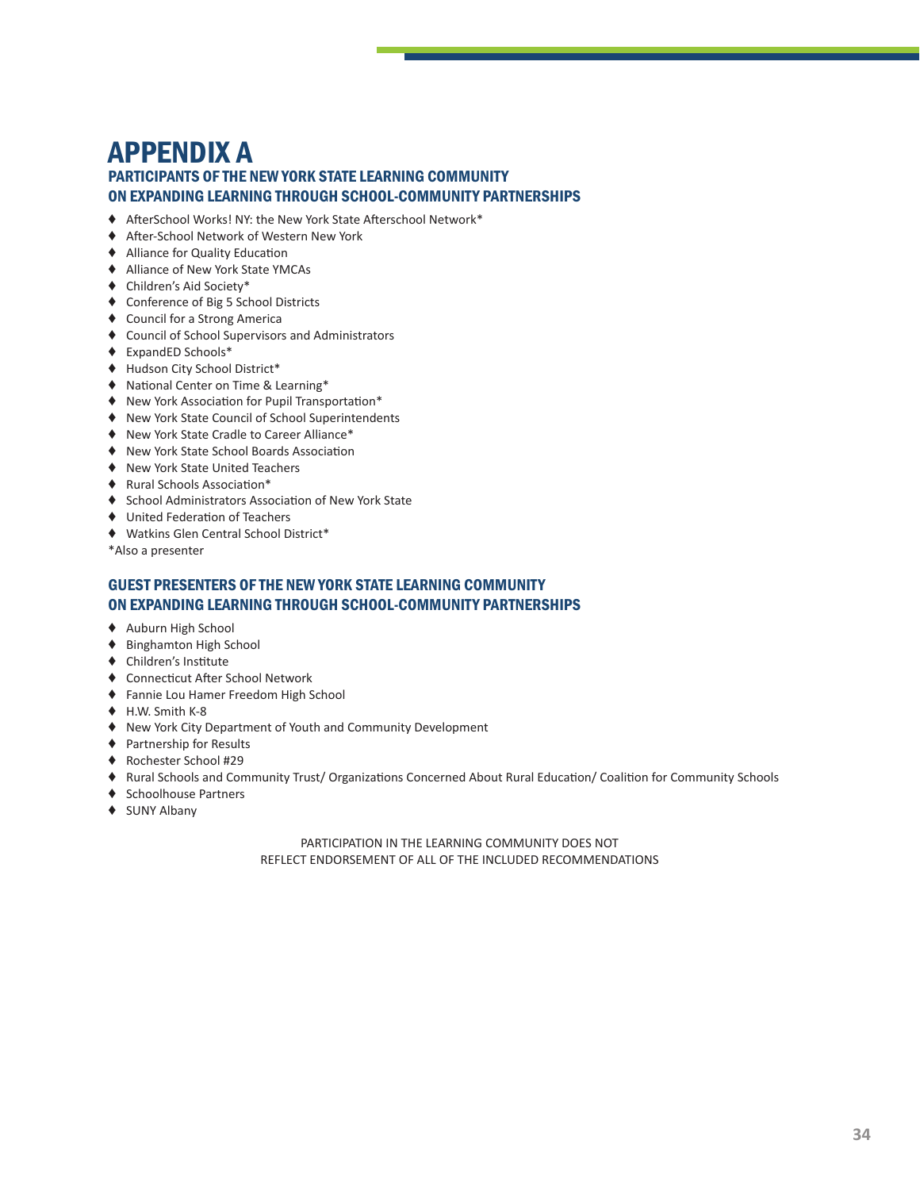# APPENDIX A

## PARTICIPANTS OF THE NEW YORK STATE LEARNING COMMUNITY ON EXPANDING LEARNING THROUGH SCHOOL-COMMUNITY PARTNERSHIPS

- AfterSchool Works! NY: the New York State Afterschool Network*
- After-School Network of Western New York
- Alliance for Quality Education
- Alliance of New York State YMCAs
- Children's Aid Society*
- Conference of Big 5 School Districts
- Council for a Strong America
- Council of School Supervisors and Administrators
- ExpandED Schools*
- Hudson City School District*
- National Center on Time & Learning*
- New York Association for Pupil Transportation*
- New York State Council of School Superintendents
- New York State Cradle to Career Alliance*
- New York State School Boards Association
- New York State United Teachers
- Rural Schools Association*
- School Administrators Association of New York State
- United Federation of Teachers
- Watkins Glen Central School District*

*Also a presenter

## GUEST PRESENTERS OF THE NEW YORK STATE LEARNING COMMUNITY ON EXPANDING LEARNING THROUGH SCHOOL-COMMUNITY PARTNERSHIPS

- Auburn High School
- Binghamton High School
- Children's Institute
- Connecticut After School Network
- Fannie Lou Hamer Freedom High School
- H.W. Smith K-8
- New York City Department of Youth and Community Development
- Partnership for Results
- Rochester School #29
- Rural Schools and Community Trust/ Organizations Concerned About Rural Education/ Coalition for Community Schools
- Schoolhouse Partners
- SUNY Albany

PARTICIPATION IN THE LEARNING COMMUNITY DOES NOT
REFLECT ENDORSEMENT OF ALL OF THE INCLUDED RECOMMENDATIONS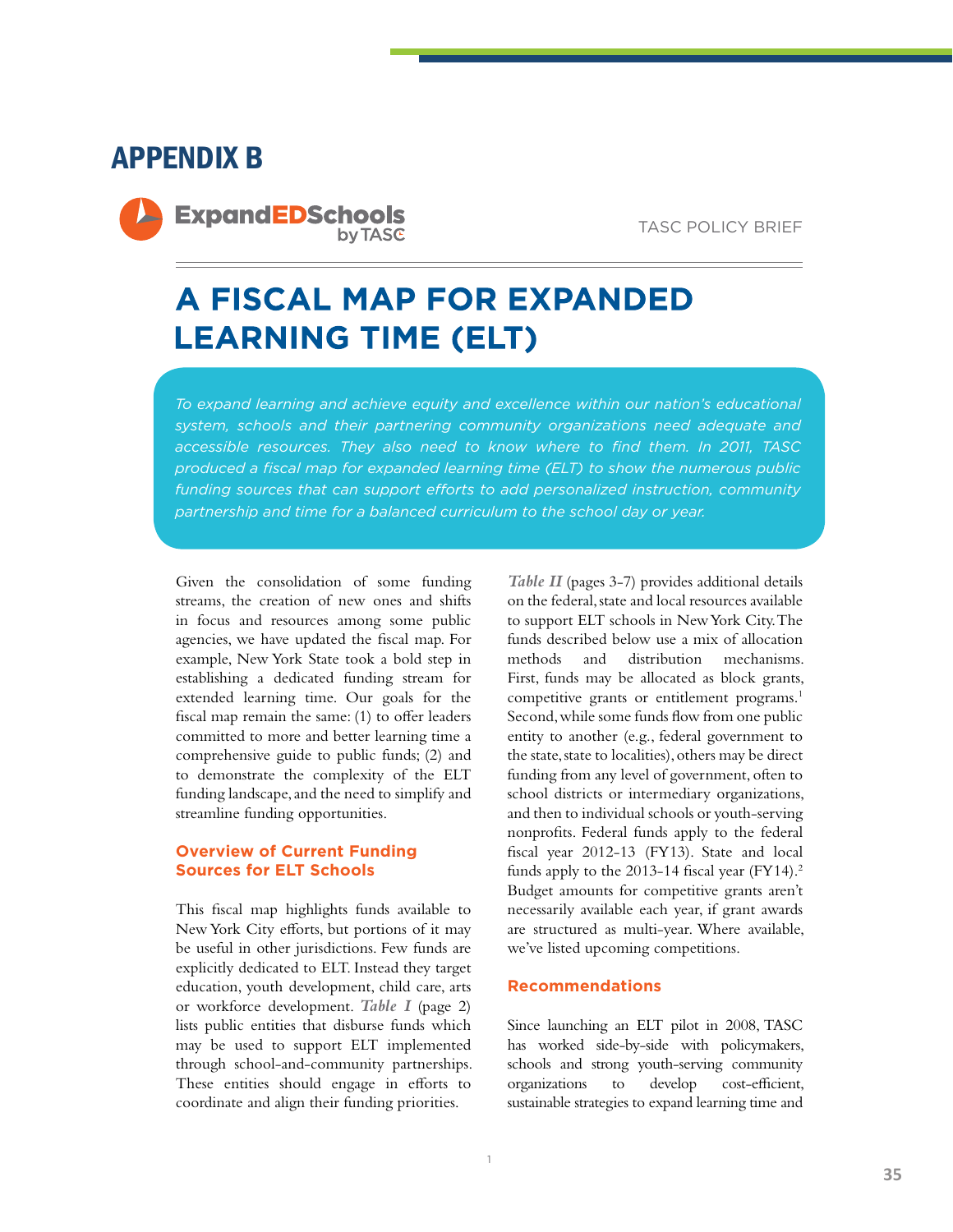# APPENDIX B

ExpandEDSchools by TASC

TASC POLICY BRIEF

## A FISCAL MAP FOR EXPANDED LEARNING TIME (ELT)

*To expand learning and achieve equity and excellence within our nation's educational system, schools and their partnering community organizations need adequate and accessible resources. They also need to know where to find them. In 2011, TASC produced a fiscal map for expanded learning time (ELT) to show the numerous public funding sources that can support efforts to add personalized instruction, community partnership and time for a balanced curriculum to the school day or year.*

Given the consolidation of some funding streams, the creation of new ones and shifts in focus and resources among some public agencies, we have updated the fiscal map. For example, New York State took a bold step in establishing a dedicated funding stream for extended learning time. Our goals for the fiscal map remain the same: (1) to offer leaders committed to more and better learning time a comprehensive guide to public funds; (2) and to demonstrate the complexity of the ELT funding landscape, and the need to simplify and streamline funding opportunities.

### Overview of Current Funding Sources for ELT Schools

This fiscal map highlights funds available to New York City efforts, but portions of it may be useful in other jurisdictions. Few funds are explicitly dedicated to ELT. Instead they target education, youth development, child care, arts or workforce development. ***Table I*** (page 2) lists public entities that disburse funds which may be used to support ELT implemented through school-and-community partnerships. These entities should engage in efforts to coordinate and align their funding priorities.

***Table II*** (pages 3-7) provides additional details on the federal, state and local resources available to support ELT schools in New York City. The funds described below use a mix of allocation methods and distribution mechanisms. First, funds may be allocated as block grants, competitive grants or entitlement programs.[1] Second, while some funds flow from one public entity to another (e.g., federal government to the state, state to localities), others may be direct funding from any level of government, often to school districts or intermediary organizations, and then to individual schools or youth-serving nonprofits. Federal funds apply to the federal fiscal year 2012-13 (FY13). State and local funds apply to the 2013-14 fiscal year (FY14).[2] Budget amounts for competitive grants aren't necessarily available each year, if grant awards are structured as multi-year. Where available, we've listed upcoming competitions.

### Recommendations

Since launching an ELT pilot in 2008, TASC has worked side-by-side with policymakers, schools and strong youth-serving community organizations to develop cost-efficient, sustainable strategies to expand learning time and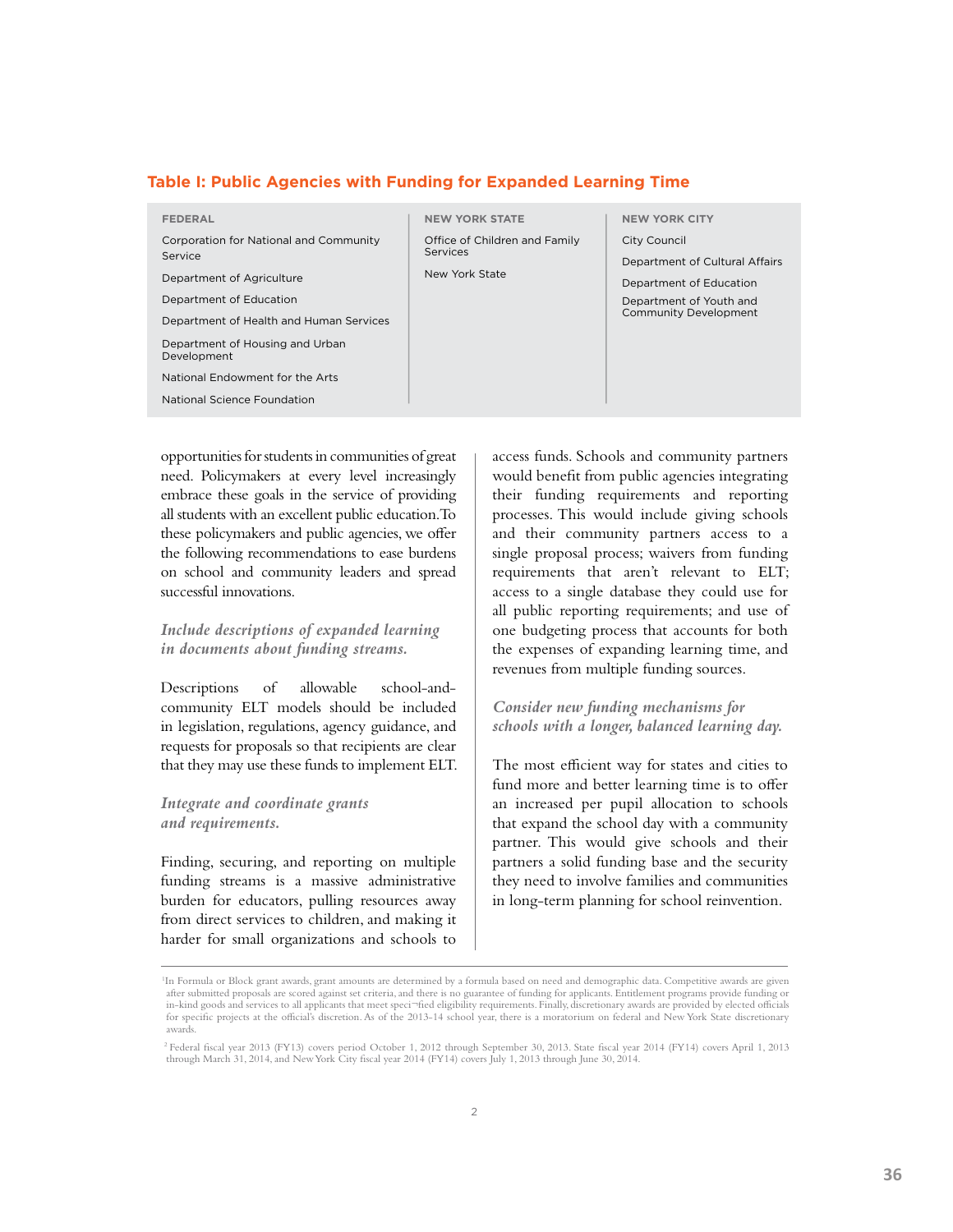**Table I: Public Agencies with Funding for Expanded Learning Time**

| FEDERAL | NEW YORK STATE | NEW YORK CITY |
|---|---|---|
| Corporation for National and Community Service | Office of Children and Family Services | City Council |
| Department of Agriculture | New York State | Department of Cultural Affairs |
| Department of Education | | Department of Education |
| Department of Health and Human Services | | Department of Youth and Community Development |
| Department of Housing and Urban Development | | |
| National Endowment for the Arts | | |
| National Science Foundation | | |

opportunities for students in communities of great need. Policymakers at every level increasingly embrace these goals in the service of providing all students with an excellent public education. To these policymakers and public agencies, we offer the following recommendations to ease burdens on school and community leaders and spread successful innovations.

### *Include descriptions of expanded learning in documents about funding streams.*

Descriptions of allowable school-and-community ELT models should be included in legislation, regulations, agency guidance, and requests for proposals so that recipients are clear that they may use these funds to implement ELT.

### *Integrate and coordinate grants and requirements.*

Finding, securing, and reporting on multiple funding streams is a massive administrative burden for educators, pulling resources away from direct services to children, and making it harder for small organizations and schools to access funds. Schools and community partners would benefit from public agencies integrating their funding requirements and reporting processes. This would include giving schools and their community partners access to a single proposal process; waivers from funding requirements that aren't relevant to ELT; access to a single database they could use for all public reporting requirements; and use of one budgeting process that accounts for both the expenses of expanding learning time, and revenues from multiple funding sources.

### *Consider new funding mechanisms for schools with a longer, balanced learning day.*

The most efficient way for states and cities to fund more and better learning time is to offer an increased per pupil allocation to schools that expand the school day with a community partner. This would give schools and their partners a solid funding base and the security they need to involve families and communities in long-term planning for school reinvention.

---

[1]In Formula or Block grant awards, grant amounts are determined by a formula based on need and demographic data. Competitive awards are given after submitted proposals are scored against set criteria, and there is no guarantee of funding for applicants. Entitlement programs provide funding or in-kind goods and services to all applicants that meet speci¬fied eligibility requirements. Finally, discretionary awards are provided by elected officials for specific projects at the official's discretion. As of the 2013-14 school year, there is a moratorium on federal and New York State discretionary awards.

[2] Federal fiscal year 2013 (FY13) covers period October 1, 2012 through September 30, 2013. State fiscal year 2014 (FY14) covers April 1, 2013 through March 31, 2014, and New York City fiscal year 2014 (FY14) covers July 1, 2013 through June 30, 2014.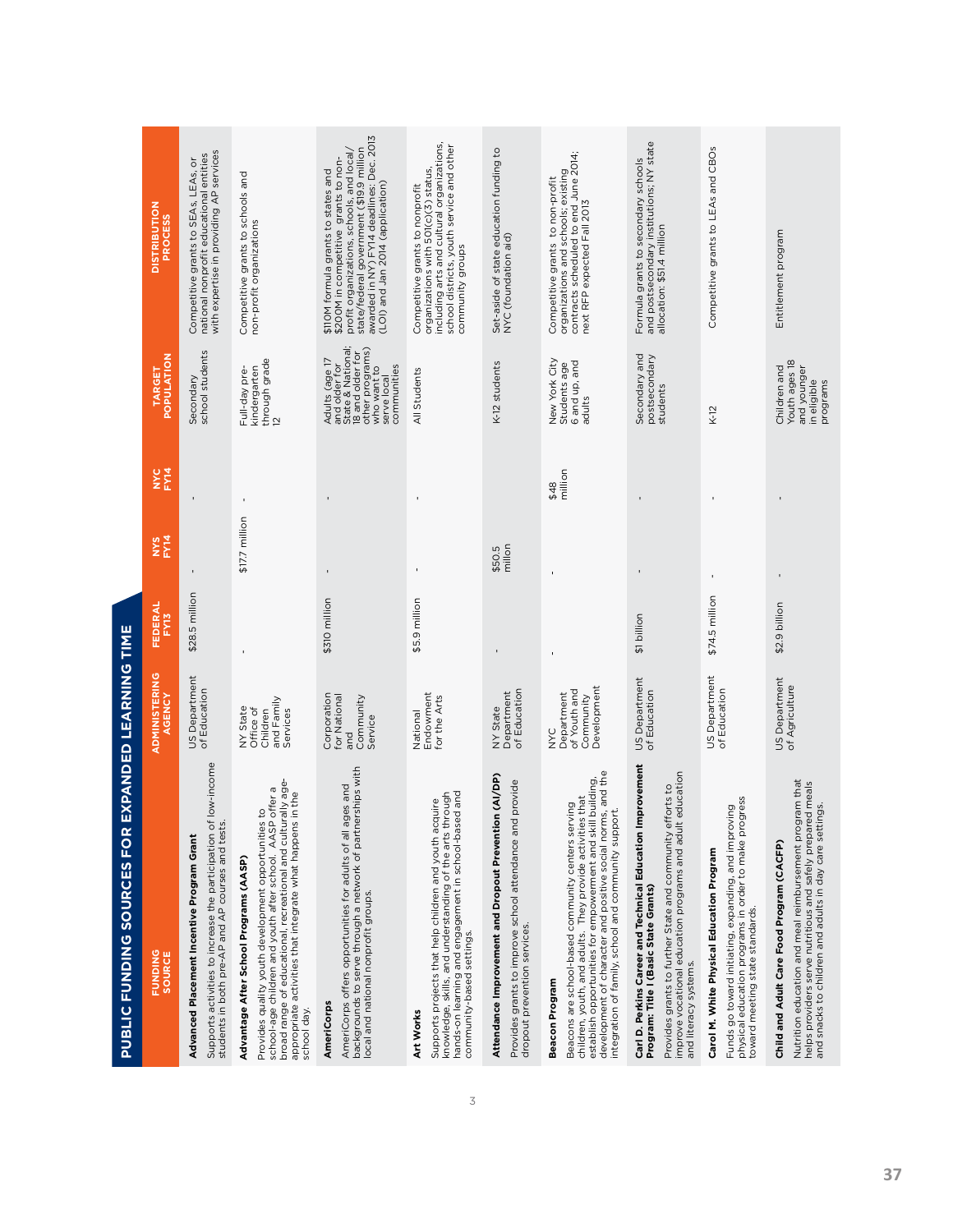## PUBLIC FUNDING SOURCES FOR EXPANDED LEARNING TIME

| FUNDING SOURCE | ADMINISTERING AGENCY | FEDERAL FY13 | NYS FY14 | NYC FY14 | TARGET POPULATION | DISTRIBUTION PROCESS |
|---|---|---|---|---|---|---|
| **Advanced Placement Incentive Program Grant**<br>Supports activities to increase the participation of low-income students in both pre-AP and AP courses and tests. | US Department of Education | $28.5 million | - | - | Secondary school students | Competitive grants to SEAs, LEAs, or national nonprofit educational entities with expertise in providing AP services |
| **Advantage After School Programs (AASP)**<br>Provides quality youth development opportunities to school-age children and youth after school. AASP offer a broad range of educational, recreational and culturally age-appropriate activities that integrate what happens in the school day. | NY State Office of Children and Family Services | - | $17.7 million | - | Full-day pre-kindergarten through grade 12 | Competitive grants to schools and non-profit organizations |
| **AmeriCorps**<br>AmeriCorps offers opportunities for adults of all ages and backgrounds to serve through a network of partnerships with local and national nonprofit groups. | Corporation for National and Community Service | $310 million | - | - | Adults (age 17 and older for State & National; 18 and older for other programs) who want to serve local communities | $110M formula grants to states and $200M in competitive grants to non-profit organizations, schools, and local/state/federal government ($19.9 million awarded in NY) FY14 deadlines: Dec. 2013 (LOI) and Jan 2014 (application) |
| **Art Works**<br>Supports projects that help children and youth acquire knowledge, skills, and understanding of the arts through hands-on learning and engagement in school-based and community-based settings. | National Endowment for the Arts | $5.9 million | - | - | All Students | Competitive grants to nonprofit organizations with 501(c)(3) status, including arts and cultural organizations, school districts, youth service and other community groups |
| **Attendance Improvement and Dropout Prevention (AI/DP)**<br>Provides grants to improve school attendance and provide dropout prevention services. | NY State Department of Education | - | $50.5 milion | | K-12 students | Set-aside of state education funding to NYC (foundation aid) |
| **Beacon Program**<br>Beacons are school-based community centers serving children, youth, and adults. They provide activities that establish opportunities for empowerment and skill building, development of character and positive social norms, and the integration of family, school and community support. | NYC Department of Youth and Community Development | - | - | $48 million | New York City Students age 6 and up, and adults | Competitive grants to non-profit organizations and schools; existing contracts scheduled to end June 2014; next RFP expected Fall 2013 |
| **Carl D. Perkins Career and Technical Education Improvement Program: Title I (Basic State Grants)**<br>Provides grants to further State and community efforts to improve vocational education programs and adult education and literacy systems. | US Department of Education | $1 billion | - | - | Secondary and postsecondary students | Formula grants to secondary schools and postsecondary institutions; NY state allocation: $51.4 million |
| **Carol M. White Physical Education Program**<br>Funds go toward initiating, expanding, and improving physical education programs in order to make progress toward meeting state standards. | US Department of Education | $74.5 million | - | - | K-12 | Competitive grants to LEAs and CBOs |
| **Child and Adult Care Food Program (CACFP)**<br>Nutrition education and meal reimbursement program that helps providers serve nutritious and safely prepared meals and snacks to children and adults in day care settings. | US Department of Agriculture | $2.9 billion | - | - | Children and Youth ages 18 and younger in eligible programs | Entitlement program |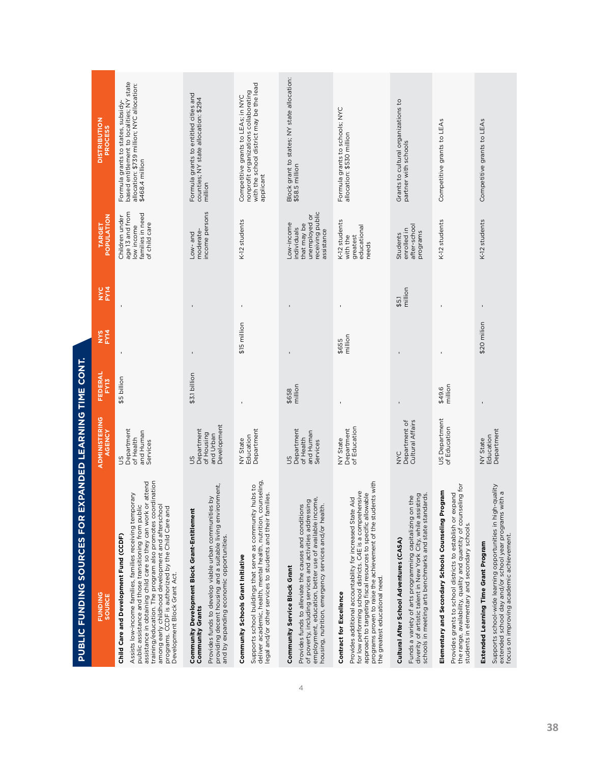## PUBLIC FUNDING SOURCES FOR EXPANDED LEARNING TIME CONT.

| FUNDING SOURCE | ADMINISTERING AGENCY | FEDERAL FY13 | NYS FY14 | NYC FY14 | TARGET POPULATION | DISTRIBUTION PROCESS |
|---|---|---|---|---|---|---|
| **Child Care and Development Fund (CCDF)** Assists low-income families, families receiving temporary public assistance and those transitioning from public assistance in obtaining child care so they can work or attend training/education. The program also promotes coordination among early childhood development and afterschool programs. CCDF is authorized by the Child Care and Development Block Grant Act. | US Department of Health and Human Services | $5 billion | - | - | Children under age 13 and from low income families in need of child care | Formula grants to states, subsidy-based entitlement to localities; NY state allocation: $739 million; NYC allocation: $468.4 million |
| **Community Development Block Grant-Entitlement Community Grants** Provides funds to develop viable urban communities by providing decent housing and a suitable living environment, and by expanding economic opportunities. | US Department of Housing and Urban Development | $3.1 billion | - | - | Low- and moderate-income persons | Formula grants to entitled cities and counties; NY state allocation: $294 million |
| **Community Schools Grant Initiative** Supports school buildings that serve as community hubs to deliver academic, health, mental health, nutrition, counseling, legal and/or other services to students and their families. | NY State Education Department | - | $15 million | - | K-12 students | Competitive grants to LEAs; in NYC nonprofit organizations collaborating with the school district may be the lead applicant |
| **Community Service Block Grant** Provides funds to alleviate the causes and conditions of poverty, including services and activities addressing employment, education, better use of available income, housing, nutrition, emergency services and/or health. | US Department of Health and Human Services | $658 million | - | - | Low-income individuals that may be unemployed or receiving public assistance | Block grant to states; NY state allocation: $58.5 million |
| **Contract for Excellence** Provides additional accountability for increased State Aid for low performing school districts. C4E is a comprehensive approach to targeting fiscal resources to specific allowable programs proven to raise the achievement of the students with the greatest educational need. | NY State Department of Education | - | $655 million | - | K-12 students with the greatest educational needs | Formula grants to schools; NYC allocation: $530 million |
| **Cultural After School Adventures (CASA)** Funds a variety of arts programming capitalizing on the diverity of artistic talent in New York City, while assisting schools in meeting arts benchmarks and state standards. | NYC Department of Cultural Affairs | - | - | $5.1 million | Students enrolled in after-school programs | Grants to cultural organizations to partner with schools |
| **Elementary and Secondary Schools Counseling Program** Provides grants to school districts to establish or expand the range, availability, quality and quantity of counseling for students in elementary and secondary schools. | US Department of Education | $49.6 million | - | - | K-12 students | Competitive grants to LEAs |
| **Extended Learning Time Grant Program** Supports school-wide learning opportunities in high-quality extended school day and/or school year programs with a focus on improving academic achievement. | NY State Education Department | - | $20 milion | - | K-12 students | Competitive grants to LEAs |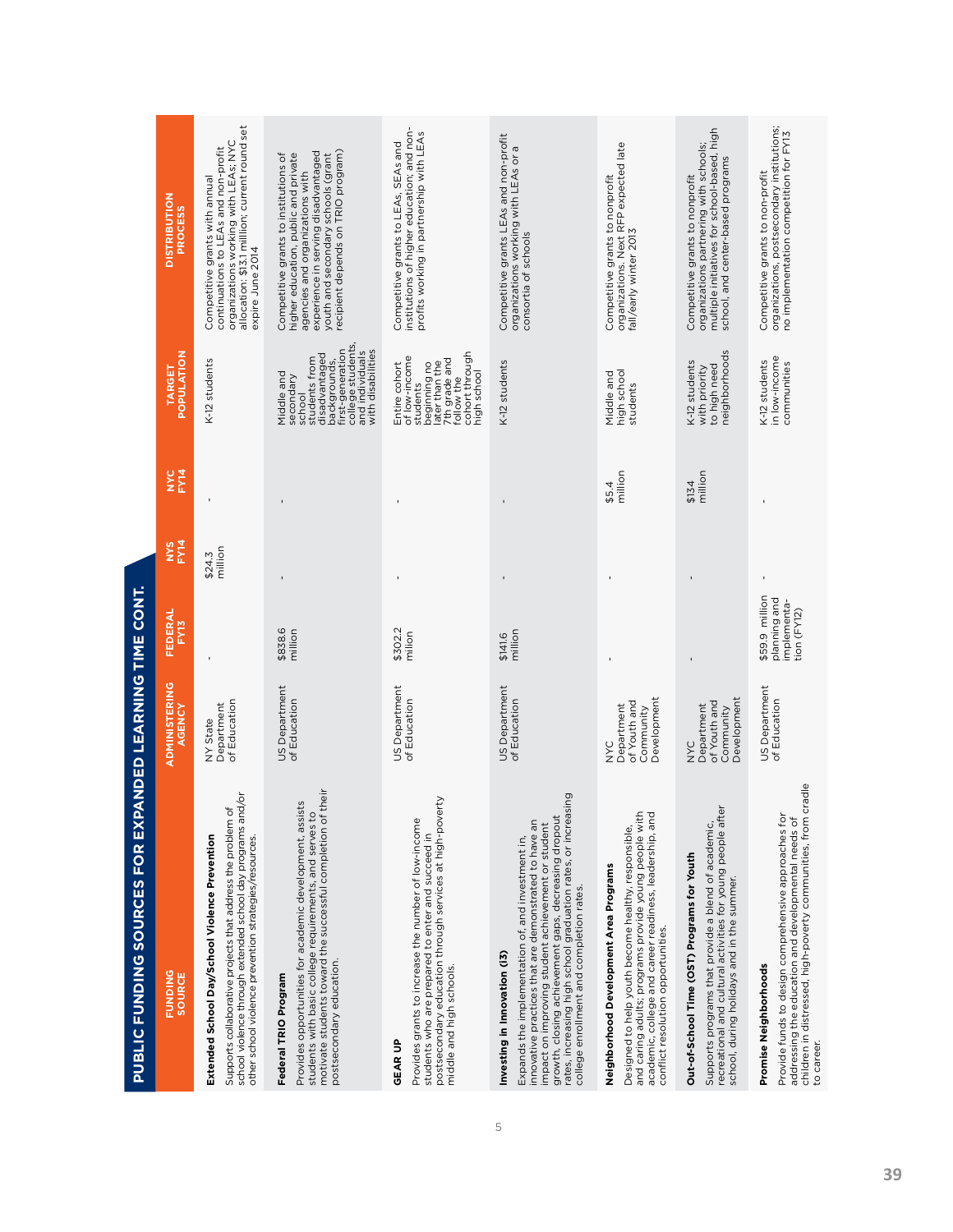## PUBLIC FUNDING SOURCES FOR EXPANDED LEARNING TIME CONT.

| FUNDING SOURCE | ADMINISTERING AGENCY | FEDERAL FY13 | NYS FY14 | NYC FY14 | TARGET POPULATION | DISTRIBUTION PROCESS |
|---|---|---|---|---|---|---|
| **Extended School Day/School Violence Prevention**<br>Supports collaborative projects that address the problem of school violence through extended school day programs and/or other school violence prevention strategies/resources. | NY State Department of Education | - | $24.3 million | - | K-12 students | Competitive grants with annual continuations to LEAs and non-profit organizations working with LEAs; NYC allocation: $13.1 million; current round set expire June 2014 |
| **Federal TRIO Program**<br>Provides opportunities for academic development, assists students with basic college requirements, and serves to motivate students toward the successful completion of their postsecondary education. | US Department of Education | $838.6 million | - | - | Middle and secondary school students from disadvantaged backgrounds, first-generation college students, and individuals with disabilities | Competitive grants to institutions of higher education, public and private agencies and organizations with experience in serving disadvantaged youth and secondary schools (grant recipient depends on TRIO program) |
| **GEAR UP**<br>Provides grants to increase the number of low-income students who are prepared to enter and succeed in postsecondary education through services at high-poverty middle and high schools. | US Department of Education | $302.2 milion | - | - | Entire cohort of low-income students beginning no later than the 7th grade and follow the cohort through high school | Competitive grants to LEAs, SEAs and institutions of higher education; and non-profits working in partnership with LEAs |
| **Investing in Innovation (i3)**<br>Expands the implementation of, and investment in, innovative practices that are demonstrated to have an impact on improving student achievement or student growth, closing achievement gaps, decreasing dropout rates, increasing high school graduation rates, or increasing college enrollment and completion rates. | US Department of Education | $141.6 million | - | - | K-12 students | Competitive grants LEAs and non-profit organizations working with LEAs or a consortia of schools |
| **Neighborhood Development Area Programs**<br>Designed to help youth become healthy, responsible, and caring adults; programs provide young people with academic, college and career readiness, leadership, and conflict resolution opportunities. | NYC Department of Youth and Community Development | - | - | $5.4 million | Middle and high school students | Competitive grants to nonprofit organizations. Next RFP expected late fall/early winter 2013 |
| **Out-of-School Time (OST) Programs for Youth**<br>Supports programs that provide a blend of academic, recreational and cultural activities for young people after school, during holidays and in the summer. | NYC Department of Youth and Community Development | - | - | $134 million | K-12 students with priority to high need neighborhoods | Competitive grants to nonprofit organizations partnering with schools; multiple initiatives for school-based, high school, and center-based programs |
| **Promise Neighborhoods**<br>Provide funds to design comprehensive approaches for addressing the education and developmental needs of children in distressed, high-poverty communities, from cradle to career. | US Department of Education | $59.9 million planning and implementation (FY12) | - | - | K-12 students in low-income communities | Competitive grants to non-profit organizations, postsecondary institutions; no implementation competition for FY13 |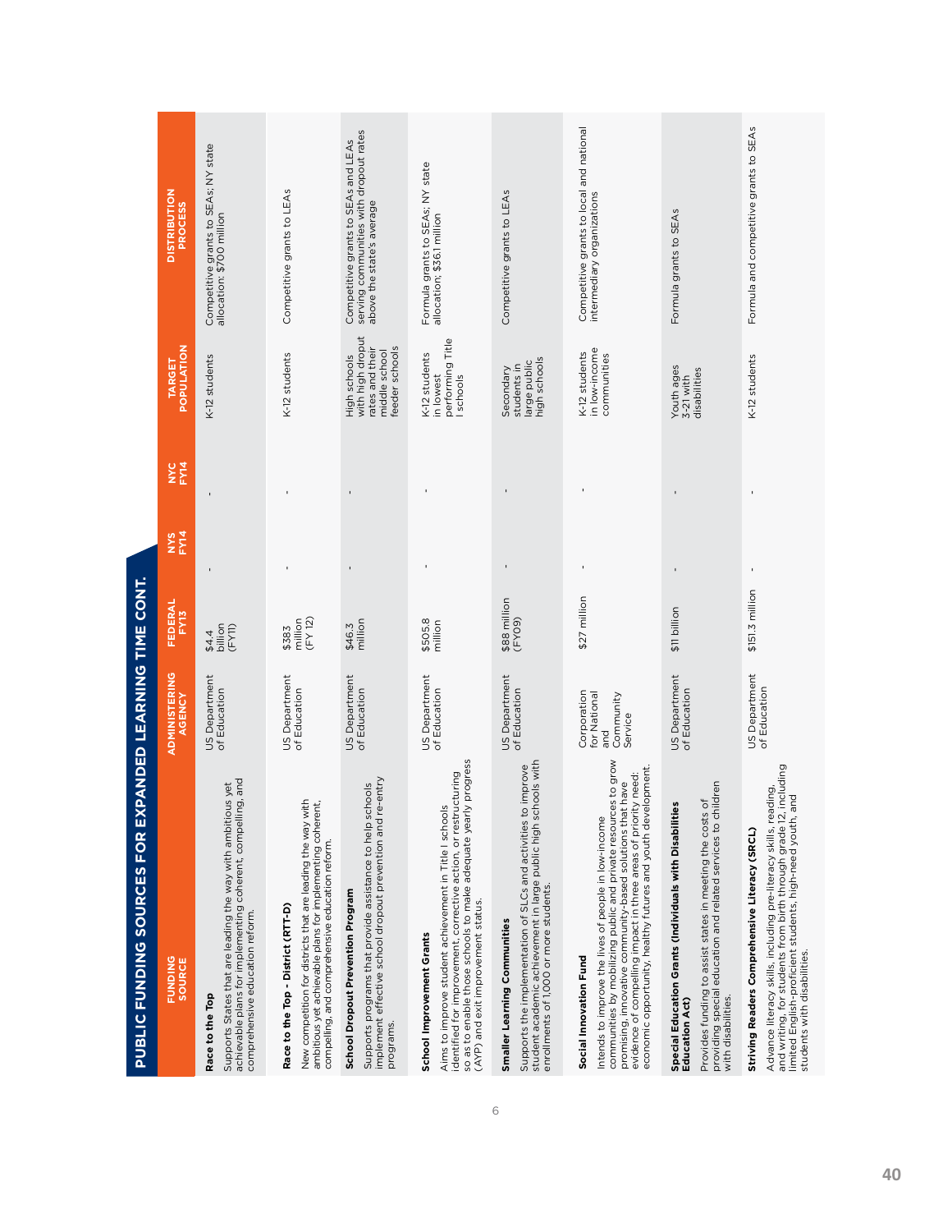## PUBLIC FUNDING SOURCES FOR EXPANDED LEARNING TIME CONT.

| FUNDING SOURCE | ADMINISTERING AGENCY | FEDERAL FY13 | NYS FY14 | NYC FY14 | TARGET POPULATION | DISTRIBUTION PROCESS |
|---|---|---|---|---|---|---|
| **Race to the Top** Supports States that are leading the way with ambitious yet achievable plans for implementing coherent, compelling, and comprehensive education reform. | US Department of Education | $4.4 billion (FY11) | - | - | K-12 students | Competitive grants to SEAs; NY state allocation: $700 million |
| **Race to the Top - District (RTT-D)** New competition for districts that are leading the way with ambitious yet achievable plans for implementing coherent, compelling, and comprehensive education reform. | US Department of Education | $383 million (FY 12) | - | - | K-12 students | Competitive grants to LEAs |
| **School Dropout Prevention Program** Supports programs that provide assistance to help schools implement effective school dropout prevention and re-entry programs. | US Department of Education | $46.3 million | - | - | High schools with high dropout rates and their middle school feeder schools | Competitive grants to SEAs and LEAs serving communities with dropout rates above the state's average |
| **School Improvement Grants** Aims to improve student achievement in Title I schools identified for improvement, corrective action, or restructuring so as to enable those schools to make adequate yearly progress (AYP) and exit improvement status. | US Department of Education | $505.8 million | - | - | K-12 students in lowest performing Title I schools | Formula grants to SEAs; NY state allocation; $36.1 million |
| **Smaller Learning Communities** Supports the implementation of SLCs and activities to improve student academic achievement in large public high schools with enrollments of 1,000 or more students. | US Department of Education | $88 million (FY09) | - | - | Secondary students in large public high schools | Competitive grants to LEAs |
| **Social Innovation Fund** Intends to improve the lives of people in low-income communities by mobilizing public and private resources to grow promising, innovative community-based solutions that have evidence of compelling impact in three areas of priority need: economic opportunity, healthy futures and youth development. | Corporation for National and Community Service | $27 million | - | - | K-12 students in low-income communities | Competitive grants to local and national intermediary organizations |
| **Special Education Grants (Individuals with Disabilities Education Act)** Provides funding to assist states in meeting the costs of providing special education and related services to children with disabilities. | US Department of Education | $11 billion | - | - | Youth ages 3-21 with disabilities | Formula grants to SEAs |
| **Striving Readers Comprehensive Literacy (SRCL)** Advance literacy skills, including pre-literacy skills, reading, and writing, for students from birth through grade 12, including limited English-proficient students, high-need youth, and students with disabilities. | US Department of Education | $151.3 million | - | - | K-12 students | Formula and competitive grants to SEAs |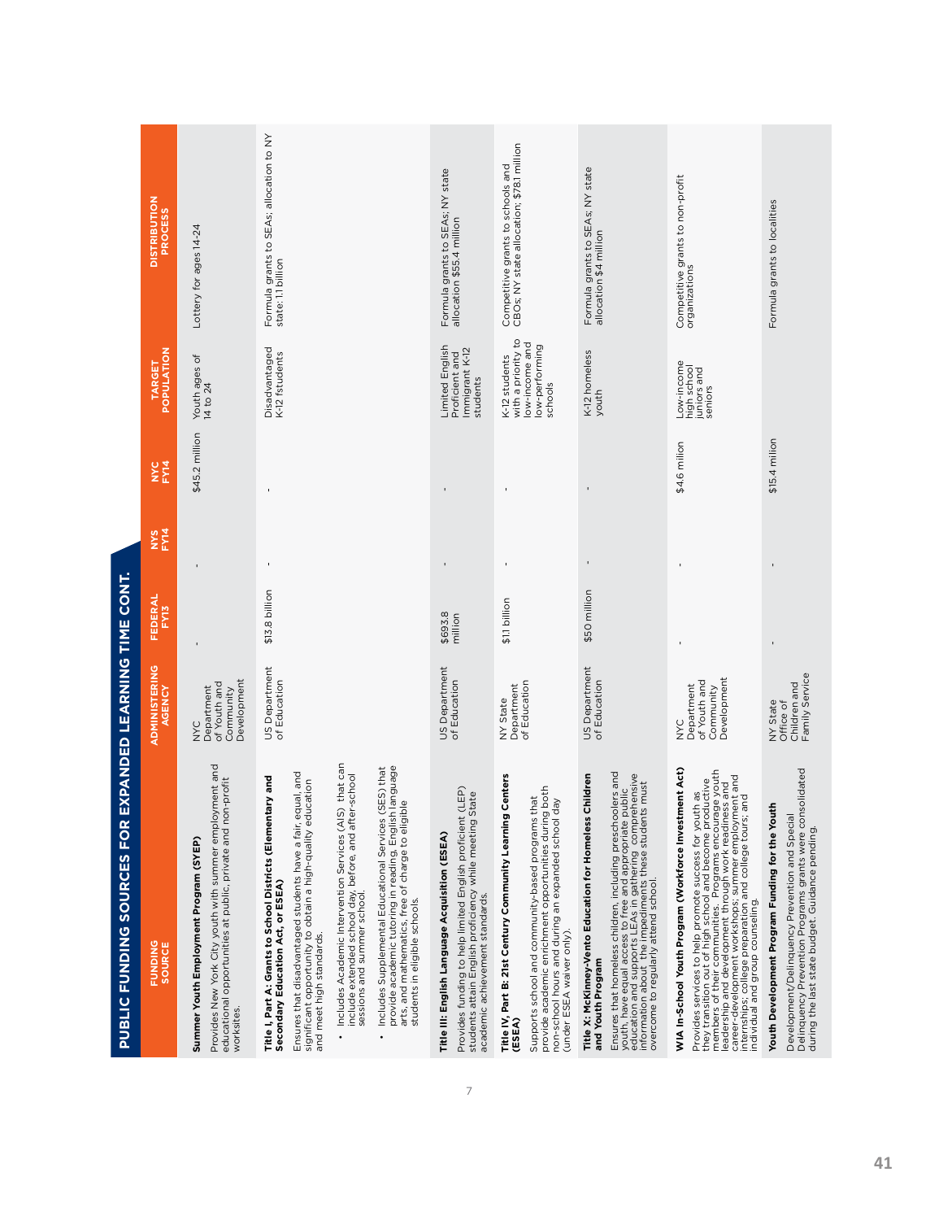## PUBLIC FUNDING SOURCES FOR EXPANDED LEARNING TIME CONT.

| FUNDING SOURCE | ADMINISTERING AGENCY | FEDERAL FY13 | NYS FY14 | NYC FY14 | TARGET POPULATION | DISTRIBUTION PROCESS |
|---|---|---|---|---|---|---|
| **Summer Youth Employment Program (SYEP)**<br>Provides New York City youth with summer employment and educational opportunities at public, private and non-profit worksites. | NYC Department of Youth and Community Development | - | - | $45.2 million | Youth ages of 14 to 24 | Lottery for ages 14-24 |
| **Title I, Part A: Grants to School Districts (Elementary and Secondary Education Act, or ESEA)**<br>Ensures that disadvantaged students have a fair, equal, and significant opportunity to obtain a high-quality education and meet high standards.<br>• Includes Academic Intervention Services (AIS) that can include extended school day, before, and after-school sessions and summer school.<br>• Includes Supplemental Educational Services (SES) that provide academic tutoring in reading, English language arts, and mathematics, free of charge to eligible students in eligible schools. | US Department of Education | $13.8 billion | - | - | Disadvantaged K-12 fstudents | Formula grants to SEAs; allocation to NY state: 1.1 billion |
| **Title III: English Language Acquisition (ESEA)**<br>Provides funding to help limited English proficient (LEP) students attain English proficiency while meeting State academic achievement standards. | US Department of Education | $693.8 million | - | - | Limited English Proficient and Immigrant K-12 students | Formula grants to SEAs; NY state allocation $55.4 million |
| **Title IV, Part B: 21st Century Community Learning Centers (ESEA)**<br>Supports school and community-based programs that provide academic enrichment opportunities during both non-school hours and during an expanded school day (under ESEA waiver only). | NY State Department of Education | $1.1 billion | - | - | K-12 students with a priority to low-income and low-performing schools | Competitive grants to schools and CBOs; NY state allocation: $78.1 million |
| **Title X: McKinney-Vento Education for Homeless Children and Youth Program**<br>Ensures that homeless children, including preschoolers and youth, have equal access to free and appropriate public education and supports LEAs in gathering comprehensive information about the impediments these students must overcome to regularly attend school. | US Department of Education | $50 million | - | - | K-12 homeless youth | Formula grants to SEAs; NY state allocation $4 million |
| **WIA In-School Youth Program (Workforce Investment Act)**<br>Provides services to help promote success for youth as they transition out of high school and become productive members of their communities. Programs encourage youth leadership and development through work readiness and career-development workshops; summer employment and internships; college preparation and college tours; and individual and group counseling. | NYC Department of Youth and Community Development | - | - | $4.6 million | Low-income high school juniors and seniors | Competitive grants to non-profit organizations |
| **Youth Development Program Funding for the Youth**<br>Development/Delinquency Prevention and Special Delinquency Prevention Programs grants were consolidated during the last state budget. Guidance pending. | NY State Office of Children and Family Service | - | - | $15.4 million | | Formula grants to localities |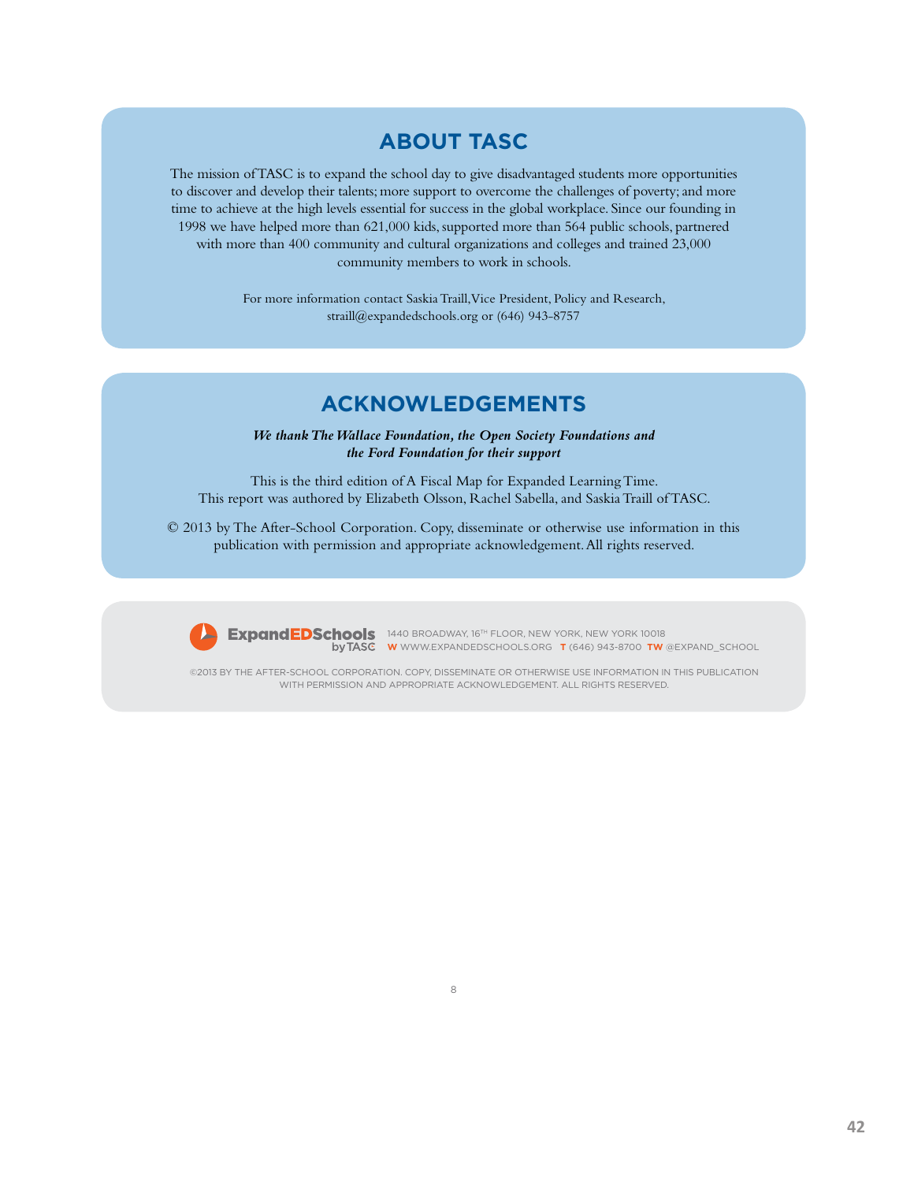## ABOUT TASC

The mission of TASC is to expand the school day to give disadvantaged students more opportunities to discover and develop their talents; more support to overcome the challenges of poverty; and more time to achieve at the high levels essential for success in the global workplace. Since our founding in 1998 we have helped more than 621,000 kids, supported more than 564 public schools, partnered with more than 400 community and cultural organizations and colleges and trained 23,000 community members to work in schools.

For more information contact Saskia Traill, Vice President, Policy and Research, straill@expandedschools.org or (646) 943-8757

## ACKNOWLEDGEMENTS

***We thank The Wallace Foundation, the Open Society Foundations and the Ford Foundation for their support***

This is the third edition of A Fiscal Map for Expanded Learning Time.
This report was authored by Elizabeth Olsson, Rachel Sabella, and Saskia Traill of TASC.

© 2013 by The After-School Corporation. Copy, disseminate or otherwise use information in this publication with permission and appropriate acknowledgement. All rights reserved.

ExpandEDSchools by TASC

1440 BROADWAY, 16TH FLOOR, NEW YORK, NEW YORK 10018
W WWW.EXPANDEDSCHOOLS.ORG T (646) 943-8700 TW @EXPAND_SCHOOL

©2013 BY THE AFTER-SCHOOL CORPORATION. COPY, DISSEMINATE OR OTHERWISE USE INFORMATION IN THIS PUBLICATION WITH PERMISSION AND APPROPRIATE ACKNOWLEDGEMENT. ALL RIGHTS RESERVED.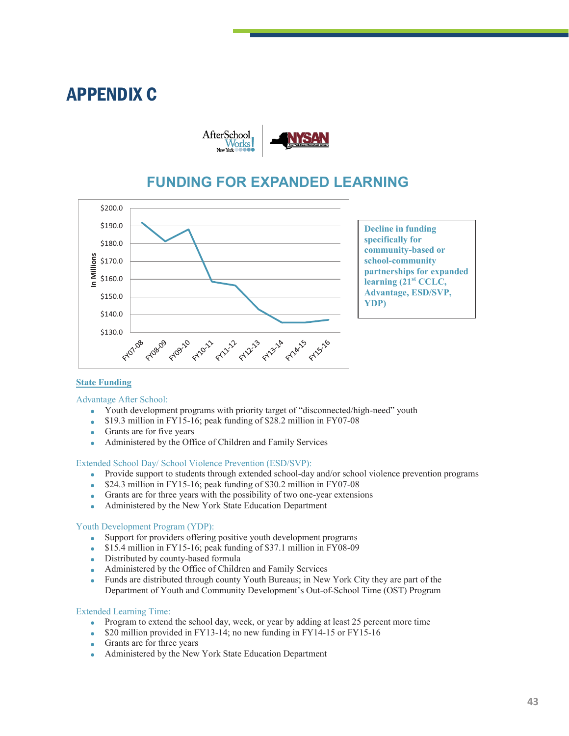# APPENDIX C

AfterSchool Works! New York | NYSAN New York State Afterschool Network

## FUNDING FOR EXPANDED LEARNING

**Decline in funding specifically for community-based or school-community partnerships for expanded learning (21st CCLC, Advantage, ESD/SVP, YDP)**

**State Funding**

Advantage After School:

- Youth development programs with priority target of "disconnected/high-need" youth
- $19.3 million in FY15-16; peak funding of $28.2 million in FY07-08
- Grants are for five years
- Administered by the Office of Children and Family Services

Extended School Day/ School Violence Prevention (ESD/SVP):

- Provide support to students through extended school-day and/or school violence prevention programs
- $24.3 million in FY15-16; peak funding of $30.2 million in FY07-08
- Grants are for three years with the possibility of two one-year extensions
- Administered by the New York State Education Department

Youth Development Program (YDP):

- Support for providers offering positive youth development programs
- $15.4 million in FY15-16; peak funding of $37.1 million in FY08-09
- Distributed by county-based formula
- Administered by the Office of Children and Family Services
- Funds are distributed through county Youth Bureaus; in New York City they are part of the Department of Youth and Community Development's Out-of-School Time (OST) Program

Extended Learning Time:

- Program to extend the school day, week, or year by adding at least 25 percent more time
- $20 million provided in FY13-14; no new funding in FY14-15 or FY15-16
- Grants are for three years
- Administered by the New York State Education Department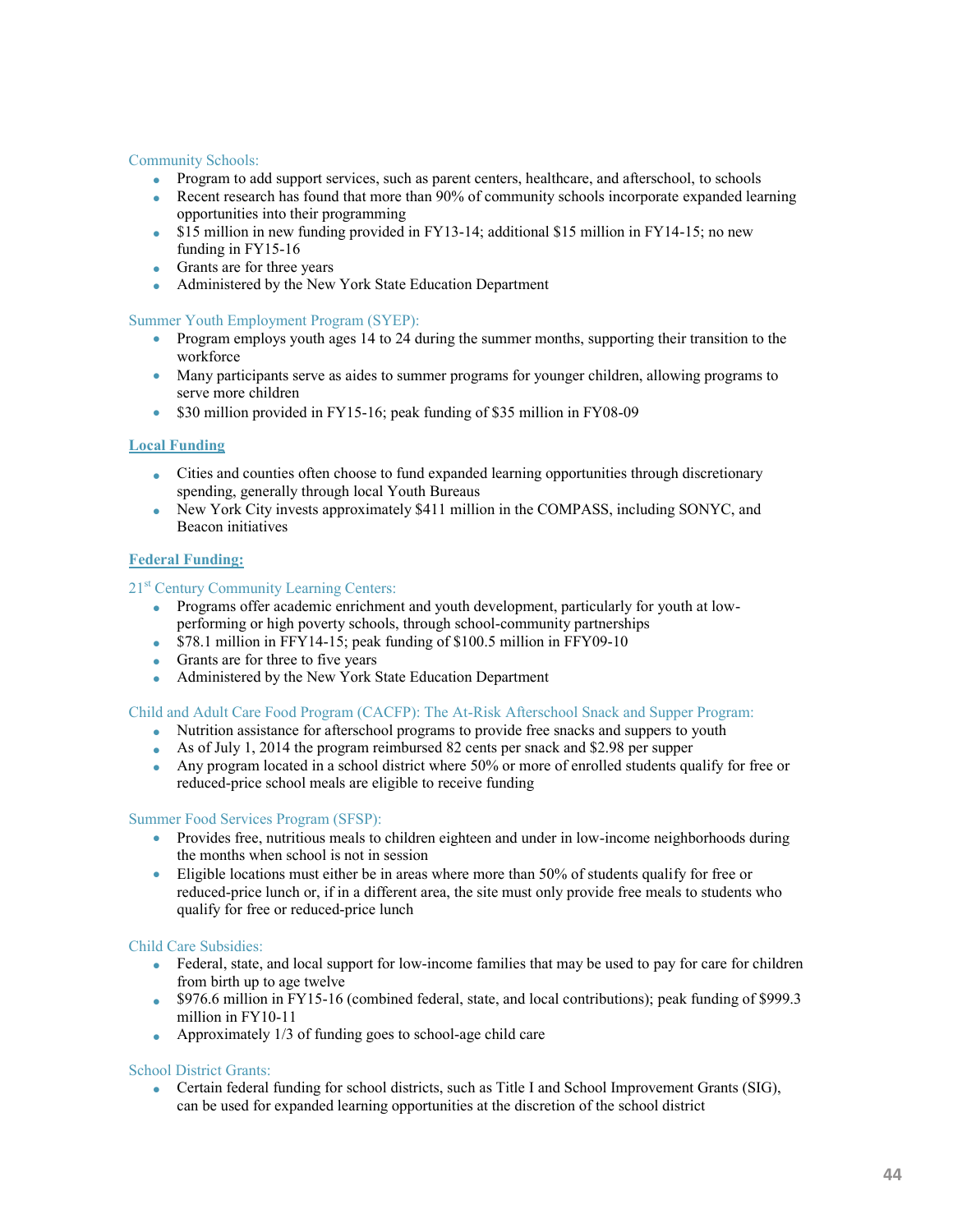Community Schools:

- Program to add support services, such as parent centers, healthcare, and afterschool, to schools
- Recent research has found that more than 90% of community schools incorporate expanded learning opportunities into their programming
- $15 million in new funding provided in FY13-14; additional $15 million in FY14-15; no new funding in FY15-16
- Grants are for three years
- Administered by the New York State Education Department

Summer Youth Employment Program (SYEP):

- Program employs youth ages 14 to 24 during the summer months, supporting their transition to the workforce
- Many participants serve as aides to summer programs for younger children, allowing programs to serve more children
- $30 million provided in FY15-16; peak funding of $35 million in FY08-09

## Local Funding

- Cities and counties often choose to fund expanded learning opportunities through discretionary spending, generally through local Youth Bureaus
- New York City invests approximately $411 million in the COMPASS, including SONYC, and Beacon initiatives

## Federal Funding:

21st Century Community Learning Centers:

- Programs offer academic enrichment and youth development, particularly for youth at low-performing or high poverty schools, through school-community partnerships
- $78.1 million in FFY14-15; peak funding of $100.5 million in FFY09-10
- Grants are for three to five years
- Administered by the New York State Education Department

Child and Adult Care Food Program (CACFP): The At-Risk Afterschool Snack and Supper Program:

- Nutrition assistance for afterschool programs to provide free snacks and suppers to youth
- As of July 1, 2014 the program reimbursed 82 cents per snack and $2.98 per supper
- Any program located in a school district where 50% or more of enrolled students qualify for free or reduced-price school meals are eligible to receive funding

Summer Food Services Program (SFSP):

- Provides free, nutritious meals to children eighteen and under in low-income neighborhoods during the months when school is not in session
- Eligible locations must either be in areas where more than 50% of students qualify for free or reduced-price lunch or, if in a different area, the site must only provide free meals to students who qualify for free or reduced-price lunch

Child Care Subsidies:

- Federal, state, and local support for low-income families that may be used to pay for care for children from birth up to age twelve
- $976.6 million in FY15-16 (combined federal, state, and local contributions); peak funding of $999.3 million in FY10-11
- Approximately 1/3 of funding goes to school-age child care

School District Grants:

- Certain federal funding for school districts, such as Title I and School Improvement Grants (SIG), can be used for expanded learning opportunities at the discretion of the school district